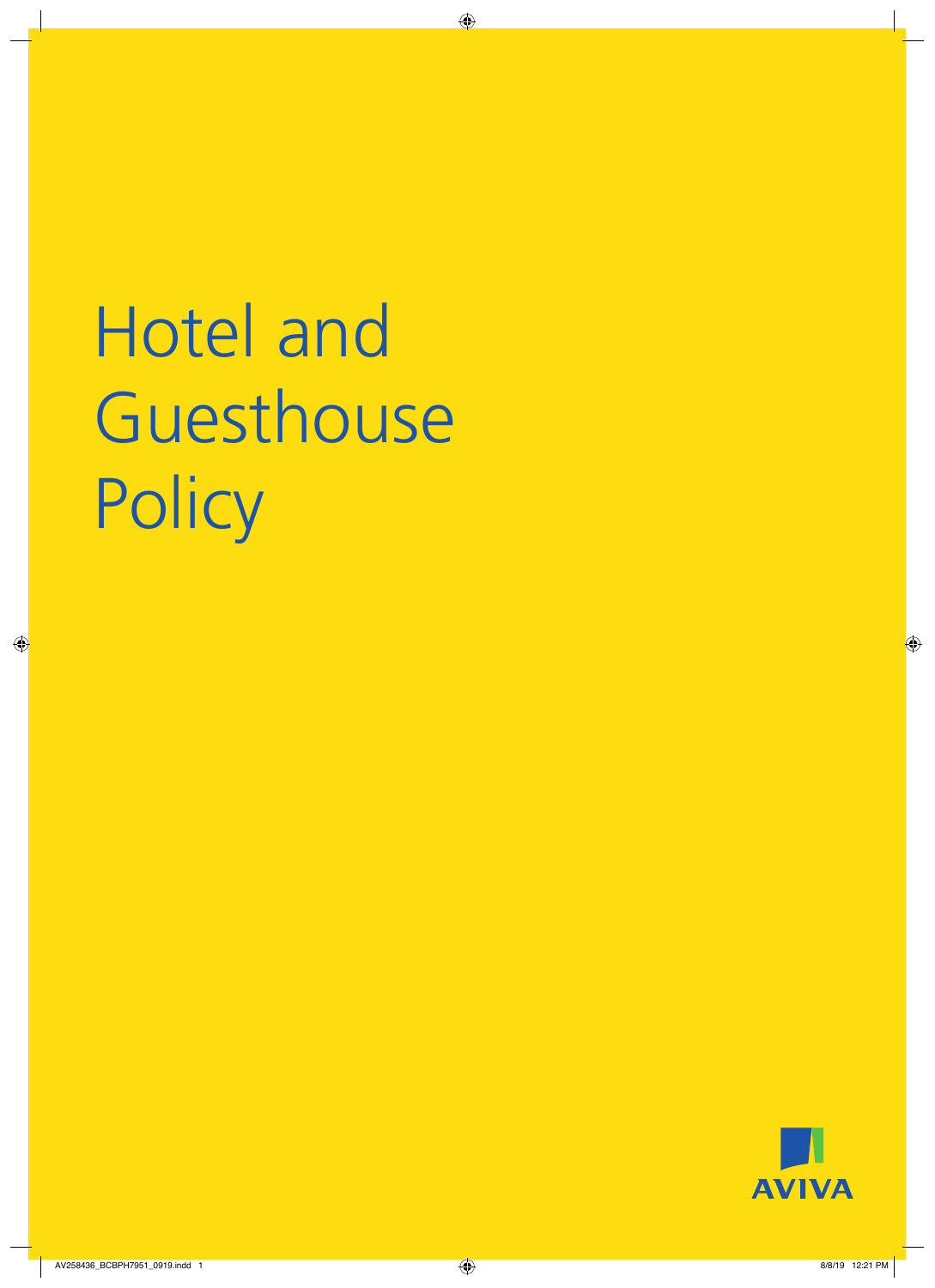# Hotel and Guesthouse Policy

AVIVA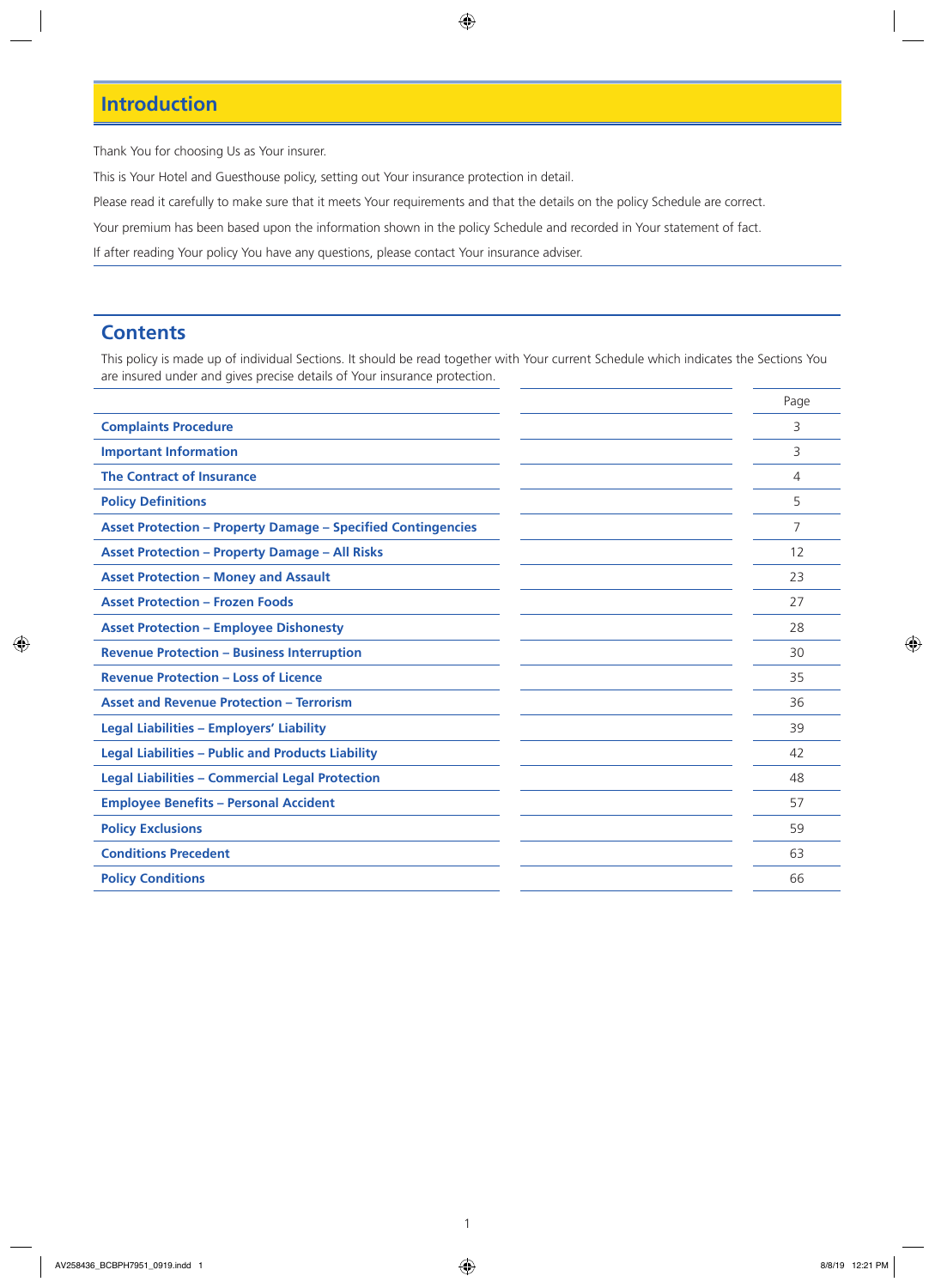## Introduction

Thank You for choosing Us as Your insurer.

This is Your Hotel and Guesthouse policy, setting out Your insurance protection in detail.

Please read it carefully to make sure that it meets Your requirements and that the details on the policy Schedule are correct.

Your premium has been based upon the information shown in the policy Schedule and recorded in Your statement of fact.

If after reading Your policy You have any questions, please contact Your insurance adviser.

## Contents

This policy is made up of individual Sections. It should be read together with Your current Schedule which indicates the Sections You are insured under and gives precise details of Your insurance protection.

| | | Page |
|---|---|---|
| **Complaints Procedure** | | 3 |
| **Important Information** | | 3 |
| **The Contract of Insurance** | | 4 |
| **Policy Definitions** | | 5 |
| **Asset Protection – Property Damage – Specified Contingencies** | | 7 |
| **Asset Protection – Property Damage – All Risks** | | 12 |
| **Asset Protection – Money and Assault** | | 23 |
| **Asset Protection – Frozen Foods** | | 27 |
| **Asset Protection – Employee Dishonesty** | | 28 |
| **Revenue Protection – Business Interruption** | | 30 |
| **Revenue Protection – Loss of Licence** | | 35 |
| **Asset and Revenue Protection – Terrorism** | | 36 |
| **Legal Liabilities – Employers' Liability** | | 39 |
| **Legal Liabilities – Public and Products Liability** | | 42 |
| **Legal Liabilities – Commercial Legal Protection** | | 48 |
| **Employee Benefits – Personal Accident** | | 57 |
| **Policy Exclusions** | | 59 |
| **Conditions Precedent** | | 63 |
| **Policy Conditions** | | 66 |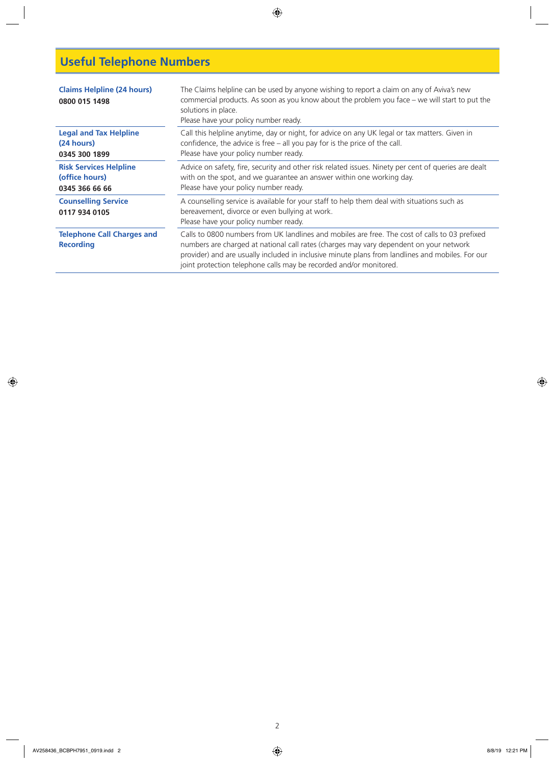## Useful Telephone Numbers

| | |
|---|---|
| **Claims Helpline (24 hours)**<br>**0800 015 1498** | The Claims helpline can be used by anyone wishing to report a claim on any of Aviva's new commercial products. As soon as you know about the problem you face – we will start to put the solutions in place.<br>Please have your policy number ready. |
| **Legal and Tax Helpline (24 hours)**<br>**0345 300 1899** | Call this helpline anytime, day or night, for advice on any UK legal or tax matters. Given in confidence, the advice is free – all you pay for is the price of the call.<br>Please have your policy number ready. |
| **Risk Services Helpline (office hours)**<br>**0345 366 66 66** | Advice on safety, fire, security and other risk related issues. Ninety per cent of queries are dealt with on the spot, and we guarantee an answer within one working day.<br>Please have your policy number ready. |
| **Counselling Service**<br>**0117 934 0105** | A counselling service is available for your staff to help them deal with situations such as bereavement, divorce or even bullying at work.<br>Please have your policy number ready. |
| **Telephone Call Charges and Recording** | Calls to 0800 numbers from UK landlines and mobiles are free. The cost of calls to 03 prefixed numbers are charged at national call rates (charges may vary dependent on your network provider) and are usually included in inclusive minute plans from landlines and mobiles. For our joint protection telephone calls may be recorded and/or monitored. |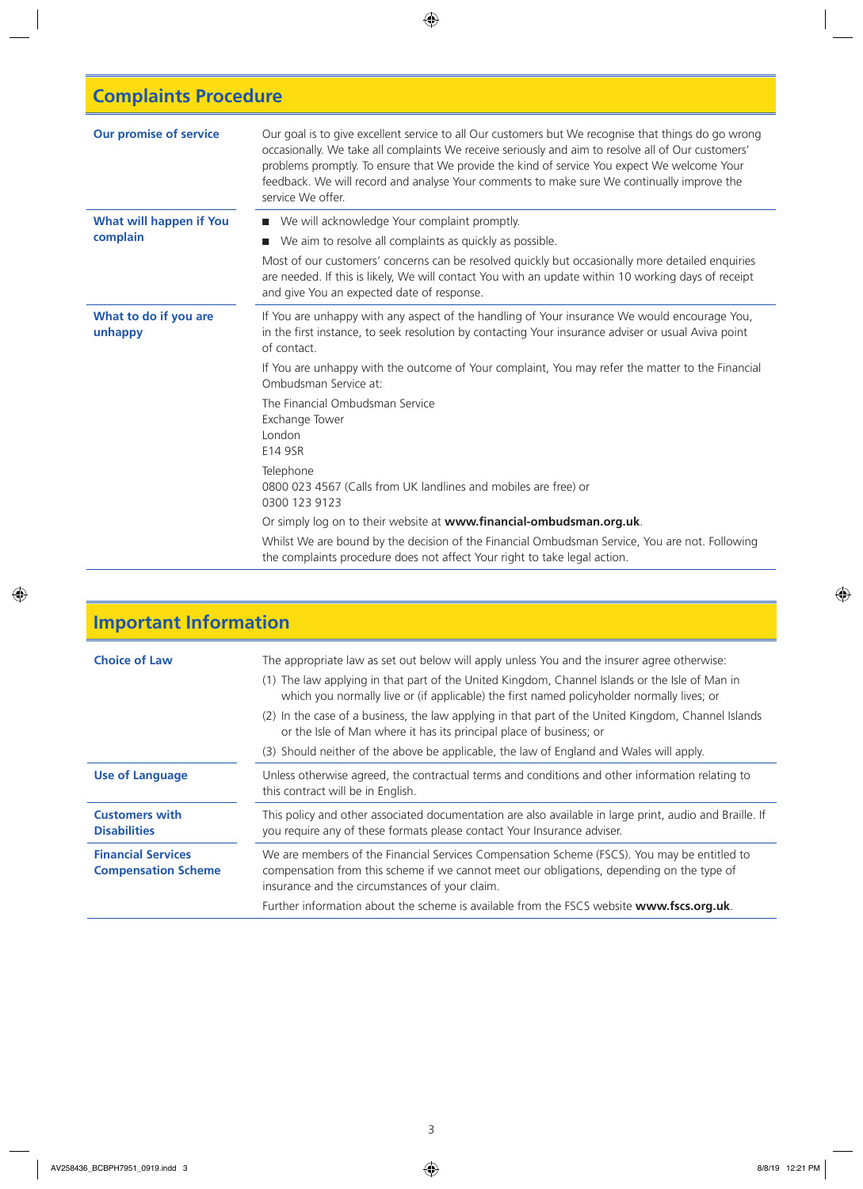## Complaints Procedure

| | |
|---|---|
| **Our promise of service** | Our goal is to give excellent service to all Our customers but We recognise that things do go wrong occasionally. We take all complaints We receive seriously and aim to resolve all of Our customers' problems promptly. To ensure that We provide the kind of service You expect We welcome Your feedback. We will record and analyse Your comments to make sure We continually improve the service We offer. |
| **What will happen if You complain** | ■ We will acknowledge Your complaint promptly.<br>■ We aim to resolve all complaints as quickly as possible.<br>Most of our customers' concerns can be resolved quickly but occasionally more detailed enquiries are needed. If this is likely, We will contact You with an update within 10 working days of receipt and give You an expected date of response. |
| **What to do if you are unhappy** | If You are unhappy with any aspect of the handling of Your insurance We would encourage You, in the first instance, to seek resolution by contacting Your insurance adviser or usual Aviva point of contact.<br>If You are unhappy with the outcome of Your complaint, You may refer the matter to the Financial Ombudsman Service at:<br>The Financial Ombudsman Service<br>Exchange Tower<br>London<br>E14 9SR<br>Telephone<br>0800 023 4567 (Calls from UK landlines and mobiles are free) or<br>0300 123 9123<br>Or simply log on to their website at **www.financial-ombudsman.org.uk**.<br>Whilst We are bound by the decision of the Financial Ombudsman Service, You are not. Following the complaints procedure does not affect Your right to take legal action. |

## Important Information

| | |
|---|---|
| **Choice of Law** | The appropriate law as set out below will apply unless You and the insurer agree otherwise:<br>(1) The law applying in that part of the United Kingdom, Channel Islands or the Isle of Man in which you normally live or (if applicable) the first named policyholder normally lives; or<br>(2) In the case of a business, the law applying in that part of the United Kingdom, Channel Islands or the Isle of Man where it has its principal place of business; or<br>(3) Should neither of the above be applicable, the law of England and Wales will apply. |
| **Use of Language** | Unless otherwise agreed, the contractual terms and conditions and other information relating to this contract will be in English. |
| **Customers with Disabilities** | This policy and other associated documentation are also available in large print, audio and Braille. If you require any of these formats please contact Your Insurance adviser. |
| **Financial Services Compensation Scheme** | We are members of the Financial Services Compensation Scheme (FSCS). You may be entitled to compensation from this scheme if we cannot meet our obligations, depending on the type of insurance and the circumstances of your claim.<br>Further information about the scheme is available from the FSCS website **www.fscs.org.uk**. |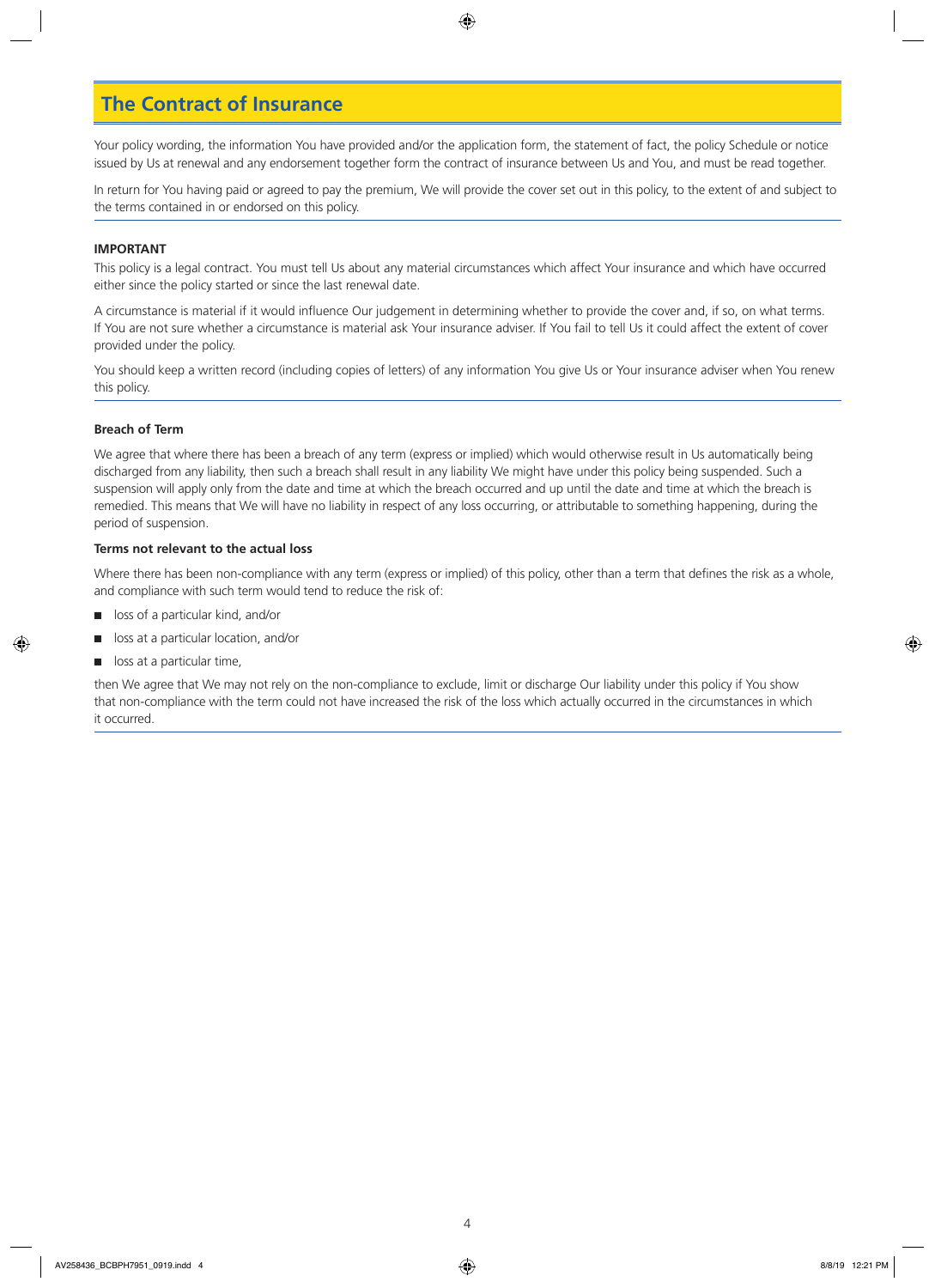# The Contract of Insurance

Your policy wording, the information You have provided and/or the application form, the statement of fact, the policy Schedule or notice issued by Us at renewal and any endorsement together form the contract of insurance between Us and You, and must be read together.

In return for You having paid or agreed to pay the premium, We will provide the cover set out in this policy, to the extent of and subject to the terms contained in or endorsed on this policy.

**IMPORTANT**

This policy is a legal contract. You must tell Us about any material circumstances which affect Your insurance and which have occurred either since the policy started or since the last renewal date.

A circumstance is material if it would influence Our judgement in determining whether to provide the cover and, if so, on what terms. If You are not sure whether a circumstance is material ask Your insurance adviser. If You fail to tell Us it could affect the extent of cover provided under the policy.

You should keep a written record (including copies of letters) of any information You give Us or Your insurance adviser when You renew this policy.

**Breach of Term**

We agree that where there has been a breach of any term (express or implied) which would otherwise result in Us automatically being discharged from any liability, then such a breach shall result in any liability We might have under this policy being suspended. Such a suspension will apply only from the date and time at which the breach occurred and up until the date and time at which the breach is remedied. This means that We will have no liability in respect of any loss occurring, or attributable to something happening, during the period of suspension.

**Terms not relevant to the actual loss**

Where there has been non-compliance with any term (express or implied) of this policy, other than a term that defines the risk as a whole, and compliance with such term would tend to reduce the risk of:

- loss of a particular kind, and/or
- loss at a particular location, and/or
- loss at a particular time,

then We agree that We may not rely on the non-compliance to exclude, limit or discharge Our liability under this policy if You show that non-compliance with the term could not have increased the risk of the loss which actually occurred in the circumstances in which it occurred.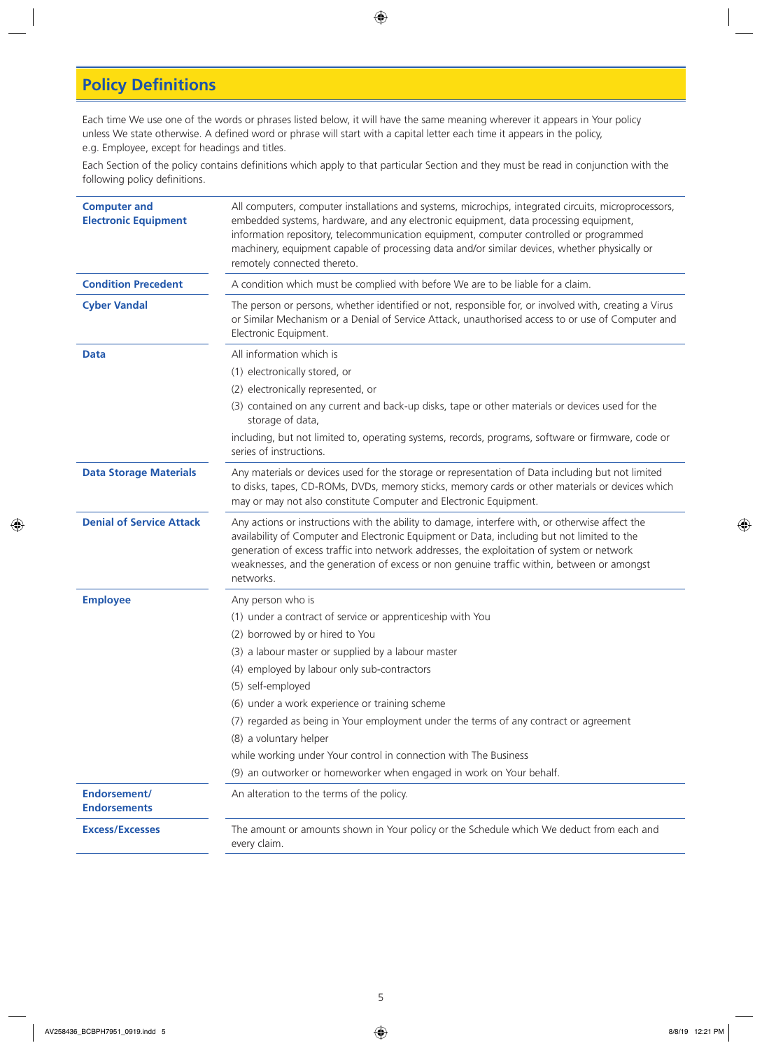# Policy Definitions

Each time We use one of the words or phrases listed below, it will have the same meaning wherever it appears in Your policy unless We state otherwise. A defined word or phrase will start with a capital letter each time it appears in the policy, e.g. Employee, except for headings and titles.

Each Section of the policy contains definitions which apply to that particular Section and they must be read in conjunction with the following policy definitions.

| Term | Definition |
|---|---|
| **Computer and Electronic Equipment** | All computers, computer installations and systems, microchips, integrated circuits, microprocessors, embedded systems, hardware, and any electronic equipment, data processing equipment, information repository, telecommunication equipment, computer controlled or programmed machinery, equipment capable of processing data and/or similar devices, whether physically or remotely connected thereto. |
| **Condition Precedent** | A condition which must be complied with before We are to be liable for a claim. |
| **Cyber Vandal** | The person or persons, whether identified or not, responsible for, or involved with, creating a Virus or Similar Mechanism or a Denial of Service Attack, unauthorised access to or use of Computer and Electronic Equipment. |
| **Data** | All information which is<br>(1) electronically stored, or<br>(2) electronically represented, or<br>(3) contained on any current and back-up disks, tape or other materials or devices used for the storage of data,<br>including, but not limited to, operating systems, records, programs, software or firmware, code or series of instructions. |
| **Data Storage Materials** | Any materials or devices used for the storage or representation of Data including but not limited to disks, tapes, CD-ROMs, DVDs, memory sticks, memory cards or other materials or devices which may or may not also constitute Computer and Electronic Equipment. |
| **Denial of Service Attack** | Any actions or instructions with the ability to damage, interfere with, or otherwise affect the availability of Computer and Electronic Equipment or Data, including but not limited to the generation of excess traffic into network addresses, the exploitation of system or network weaknesses, and the generation of excess or non genuine traffic within, between or amongst networks. |
| **Employee** | Any person who is<br>(1) under a contract of service or apprenticeship with You<br>(2) borrowed by or hired to You<br>(3) a labour master or supplied by a labour master<br>(4) employed by labour only sub-contractors<br>(5) self-employed<br>(6) under a work experience or training scheme<br>(7) regarded as being in Your employment under the terms of any contract or agreement<br>(8) a voluntary helper<br>while working under Your control in connection with The Business<br>(9) an outworker or homeworker when engaged in work on Your behalf. |
| **Endorsement/ Endorsements** | An alteration to the terms of the policy. |
| **Excess/Excesses** | The amount or amounts shown in Your policy or the Schedule which We deduct from each and every claim. |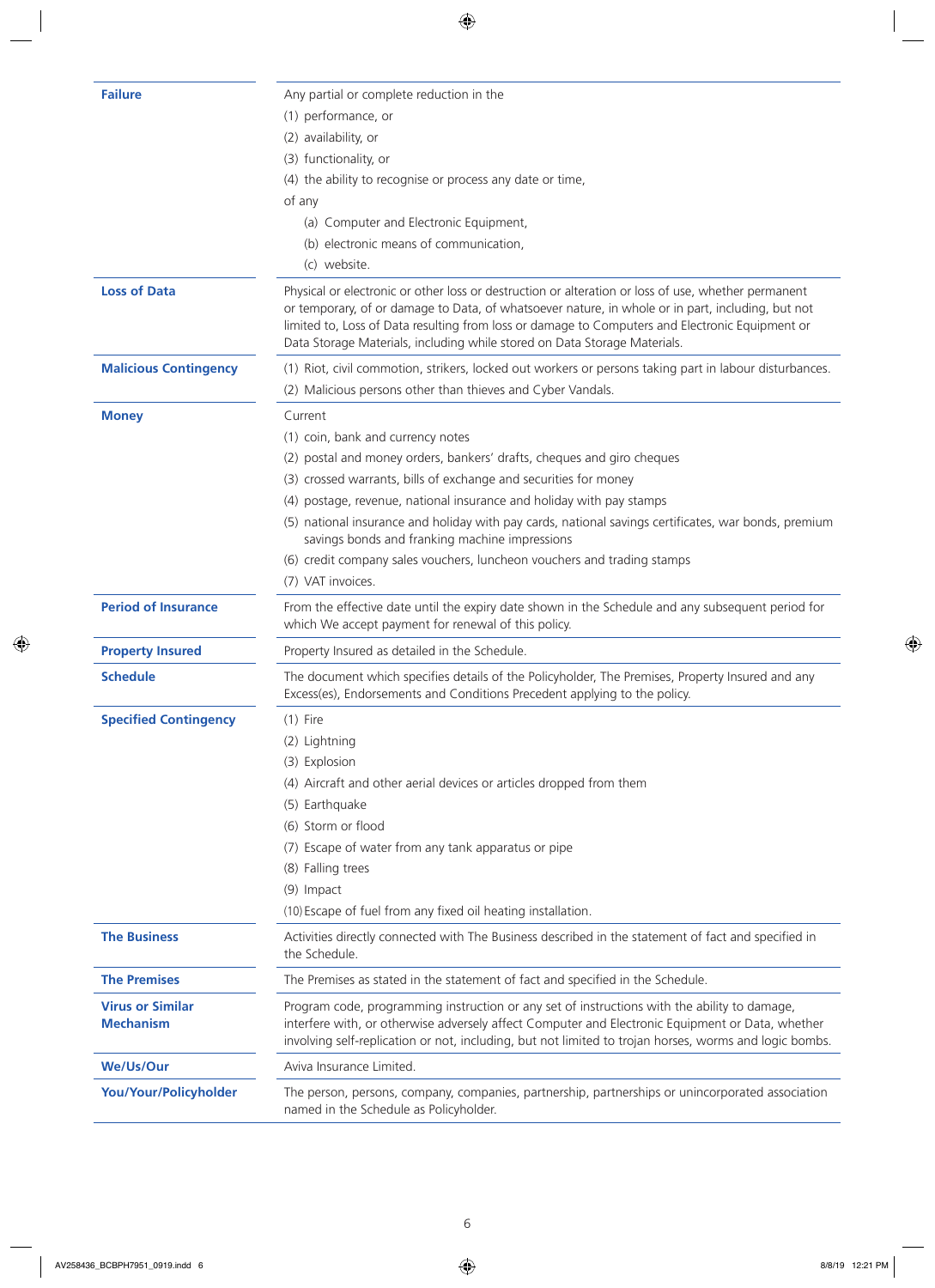| | |
|---|---|
| **Failure** | Any partial or complete reduction in the<br>(1) performance, or<br>(2) availability, or<br>(3) functionality, or<br>(4) the ability to recognise or process any date or time,<br>of any<br>(a) Computer and Electronic Equipment,<br>(b) electronic means of communication,<br>(c) website. |
| **Loss of Data** | Physical or electronic or other loss or destruction or alteration or loss of use, whether permanent or temporary, of or damage to Data, of whatsoever nature, in whole or in part, including, but not limited to, Loss of Data resulting from loss or damage to Computers and Electronic Equipment or Data Storage Materials, including while stored on Data Storage Materials. |
| **Malicious Contingency** | (1) Riot, civil commotion, strikers, locked out workers or persons taking part in labour disturbances.<br>(2) Malicious persons other than thieves and Cyber Vandals. |
| **Money** | Current<br>(1) coin, bank and currency notes<br>(2) postal and money orders, bankers' drafts, cheques and giro cheques<br>(3) crossed warrants, bills of exchange and securities for money<br>(4) postage, revenue, national insurance and holiday with pay stamps<br>(5) national insurance and holiday with pay cards, national savings certificates, war bonds, premium savings bonds and franking machine impressions<br>(6) credit company sales vouchers, luncheon vouchers and trading stamps<br>(7) VAT invoices. |
| **Period of Insurance** | From the effective date until the expiry date shown in the Schedule and any subsequent period for which We accept payment for renewal of this policy. |
| **Property Insured** | Property Insured as detailed in the Schedule. |
| **Schedule** | The document which specifies details of the Policyholder, The Premises, Property Insured and any Excess(es), Endorsements and Conditions Precedent applying to the policy. |
| **Specified Contingency** | (1) Fire<br>(2) Lightning<br>(3) Explosion<br>(4) Aircraft and other aerial devices or articles dropped from them<br>(5) Earthquake<br>(6) Storm or flood<br>(7) Escape of water from any tank apparatus or pipe<br>(8) Falling trees<br>(9) Impact<br>(10) Escape of fuel from any fixed oil heating installation. |
| **The Business** | Activities directly connected with The Business described in the statement of fact and specified in the Schedule. |
| **The Premises** | The Premises as stated in the statement of fact and specified in the Schedule. |
| **Virus or Similar Mechanism** | Program code, programming instruction or any set of instructions with the ability to damage, interfere with, or otherwise adversely affect Computer and Electronic Equipment or Data, whether involving self-replication or not, including, but not limited to trojan horses, worms and logic bombs. |
| **We/Us/Our** | Aviva Insurance Limited. |
| **You/Your/Policyholder** | The person, persons, company, companies, partnership, partnerships or unincorporated association named in the Schedule as Policyholder. |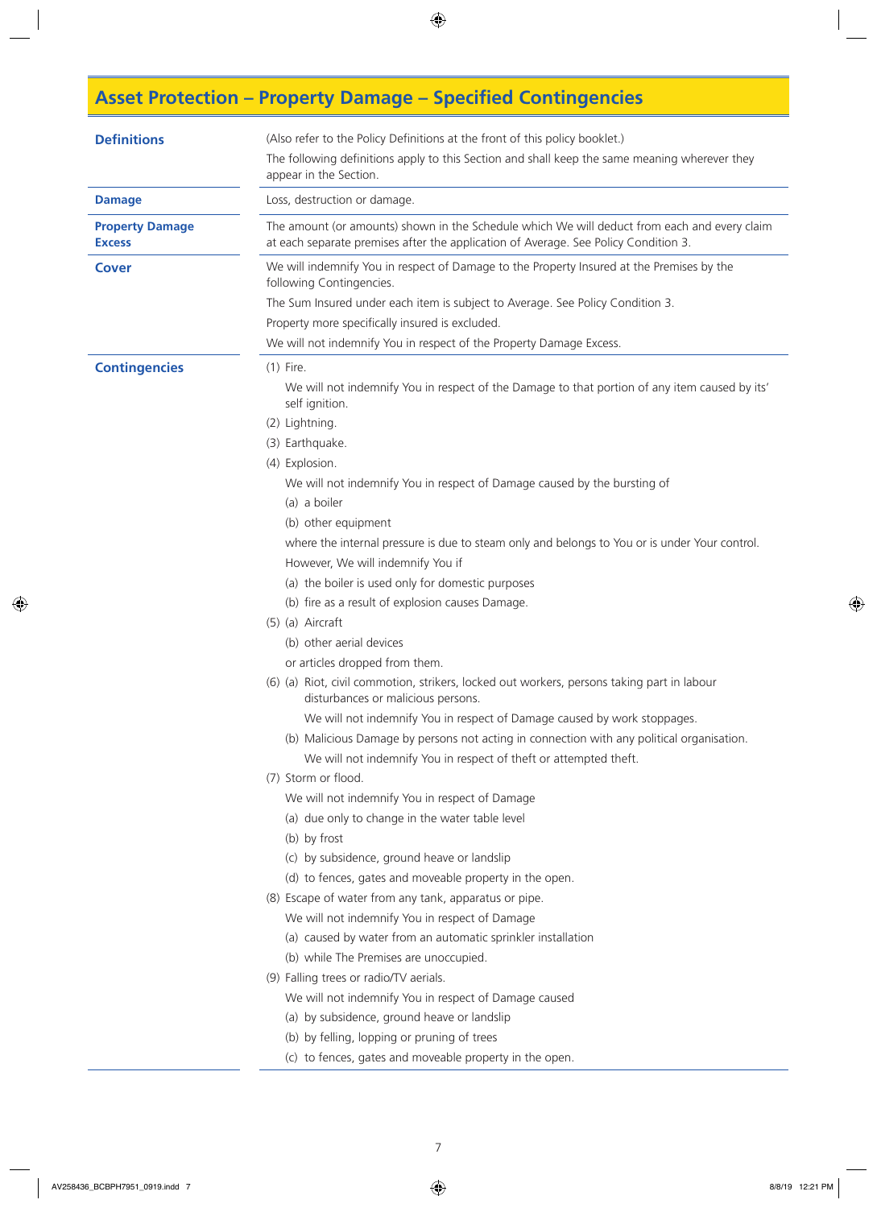# Asset Protection – Property Damage – Specified Contingencies

**Definitions**

(Also refer to the Policy Definitions at the front of this policy booklet.)

The following definitions apply to this Section and shall keep the same meaning wherever they appear in the Section.

**Damage**

Loss, destruction or damage.

**Property Damage Excess**

The amount (or amounts) shown in the Schedule which We will deduct from each and every claim at each separate premises after the application of Average. See Policy Condition 3.

## Cover

We will indemnify You in respect of Damage to the Property Insured at the Premises by the following Contingencies.

The Sum Insured under each item is subject to Average. See Policy Condition 3.

Property more specifically insured is excluded.

We will not indemnify You in respect of the Property Damage Excess.

## Contingencies

(1) Fire.

We will not indemnify You in respect of the Damage to that portion of any item caused by its' self ignition.

(2) Lightning.

(3) Earthquake.

(4) Explosion.

We will not indemnify You in respect of Damage caused by the bursting of

(a) a boiler

(b) other equipment

where the internal pressure is due to steam only and belongs to You or is under Your control.

However, We will indemnify You if

(a) the boiler is used only for domestic purposes

(b) fire as a result of explosion causes Damage.

(5) (a) Aircraft

(b) other aerial devices

or articles dropped from them.

(6) (a) Riot, civil commotion, strikers, locked out workers, persons taking part in labour disturbances or malicious persons.

We will not indemnify You in respect of Damage caused by work stoppages.

(b) Malicious Damage by persons not acting in connection with any political organisation.

We will not indemnify You in respect of theft or attempted theft.

(7) Storm or flood.

We will not indemnify You in respect of Damage

(a) due only to change in the water table level

(b) by frost

(c) by subsidence, ground heave or landslip

(d) to fences, gates and moveable property in the open.

(8) Escape of water from any tank, apparatus or pipe.

We will not indemnify You in respect of Damage

(a) caused by water from an automatic sprinkler installation

(b) while The Premises are unoccupied.

(9) Falling trees or radio/TV aerials.

We will not indemnify You in respect of Damage caused

(a) by subsidence, ground heave or landslip

(b) by felling, lopping or pruning of trees

(c) to fences, gates and moveable property in the open.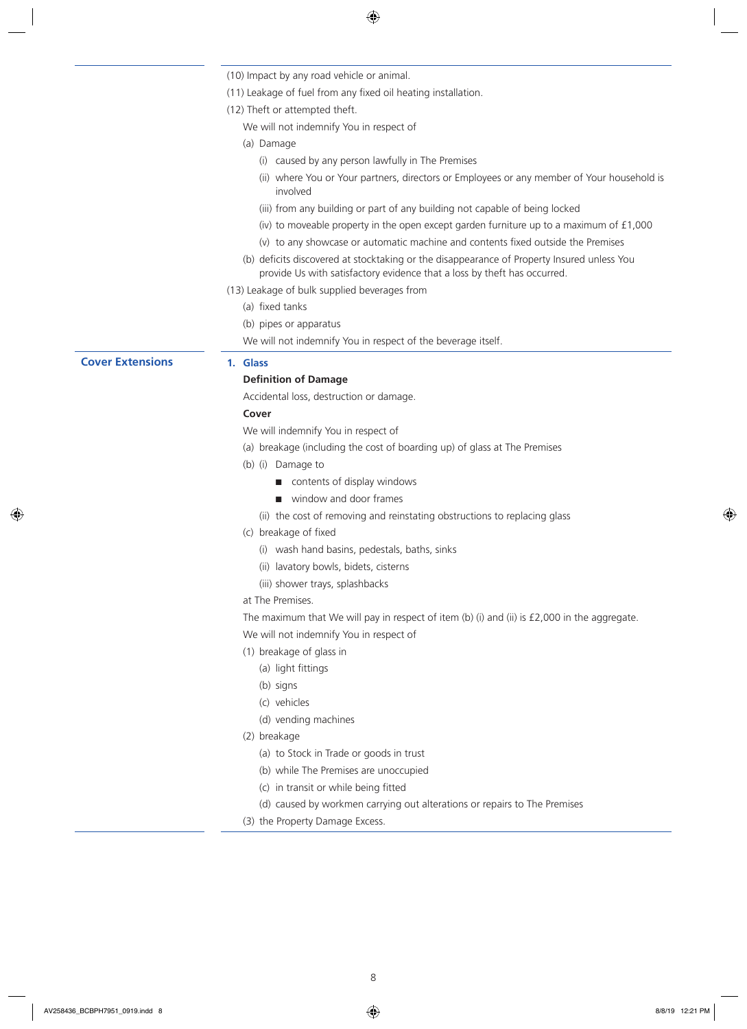(10) Impact by any road vehicle or animal.

(11) Leakage of fuel from any fixed oil heating installation.

(12) Theft or attempted theft.

We will not indemnify You in respect of

(a) Damage

(i) caused by any person lawfully in The Premises

(ii) where You or Your partners, directors or Employees or any member of Your household is involved

(iii) from any building or part of any building not capable of being locked

(iv) to moveable property in the open except garden furniture up to a maximum of £1,000

(v) to any showcase or automatic machine and contents fixed outside the Premises

(b) deficits discovered at stocktaking or the disappearance of Property Insured unless You provide Us with satisfactory evidence that a loss by theft has occurred.

(13) Leakage of bulk supplied beverages from

(a) fixed tanks

(b) pipes or apparatus

We will not indemnify You in respect of the beverage itself.

## Cover Extensions

### 1. Glass

**Definition of Damage**

Accidental loss, destruction or damage.

**Cover**

We will indemnify You in respect of

(a) breakage (including the cost of boarding up) of glass at The Premises

(b) (i) Damage to

- contents of display windows
- window and door frames

(ii) the cost of removing and reinstating obstructions to replacing glass

(c) breakage of fixed

(i) wash hand basins, pedestals, baths, sinks

(ii) lavatory bowls, bidets, cisterns

(iii) shower trays, splashbacks

at The Premises.

The maximum that We will pay in respect of item (b) (i) and (ii) is £2,000 in the aggregate.

We will not indemnify You in respect of

(1) breakage of glass in

(a) light fittings

(b) signs

(c) vehicles

(d) vending machines

(2) breakage

(a) to Stock in Trade or goods in trust

(b) while The Premises are unoccupied

(c) in transit or while being fitted

(d) caused by workmen carrying out alterations or repairs to The Premises

(3) the Property Damage Excess.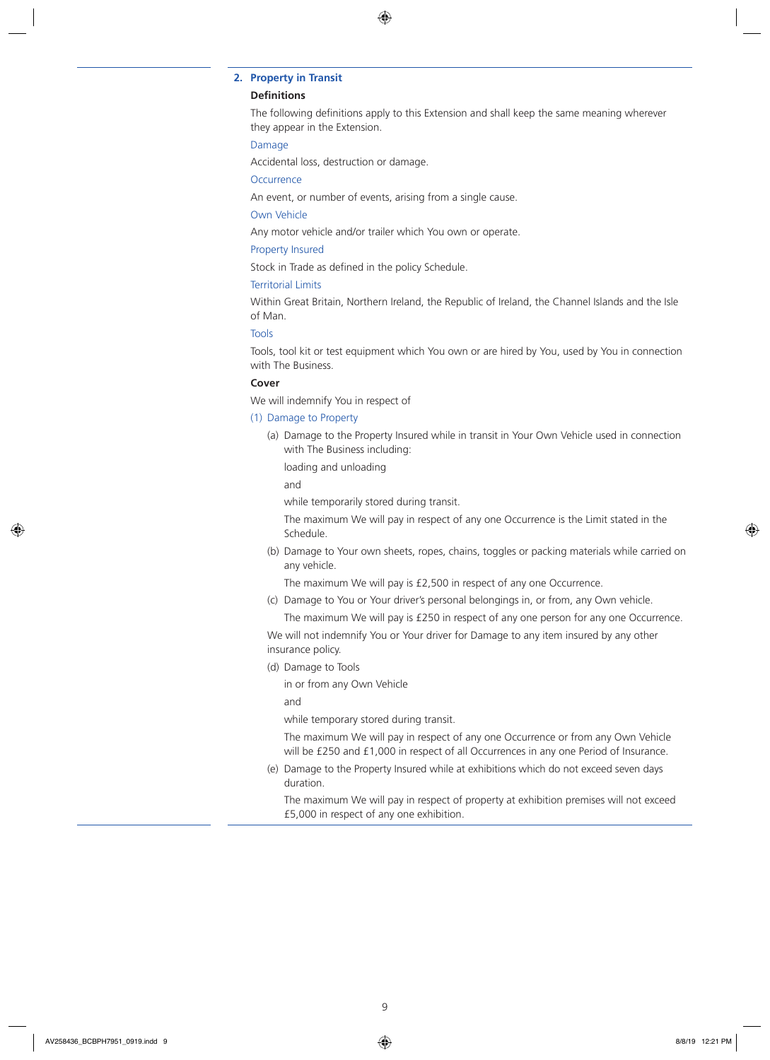## 2. Property in Transit

### Definitions

The following definitions apply to this Extension and shall keep the same meaning wherever they appear in the Extension.

**Damage**

Accidental loss, destruction or damage.

**Occurrence**

An event, or number of events, arising from a single cause.

**Own Vehicle**

Any motor vehicle and/or trailer which You own or operate.

**Property Insured**

Stock in Trade as defined in the policy Schedule.

**Territorial Limits**

Within Great Britain, Northern Ireland, the Republic of Ireland, the Channel Islands and the Isle of Man.

**Tools**

Tools, tool kit or test equipment which You own or are hired by You, used by You in connection with The Business.

### Cover

We will indemnify You in respect of

(1) Damage to Property

(a) Damage to the Property Insured while in transit in Your Own Vehicle used in connection with The Business including:

loading and unloading

and

while temporarily stored during transit.

The maximum We will pay in respect of any one Occurrence is the Limit stated in the Schedule.

(b) Damage to Your own sheets, ropes, chains, toggles or packing materials while carried on any vehicle.

The maximum We will pay is £2,500 in respect of any one Occurrence.

(c) Damage to You or Your driver's personal belongings in, or from, any Own vehicle.

The maximum We will pay is £250 in respect of any one person for any one Occurrence.

We will not indemnify You or Your driver for Damage to any item insured by any other insurance policy.

(d) Damage to Tools

in or from any Own Vehicle

and

while temporary stored during transit.

The maximum We will pay in respect of any one Occurrence or from any Own Vehicle will be £250 and £1,000 in respect of all Occurrences in any one Period of Insurance.

(e) Damage to the Property Insured while at exhibitions which do not exceed seven days duration.

The maximum We will pay in respect of property at exhibition premises will not exceed £5,000 in respect of any one exhibition.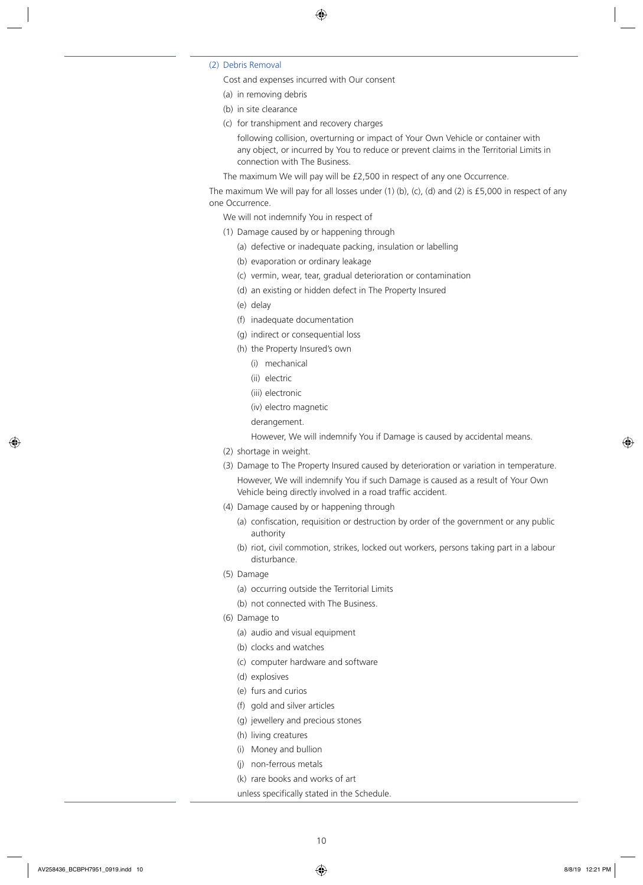(2) Debris Removal

Cost and expenses incurred with Our consent

(a) in removing debris

(b) in site clearance

(c) for transhipment and recovery charges

following collision, overturning or impact of Your Own Vehicle or container with any object, or incurred by You to reduce or prevent claims in the Territorial Limits in connection with The Business.

The maximum We will pay will be £2,500 in respect of any one Occurrence.

The maximum We will pay for all losses under (1) (b), (c), (d) and (2) is £5,000 in respect of any one Occurrence.

We will not indemnify You in respect of

(1) Damage caused by or happening through
   - (a) defective or inadequate packing, insulation or labelling
   - (b) evaporation or ordinary leakage
   - (c) vermin, wear, tear, gradual deterioration or contamination
   - (d) an existing or hidden defect in The Property Insured
   - (e) delay
   - (f) inadequate documentation
   - (g) indirect or consequential loss
   - (h) the Property Insured's own
     - (i) mechanical
     - (ii) electric
     - (iii) electronic
     - (iv) electro magnetic

     derangement.

     However, We will indemnify You if Damage is caused by accidental means.

(2) shortage in weight.

(3) Damage to The Property Insured caused by deterioration or variation in temperature.

However, We will indemnify You if such Damage is caused as a result of Your Own Vehicle being directly involved in a road traffic accident.

(4) Damage caused by or happening through
   - (a) confiscation, requisition or destruction by order of the government or any public authority
   - (b) riot, civil commotion, strikes, locked out workers, persons taking part in a labour disturbance.

(5) Damage
   - (a) occurring outside the Territorial Limits
   - (b) not connected with The Business.

(6) Damage to
   - (a) audio and visual equipment
   - (b) clocks and watches
   - (c) computer hardware and software
   - (d) explosives
   - (e) furs and curios
   - (f) gold and silver articles
   - (g) jewellery and precious stones
   - (h) living creatures
   - (i) Money and bullion
   - (j) non-ferrous metals
   - (k) rare books and works of art

   unless specifically stated in the Schedule.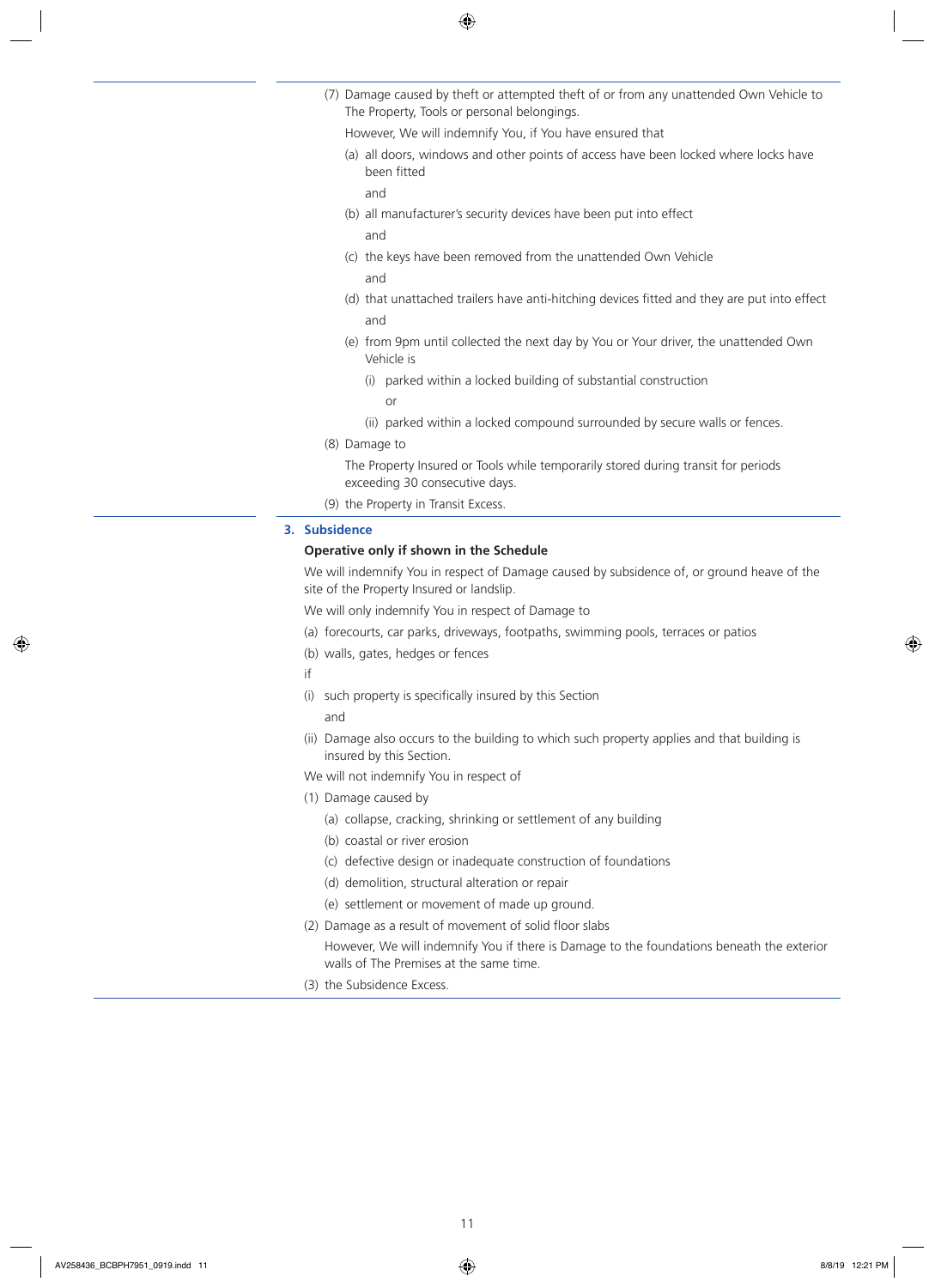(7) Damage caused by theft or attempted theft of or from any unattended Own Vehicle to The Property, Tools or personal belongings.

However, We will indemnify You, if You have ensured that

(a) all doors, windows and other points of access have been locked where locks have been fitted

and

(b) all manufacturer's security devices have been put into effect

and

(c) the keys have been removed from the unattended Own Vehicle

and

(d) that unattached trailers have anti-hitching devices fitted and they are put into effect

and

(e) from 9pm until collected the next day by You or Your driver, the unattended Own Vehicle is

(i) parked within a locked building of substantial construction

or

(ii) parked within a locked compound surrounded by secure walls or fences.

(8) Damage to

The Property Insured or Tools while temporarily stored during transit for periods exceeding 30 consecutive days.

(9) the Property in Transit Excess.

## 3. Subsidence

**Operative only if shown in the Schedule**

We will indemnify You in respect of Damage caused by subsidence of, or ground heave of the site of the Property Insured or landslip.

We will only indemnify You in respect of Damage to

(a) forecourts, car parks, driveways, footpaths, swimming pools, terraces or patios

(b) walls, gates, hedges or fences

if

(i) such property is specifically insured by this Section

and

(ii) Damage also occurs to the building to which such property applies and that building is insured by this Section.

We will not indemnify You in respect of

(1) Damage caused by

(a) collapse, cracking, shrinking or settlement of any building

(b) coastal or river erosion

(c) defective design or inadequate construction of foundations

(d) demolition, structural alteration or repair

(e) settlement or movement of made up ground.

(2) Damage as a result of movement of solid floor slabs

However, We will indemnify You if there is Damage to the foundations beneath the exterior walls of The Premises at the same time.

(3) the Subsidence Excess.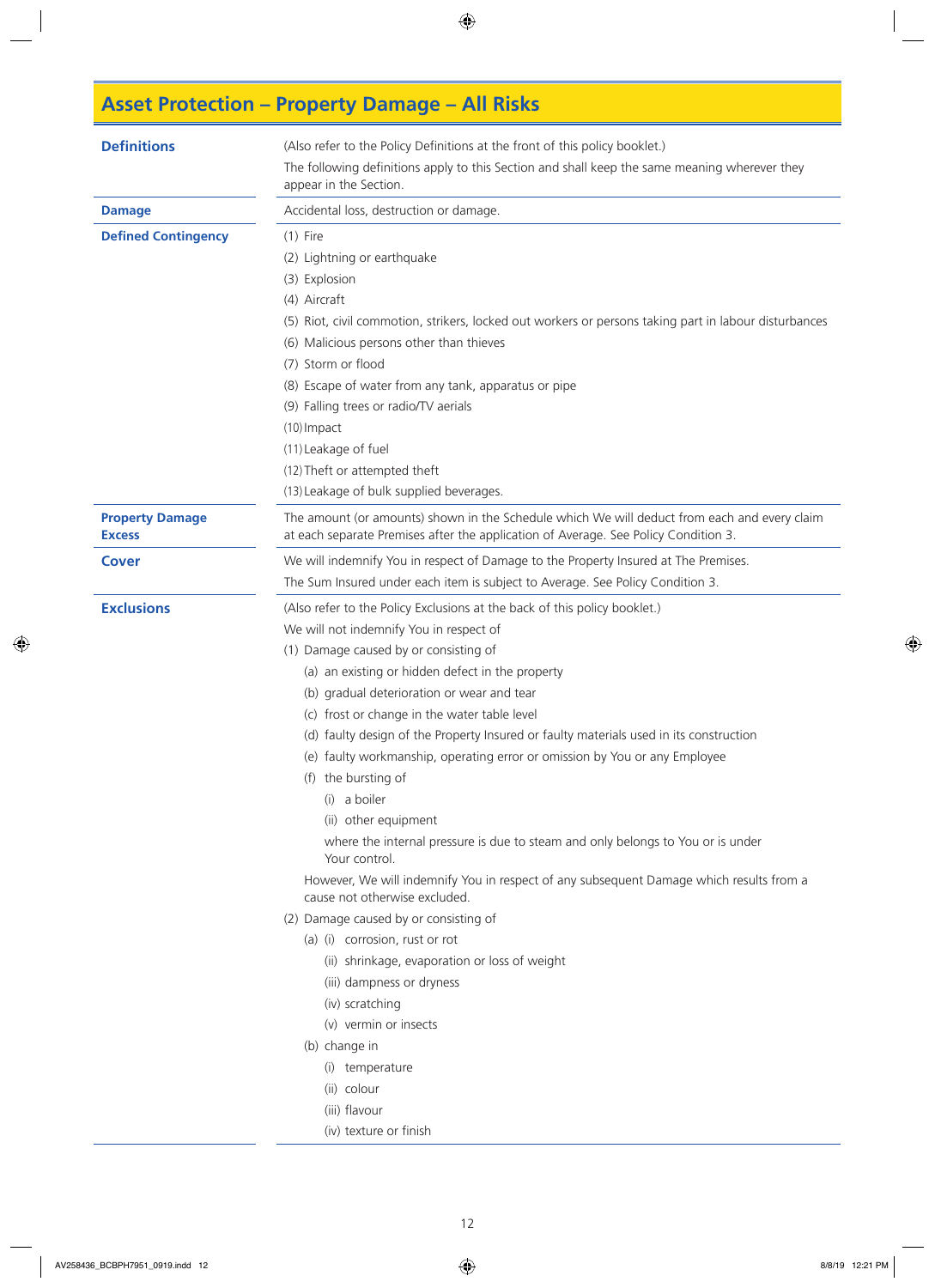# Asset Protection – Property Damage – All Risks

**Definitions**

(Also refer to the Policy Definitions at the front of this policy booklet.)

The following definitions apply to this Section and shall keep the same meaning wherever they appear in the Section.

**Damage**

Accidental loss, destruction or damage.

**Defined Contingency**

(1) Fire
(2) Lightning or earthquake
(3) Explosion
(4) Aircraft
(5) Riot, civil commotion, strikers, locked out workers or persons taking part in labour disturbances
(6) Malicious persons other than thieves
(7) Storm or flood
(8) Escape of water from any tank, apparatus or pipe
(9) Falling trees or radio/TV aerials
(10) Impact
(11) Leakage of fuel
(12) Theft or attempted theft
(13) Leakage of bulk supplied beverages.

**Property Damage Excess**

The amount (or amounts) shown in the Schedule which We will deduct from each and every claim at each separate Premises after the application of Average. See Policy Condition 3.

## Cover

We will indemnify You in respect of Damage to the Property Insured at The Premises.

The Sum Insured under each item is subject to Average. See Policy Condition 3.

## Exclusions

(Also refer to the Policy Exclusions at the back of this policy booklet.)

We will not indemnify You in respect of

(1) Damage caused by or consisting of
- (a) an existing or hidden defect in the property
- (b) gradual deterioration or wear and tear
- (c) frost or change in the water table level
- (d) faulty design of the Property Insured or faulty materials used in its construction
- (e) faulty workmanship, operating error or omission by You or any Employee
- (f) the bursting of
  - (i) a boiler
  - (ii) other equipment

  where the internal pressure is due to steam and only belongs to You or is under Your control.

However, We will indemnify You in respect of any subsequent Damage which results from a cause not otherwise excluded.

(2) Damage caused by or consisting of
- (a) (i) corrosion, rust or rot
  - (ii) shrinkage, evaporation or loss of weight
  - (iii) dampness or dryness
  - (iv) scratching
  - (v) vermin or insects
- (b) change in
  - (i) temperature
  - (ii) colour
  - (iii) flavour
  - (iv) texture or finish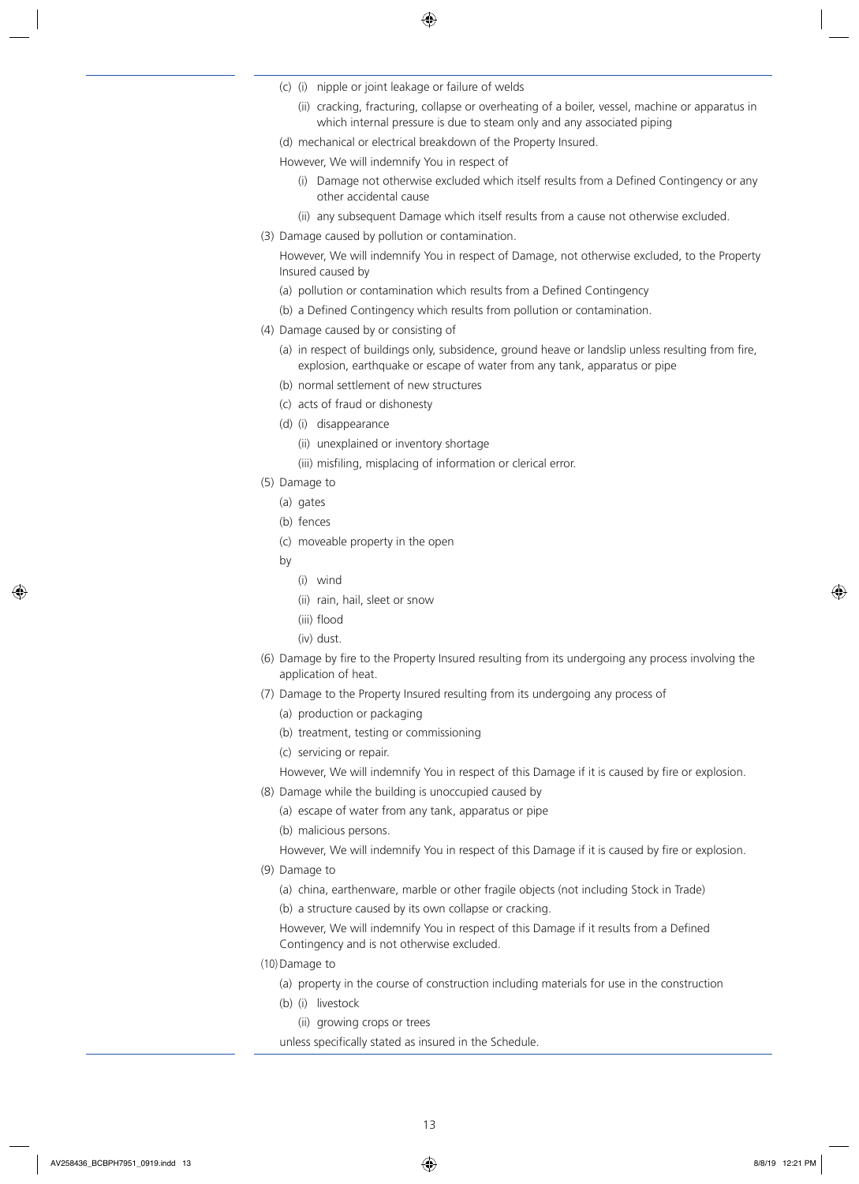(c) (i) nipple or joint leakage or failure of welds

(ii) cracking, fracturing, collapse or overheating of a boiler, vessel, machine or apparatus in which internal pressure is due to steam only and any associated piping

(d) mechanical or electrical breakdown of the Property Insured.

However, We will indemnify You in respect of

(i) Damage not otherwise excluded which itself results from a Defined Contingency or any other accidental cause

(ii) any subsequent Damage which itself results from a cause not otherwise excluded.

(3) Damage caused by pollution or contamination.

However, We will indemnify You in respect of Damage, not otherwise excluded, to the Property Insured caused by

(a) pollution or contamination which results from a Defined Contingency

(b) a Defined Contingency which results from pollution or contamination.

(4) Damage caused by or consisting of

(a) in respect of buildings only, subsidence, ground heave or landslip unless resulting from fire, explosion, earthquake or escape of water from any tank, apparatus or pipe

(b) normal settlement of new structures

(c) acts of fraud or dishonesty

(d) (i) disappearance

(ii) unexplained or inventory shortage

(iii) misfiling, misplacing of information or clerical error.

(5) Damage to

(a) gates

(b) fences

(c) moveable property in the open

by

(i) wind

(ii) rain, hail, sleet or snow

(iii) flood

(iv) dust.

(6) Damage by fire to the Property Insured resulting from its undergoing any process involving the application of heat.

(7) Damage to the Property Insured resulting from its undergoing any process of

(a) production or packaging

(b) treatment, testing or commissioning

(c) servicing or repair.

However, We will indemnify You in respect of this Damage if it is caused by fire or explosion.

(8) Damage while the building is unoccupied caused by

(a) escape of water from any tank, apparatus or pipe

(b) malicious persons.

However, We will indemnify You in respect of this Damage if it is caused by fire or explosion.

(9) Damage to

(a) china, earthenware, marble or other fragile objects (not including Stock in Trade)

(b) a structure caused by its own collapse or cracking.

However, We will indemnify You in respect of this Damage if it results from a Defined Contingency and is not otherwise excluded.

(10) Damage to

(a) property in the course of construction including materials for use in the construction

(b) (i) livestock

(ii) growing crops or trees

unless specifically stated as insured in the Schedule.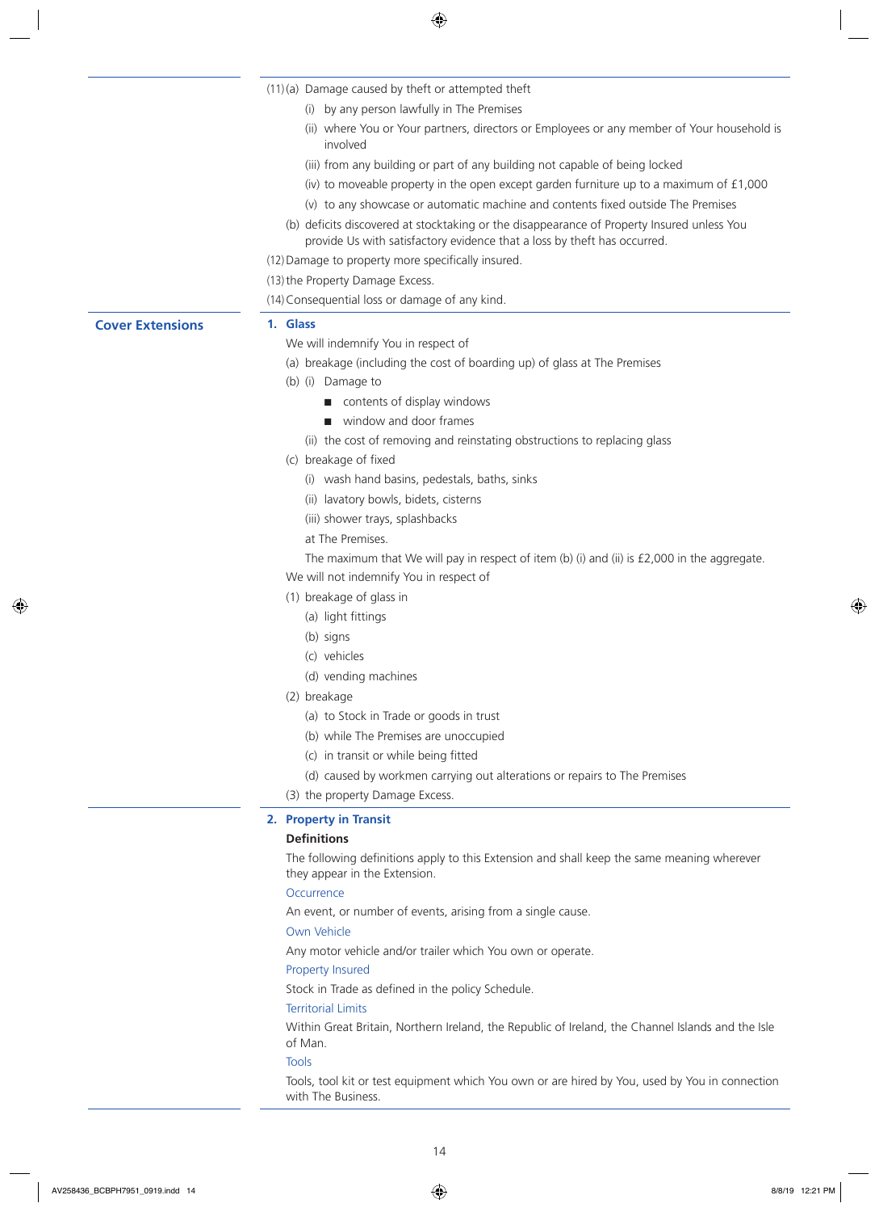(11) (a) Damage caused by theft or attempted theft

  (i) by any person lawfully in The Premises

  (ii) where You or Your partners, directors or Employees or any member of Your household is involved

  (iii) from any building or part of any building not capable of being locked

  (iv) to moveable property in the open except garden furniture up to a maximum of £1,000

  (v) to any showcase or automatic machine and contents fixed outside The Premises

 (b) deficits discovered at stocktaking or the disappearance of Property Insured unless You provide Us with satisfactory evidence that a loss by theft has occurred.

(12) Damage to property more specifically insured.

(13) the Property Damage Excess.

(14) Consequential loss or damage of any kind.

## Cover Extensions

### 1. Glass

We will indemnify You in respect of

(a) breakage (including the cost of boarding up) of glass at The Premises

(b) (i) Damage to

  - contents of display windows
  - window and door frames

 (ii) the cost of removing and reinstating obstructions to replacing glass

(c) breakage of fixed

 (i) wash hand basins, pedestals, baths, sinks

 (ii) lavatory bowls, bidets, cisterns

 (iii) shower trays, splashbacks

 at The Premises.

 The maximum that We will pay in respect of item (b) (i) and (ii) is £2,000 in the aggregate.

We will not indemnify You in respect of

(1) breakage of glass in

 (a) light fittings

 (b) signs

 (c) vehicles

 (d) vending machines

(2) breakage

 (a) to Stock in Trade or goods in trust

 (b) while The Premises are unoccupied

 (c) in transit or while being fitted

 (d) caused by workmen carrying out alterations or repairs to The Premises

(3) the property Damage Excess.

### 2. Property in Transit

**Definitions**

The following definitions apply to this Extension and shall keep the same meaning wherever they appear in the Extension.

Occurrence

An event, or number of events, arising from a single cause.

Own Vehicle

Any motor vehicle and/or trailer which You own or operate.

Property Insured

Stock in Trade as defined in the policy Schedule.

Territorial Limits

Within Great Britain, Northern Ireland, the Republic of Ireland, the Channel Islands and the Isle of Man.

Tools

Tools, tool kit or test equipment which You own or are hired by You, used by You in connection with The Business.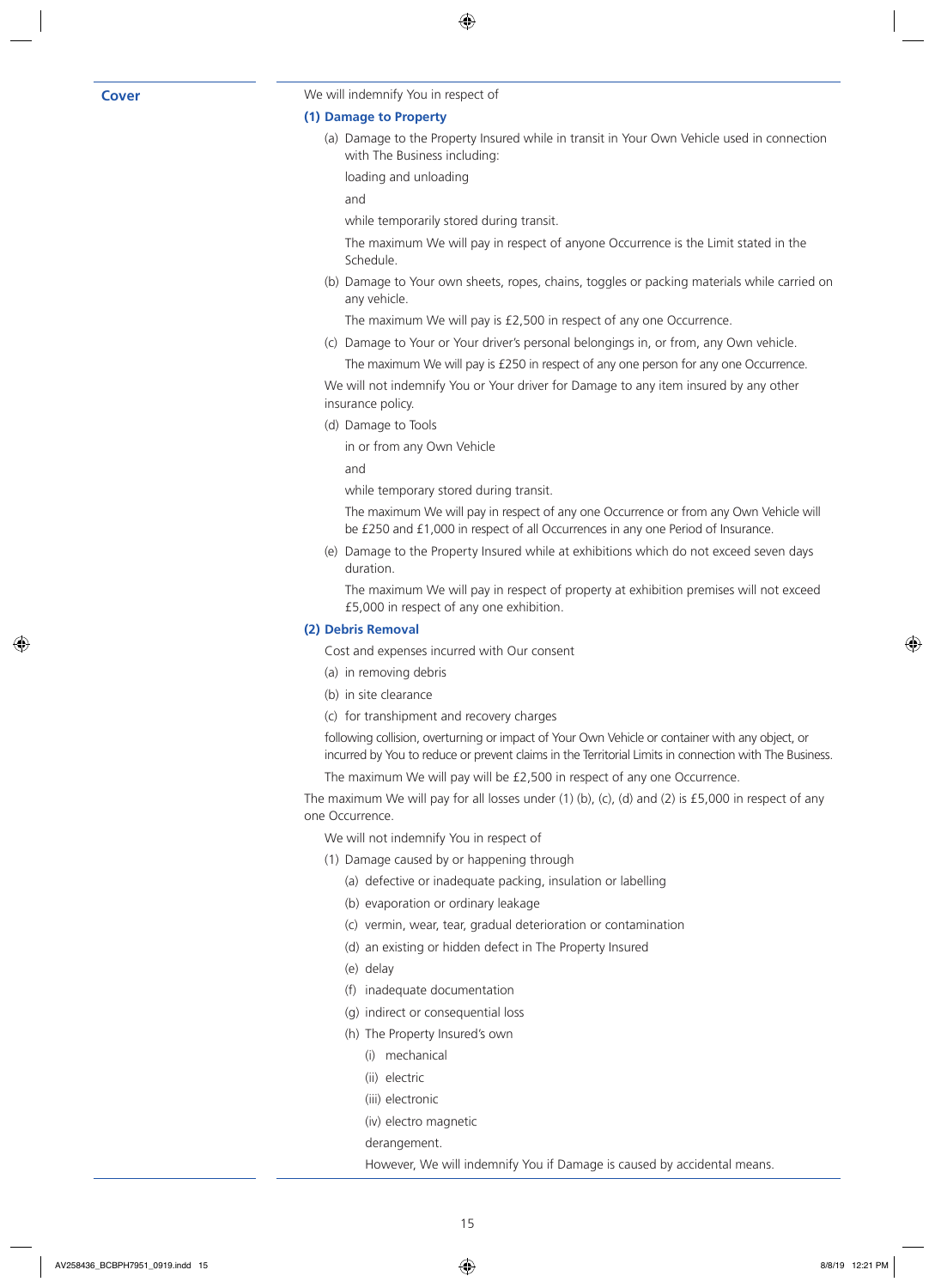**Cover**

We will indemnify You in respect of

**(1) Damage to Property**

(a) Damage to the Property Insured while in transit in Your Own Vehicle used in connection with The Business including:

loading and unloading

and

while temporarily stored during transit.

The maximum We will pay in respect of anyone Occurrence is the Limit stated in the Schedule.

(b) Damage to Your own sheets, ropes, chains, toggles or packing materials while carried on any vehicle.

The maximum We will pay is £2,500 in respect of any one Occurrence.

(c) Damage to Your or Your driver's personal belongings in, or from, any Own vehicle.

The maximum We will pay is £250 in respect of any one person for any one Occurrence.

We will not indemnify You or Your driver for Damage to any item insured by any other insurance policy.

(d) Damage to Tools

in or from any Own Vehicle

and

while temporary stored during transit.

The maximum We will pay in respect of any one Occurrence or from any Own Vehicle will be £250 and £1,000 in respect of all Occurrences in any one Period of Insurance.

(e) Damage to the Property Insured while at exhibitions which do not exceed seven days duration.

The maximum We will pay in respect of property at exhibition premises will not exceed £5,000 in respect of any one exhibition.

**(2) Debris Removal**

Cost and expenses incurred with Our consent

(a) in removing debris

(b) in site clearance

(c) for transhipment and recovery charges

following collision, overturning or impact of Your Own Vehicle or container with any object, or incurred by You to reduce or prevent claims in the Territorial Limits in connection with The Business.

The maximum We will pay will be £2,500 in respect of any one Occurrence.

The maximum We will pay for all losses under (1) (b), (c), (d) and (2) is £5,000 in respect of any one Occurrence.

We will not indemnify You in respect of

(1) Damage caused by or happening through

(a) defective or inadequate packing, insulation or labelling

(b) evaporation or ordinary leakage

(c) vermin, wear, tear, gradual deterioration or contamination

(d) an existing or hidden defect in The Property Insured

(e) delay

(f) inadequate documentation

(g) indirect or consequential loss

(h) The Property Insured's own

(i) mechanical

(ii) electric

(iii) electronic

(iv) electro magnetic

derangement.

However, We will indemnify You if Damage is caused by accidental means.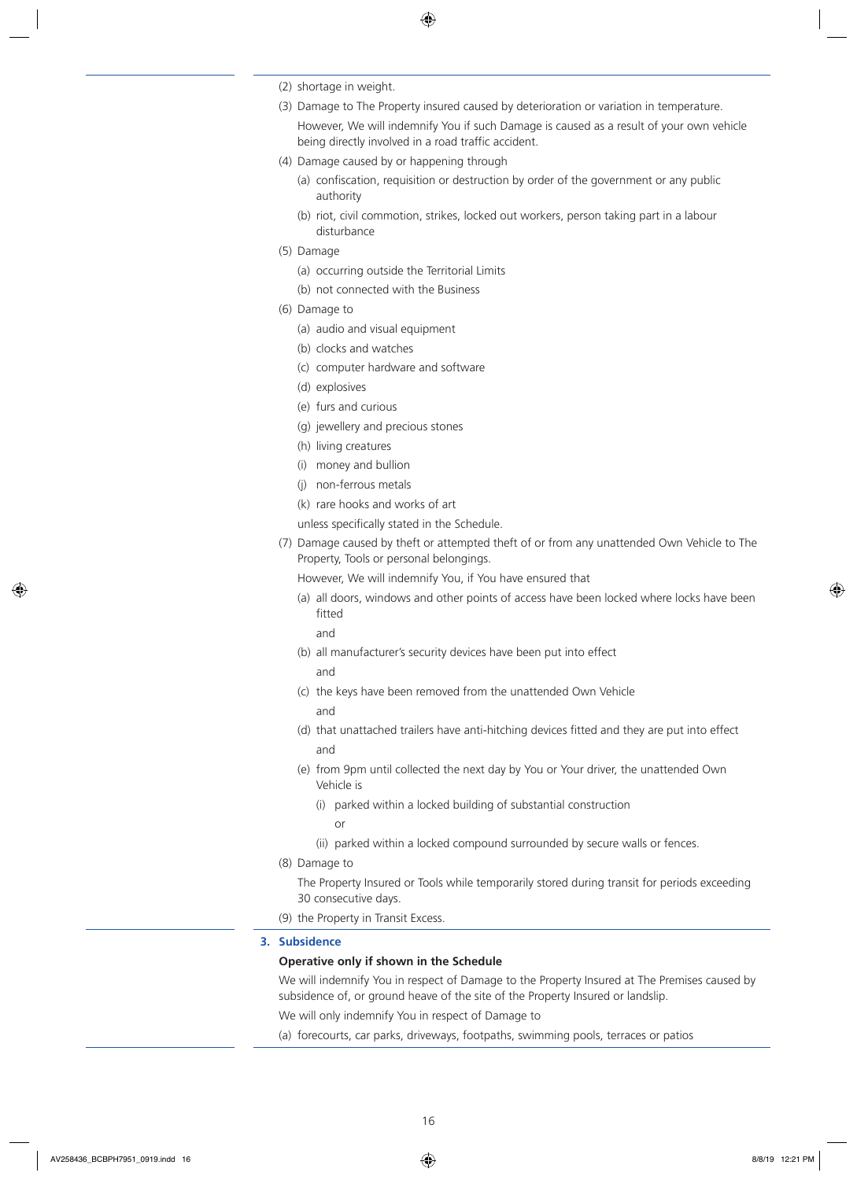(2) shortage in weight.

(3) Damage to The Property insured caused by deterioration or variation in temperature.

However, We will indemnify You if such Damage is caused as a result of your own vehicle being directly involved in a road traffic accident.

(4) Damage caused by or happening through

(a) confiscation, requisition or destruction by order of the government or any public authority

(b) riot, civil commotion, strikes, locked out workers, person taking part in a labour disturbance

(5) Damage

(a) occurring outside the Territorial Limits

(b) not connected with the Business

(6) Damage to

(a) audio and visual equipment

(b) clocks and watches

(c) computer hardware and software

(d) explosives

(e) furs and curious

(g) jewellery and precious stones

(h) living creatures

(i) money and bullion

(j) non-ferrous metals

(k) rare hooks and works of art

unless specifically stated in the Schedule.

(7) Damage caused by theft or attempted theft of or from any unattended Own Vehicle to The Property, Tools or personal belongings.

However, We will indemnify You, if You have ensured that

(a) all doors, windows and other points of access have been locked where locks have been fitted

and

(b) all manufacturer's security devices have been put into effect

and

(c) the keys have been removed from the unattended Own Vehicle

and

(d) that unattached trailers have anti-hitching devices fitted and they are put into effect

and

(e) from 9pm until collected the next day by You or Your driver, the unattended Own Vehicle is

(i) parked within a locked building of substantial construction

or

(ii) parked within a locked compound surrounded by secure walls or fences.

(8) Damage to

The Property Insured or Tools while temporarily stored during transit for periods exceeding 30 consecutive days.

(9) the Property in Transit Excess.

### 3. Subsidence

**Operative only if shown in the Schedule**

We will indemnify You in respect of Damage to the Property Insured at The Premises caused by subsidence of, or ground heave of the site of the Property Insured or landslip.

We will only indemnify You in respect of Damage to

(a) forecourts, car parks, driveways, footpaths, swimming pools, terraces or patios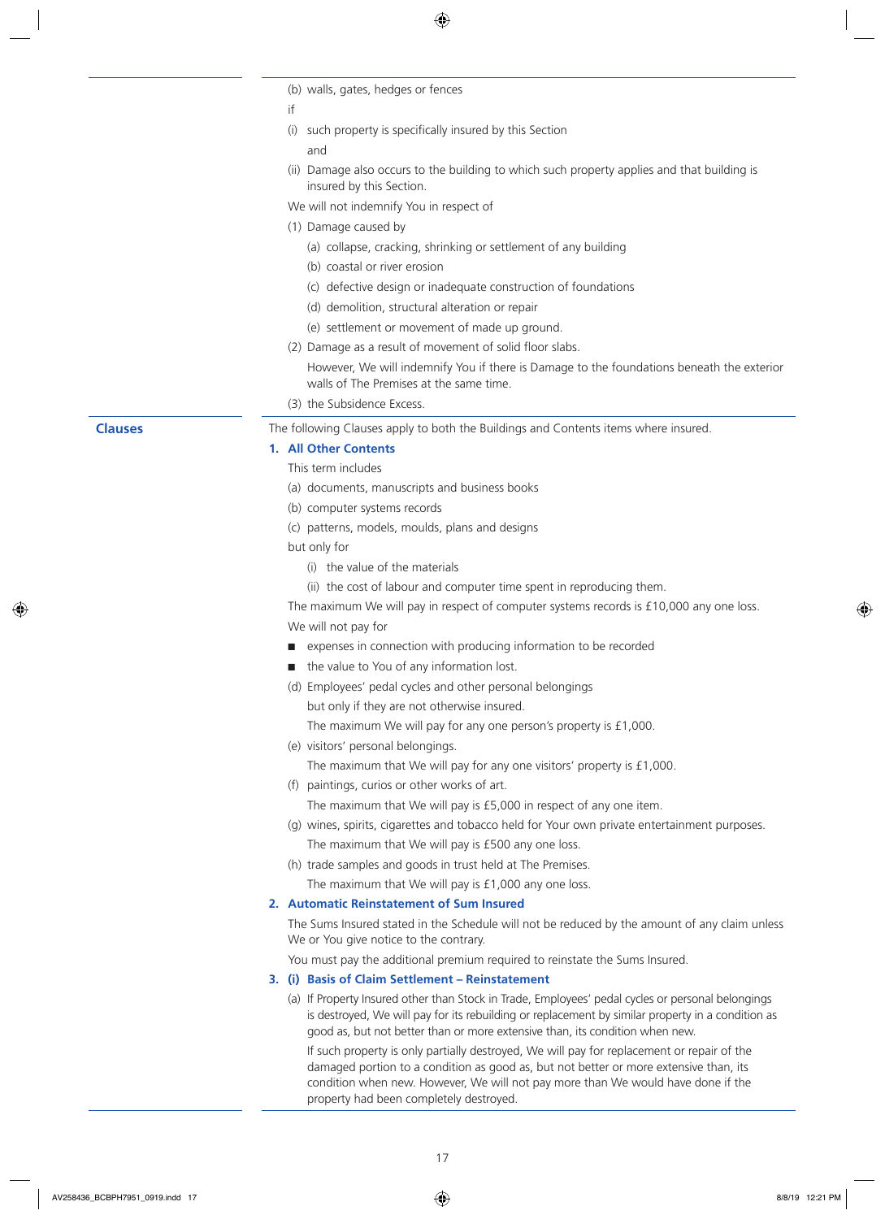(b) walls, gates, hedges or fences

if

(i) such property is specifically insured by this Section

and

(ii) Damage also occurs to the building to which such property applies and that building is insured by this Section.

We will not indemnify You in respect of

(1) Damage caused by

(a) collapse, cracking, shrinking or settlement of any building

(b) coastal or river erosion

(c) defective design or inadequate construction of foundations

(d) demolition, structural alteration or repair

(e) settlement or movement of made up ground.

(2) Damage as a result of movement of solid floor slabs.

However, We will indemnify You if there is Damage to the foundations beneath the exterior walls of The Premises at the same time.

(3) the Subsidence Excess.

## Clauses

The following Clauses apply to both the Buildings and Contents items where insured.

### 1. All Other Contents

This term includes

(a) documents, manuscripts and business books

(b) computer systems records

(c) patterns, models, moulds, plans and designs

but only for

(i) the value of the materials

(ii) the cost of labour and computer time spent in reproducing them.

The maximum We will pay in respect of computer systems records is £10,000 any one loss.

We will not pay for

- expenses in connection with producing information to be recorded
- the value to You of any information lost.

(d) Employees' pedal cycles and other personal belongings

but only if they are not otherwise insured.

The maximum We will pay for any one person's property is £1,000.

(e) visitors' personal belongings.

The maximum that We will pay for any one visitors' property is £1,000.

(f) paintings, curios or other works of art.

The maximum that We will pay is £5,000 in respect of any one item.

(g) wines, spirits, cigarettes and tobacco held for Your own private entertainment purposes.

The maximum that We will pay is £500 any one loss.

(h) trade samples and goods in trust held at The Premises.

The maximum that We will pay is £1,000 any one loss.

### 2. Automatic Reinstatement of Sum Insured

The Sums Insured stated in the Schedule will not be reduced by the amount of any claim unless We or You give notice to the contrary.

You must pay the additional premium required to reinstate the Sums Insured.

### 3. (i) Basis of Claim Settlement – Reinstatement

(a) If Property Insured other than Stock in Trade, Employees' pedal cycles or personal belongings is destroyed, We will pay for its rebuilding or replacement by similar property in a condition as good as, but not better than or more extensive than, its condition when new.

If such property is only partially destroyed, We will pay for replacement or repair of the damaged portion to a condition as good as, but not better or more extensive than, its condition when new. However, We will not pay more than We would have done if the property had been completely destroyed.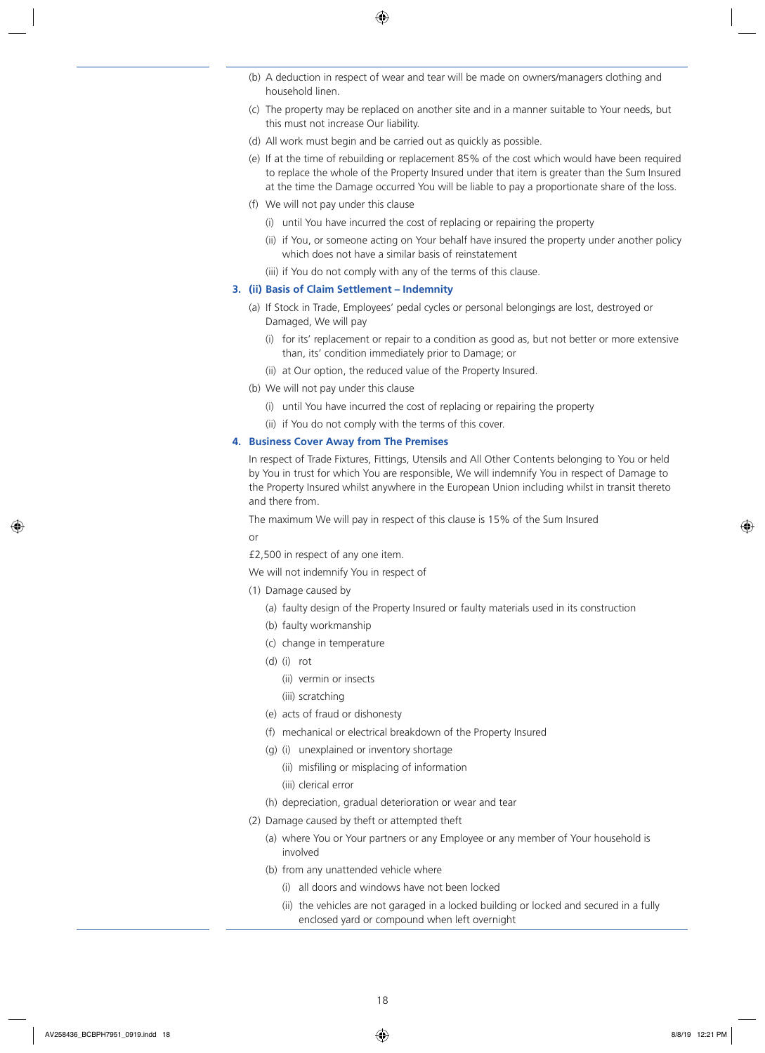(b) A deduction in respect of wear and tear will be made on owners/managers clothing and household linen.

(c) The property may be replaced on another site and in a manner suitable to Your needs, but this must not increase Our liability.

(d) All work must begin and be carried out as quickly as possible.

(e) If at the time of rebuilding or replacement 85% of the cost which would have been required to replace the whole of the Property Insured under that item is greater than the Sum Insured at the time the Damage occurred You will be liable to pay a proportionate share of the loss.

(f) We will not pay under this clause

  (i) until You have incurred the cost of replacing or repairing the property

  (ii) if You, or someone acting on Your behalf have insured the property under another policy which does not have a similar basis of reinstatement

  (iii) if You do not comply with any of the terms of this clause.

### 3. (ii) Basis of Claim Settlement – Indemnity

(a) If Stock in Trade, Employees' pedal cycles or personal belongings are lost, destroyed or Damaged, We will pay

  (i) for its' replacement or repair to a condition as good as, but not better or more extensive than, its' condition immediately prior to Damage; or

  (ii) at Our option, the reduced value of the Property Insured.

(b) We will not pay under this clause

  (i) until You have incurred the cost of replacing or repairing the property

  (ii) if You do not comply with the terms of this cover.

### 4. Business Cover Away from The Premises

In respect of Trade Fixtures, Fittings, Utensils and All Other Contents belonging to You or held by You in trust for which You are responsible, We will indemnify You in respect of Damage to the Property Insured whilst anywhere in the European Union including whilst in transit thereto and there from.

The maximum We will pay in respect of this clause is 15% of the Sum Insured

or

£2,500 in respect of any one item.

We will not indemnify You in respect of

(1) Damage caused by

  (a) faulty design of the Property Insured or faulty materials used in its construction

  (b) faulty workmanship

  (c) change in temperature

  (d) (i) rot

    (ii) vermin or insects

    (iii) scratching

  (e) acts of fraud or dishonesty

  (f) mechanical or electrical breakdown of the Property Insured

  (g) (i) unexplained or inventory shortage

    (ii) misfiling or misplacing of information

    (iii) clerical error

  (h) depreciation, gradual deterioration or wear and tear

(2) Damage caused by theft or attempted theft

  (a) where You or Your partners or any Employee or any member of Your household is involved

  (b) from any unattended vehicle where

    (i) all doors and windows have not been locked

    (ii) the vehicles are not garaged in a locked building or locked and secured in a fully enclosed yard or compound when left overnight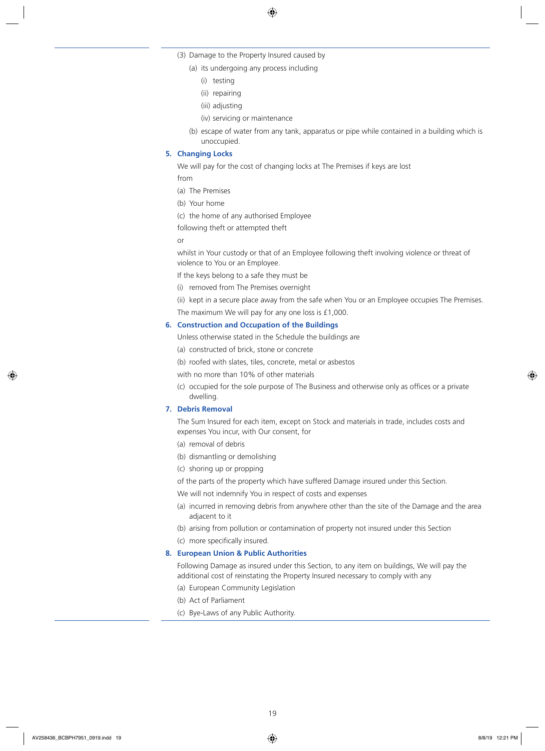(3) Damage to the Property Insured caused by

   (a) its undergoing any process including

      (i) testing

      (ii) repairing

      (iii) adjusting

      (iv) servicing or maintenance

   (b) escape of water from any tank, apparatus or pipe while contained in a building which is unoccupied.

### 5. Changing Locks

We will pay for the cost of changing locks at The Premises if keys are lost

from

(a) The Premises

(b) Your home

(c) the home of any authorised Employee

following theft or attempted theft

or

whilst in Your custody or that of an Employee following theft involving violence or threat of violence to You or an Employee.

If the keys belong to a safe they must be

(i) removed from The Premises overnight

(ii) kept in a secure place away from the safe when You or an Employee occupies The Premises.

The maximum We will pay for any one loss is £1,000.

### 6. Construction and Occupation of the Buildings

Unless otherwise stated in the Schedule the buildings are

(a) constructed of brick, stone or concrete

(b) roofed with slates, tiles, concrete, metal or asbestos

with no more than 10% of other materials

(c) occupied for the sole purpose of The Business and otherwise only as offices or a private dwelling.

### 7. Debris Removal

The Sum Insured for each item, except on Stock and materials in trade, includes costs and expenses You incur, with Our consent, for

(a) removal of debris

(b) dismantling or demolishing

(c) shoring up or propping

of the parts of the property which have suffered Damage insured under this Section.

We will not indemnify You in respect of costs and expenses

(a) incurred in removing debris from anywhere other than the site of the Damage and the area adjacent to it

(b) arising from pollution or contamination of property not insured under this Section

(c) more specifically insured.

### 8. European Union & Public Authorities

Following Damage as insured under this Section, to any item on buildings, We will pay the additional cost of reinstating the Property Insured necessary to comply with any

(a) European Community Legislation

(b) Act of Parliament

(c) Bye-Laws of any Public Authority.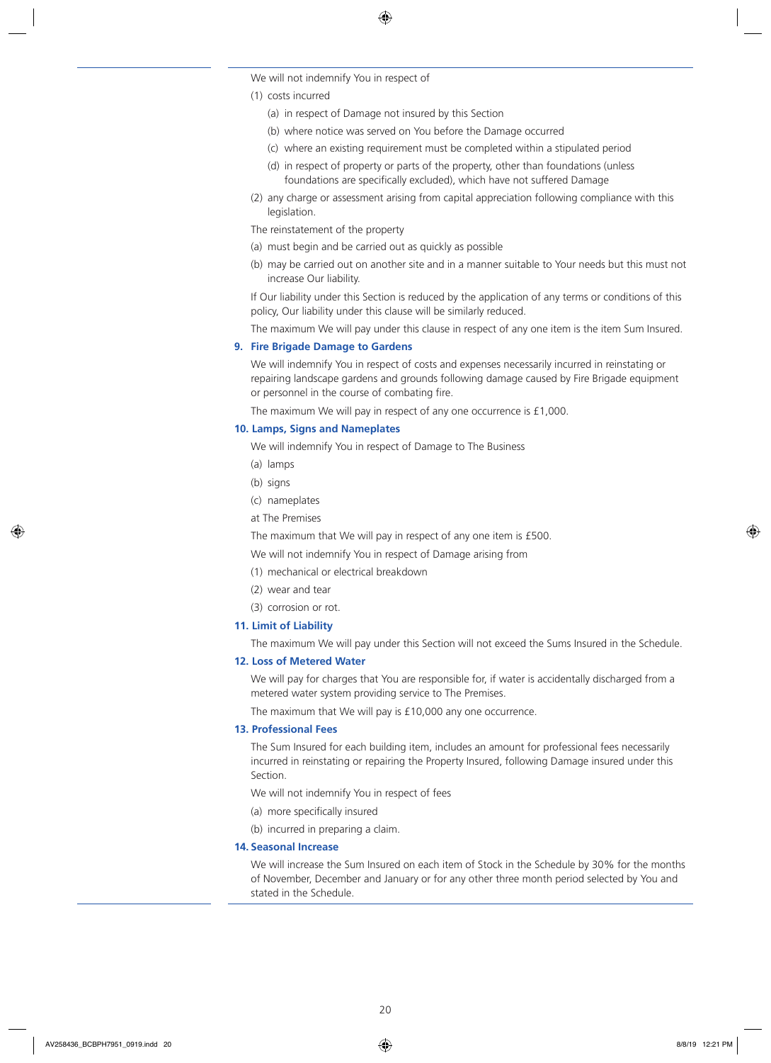We will not indemnify You in respect of

(1) costs incurred

   (a) in respect of Damage not insured by this Section

   (b) where notice was served on You before the Damage occurred

   (c) where an existing requirement must be completed within a stipulated period

   (d) in respect of property or parts of the property, other than foundations (unless foundations are specifically excluded), which have not suffered Damage

(2) any charge or assessment arising from capital appreciation following compliance with this legislation.

The reinstatement of the property

(a) must begin and be carried out as quickly as possible

(b) may be carried out on another site and in a manner suitable to Your needs but this must not increase Our liability.

If Our liability under this Section is reduced by the application of any terms or conditions of this policy, Our liability under this clause will be similarly reduced.

The maximum We will pay under this clause in respect of any one item is the item Sum Insured.

### 9. Fire Brigade Damage to Gardens

We will indemnify You in respect of costs and expenses necessarily incurred in reinstating or repairing landscape gardens and grounds following damage caused by Fire Brigade equipment or personnel in the course of combating fire.

The maximum We will pay in respect of any one occurrence is £1,000.

### 10. Lamps, Signs and Nameplates

We will indemnify You in respect of Damage to The Business

(a) lamps

(b) signs

(c) nameplates

at The Premises

The maximum that We will pay in respect of any one item is £500.

We will not indemnify You in respect of Damage arising from

(1) mechanical or electrical breakdown

(2) wear and tear

(3) corrosion or rot.

### 11. Limit of Liability

The maximum We will pay under this Section will not exceed the Sums Insured in the Schedule.

### 12. Loss of Metered Water

We will pay for charges that You are responsible for, if water is accidentally discharged from a metered water system providing service to The Premises.

The maximum that We will pay is £10,000 any one occurrence.

### 13. Professional Fees

The Sum Insured for each building item, includes an amount for professional fees necessarily incurred in reinstating or repairing the Property Insured, following Damage insured under this Section.

We will not indemnify You in respect of fees

(a) more specifically insured

(b) incurred in preparing a claim.

### 14. Seasonal Increase

We will increase the Sum Insured on each item of Stock in the Schedule by 30% for the months of November, December and January or for any other three month period selected by You and stated in the Schedule.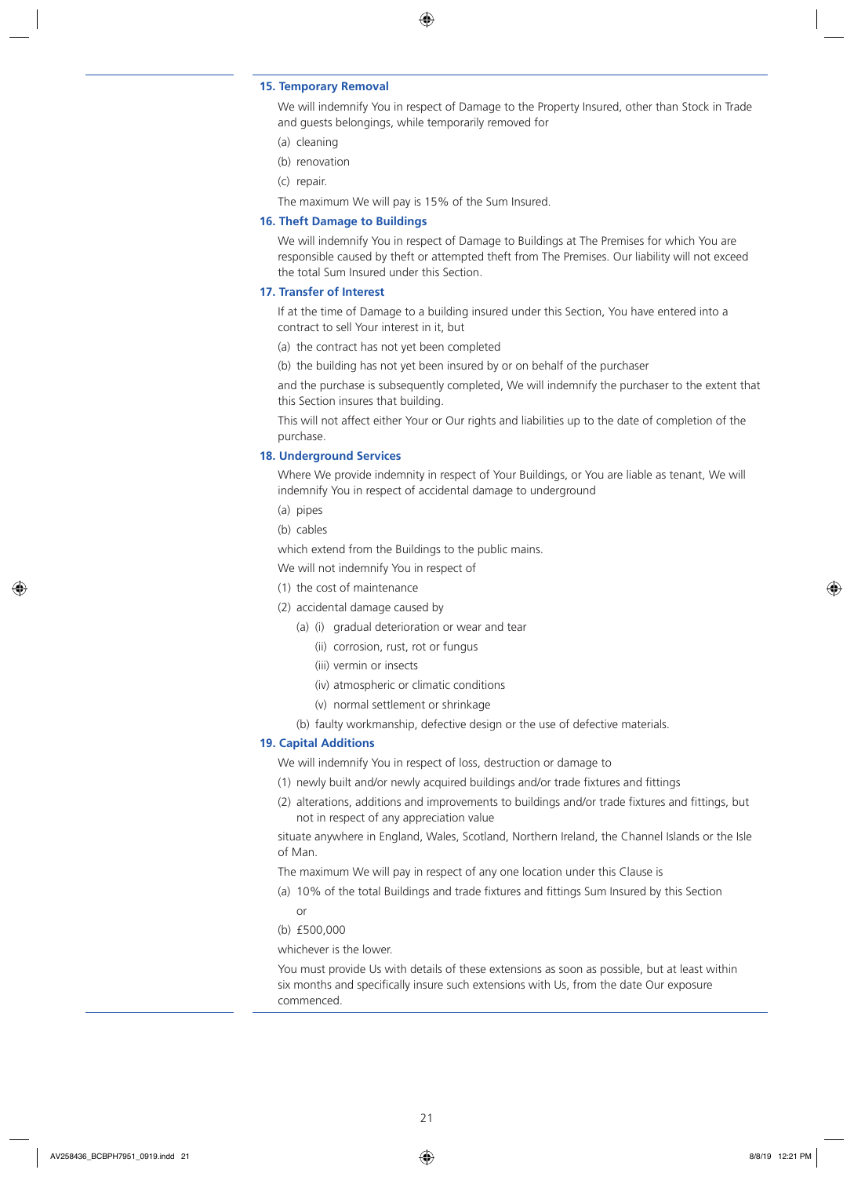### 15. Temporary Removal

We will indemnify You in respect of Damage to the Property Insured, other than Stock in Trade and guests belongings, while temporarily removed for

(a) cleaning

(b) renovation

(c) repair.

The maximum We will pay is 15% of the Sum Insured.

### 16. Theft Damage to Buildings

We will indemnify You in respect of Damage to Buildings at The Premises for which You are responsible caused by theft or attempted theft from The Premises. Our liability will not exceed the total Sum Insured under this Section.

### 17. Transfer of Interest

If at the time of Damage to a building insured under this Section, You have entered into a contract to sell Your interest in it, but

(a) the contract has not yet been completed

(b) the building has not yet been insured by or on behalf of the purchaser

and the purchase is subsequently completed, We will indemnify the purchaser to the extent that this Section insures that building.

This will not affect either Your or Our rights and liabilities up to the date of completion of the purchase.

### 18. Underground Services

Where We provide indemnity in respect of Your Buildings, or You are liable as tenant, We will indemnify You in respect of accidental damage to underground

(a) pipes

(b) cables

which extend from the Buildings to the public mains.

We will not indemnify You in respect of

(1) the cost of maintenance

(2) accidental damage caused by

  (a) (i) gradual deterioration or wear and tear

   (ii) corrosion, rust, rot or fungus

   (iii) vermin or insects

   (iv) atmospheric or climatic conditions

   (v) normal settlement or shrinkage

  (b) faulty workmanship, defective design or the use of defective materials.

### 19. Capital Additions

We will indemnify You in respect of loss, destruction or damage to

(1) newly built and/or newly acquired buildings and/or trade fixtures and fittings

(2) alterations, additions and improvements to buildings and/or trade fixtures and fittings, but not in respect of any appreciation value

situate anywhere in England, Wales, Scotland, Northern Ireland, the Channel Islands or the Isle of Man.

The maximum We will pay in respect of any one location under this Clause is

(a) 10% of the total Buildings and trade fixtures and fittings Sum Insured by this Section

or

(b) £500,000

whichever is the lower.

You must provide Us with details of these extensions as soon as possible, but at least within six months and specifically insure such extensions with Us, from the date Our exposure commenced.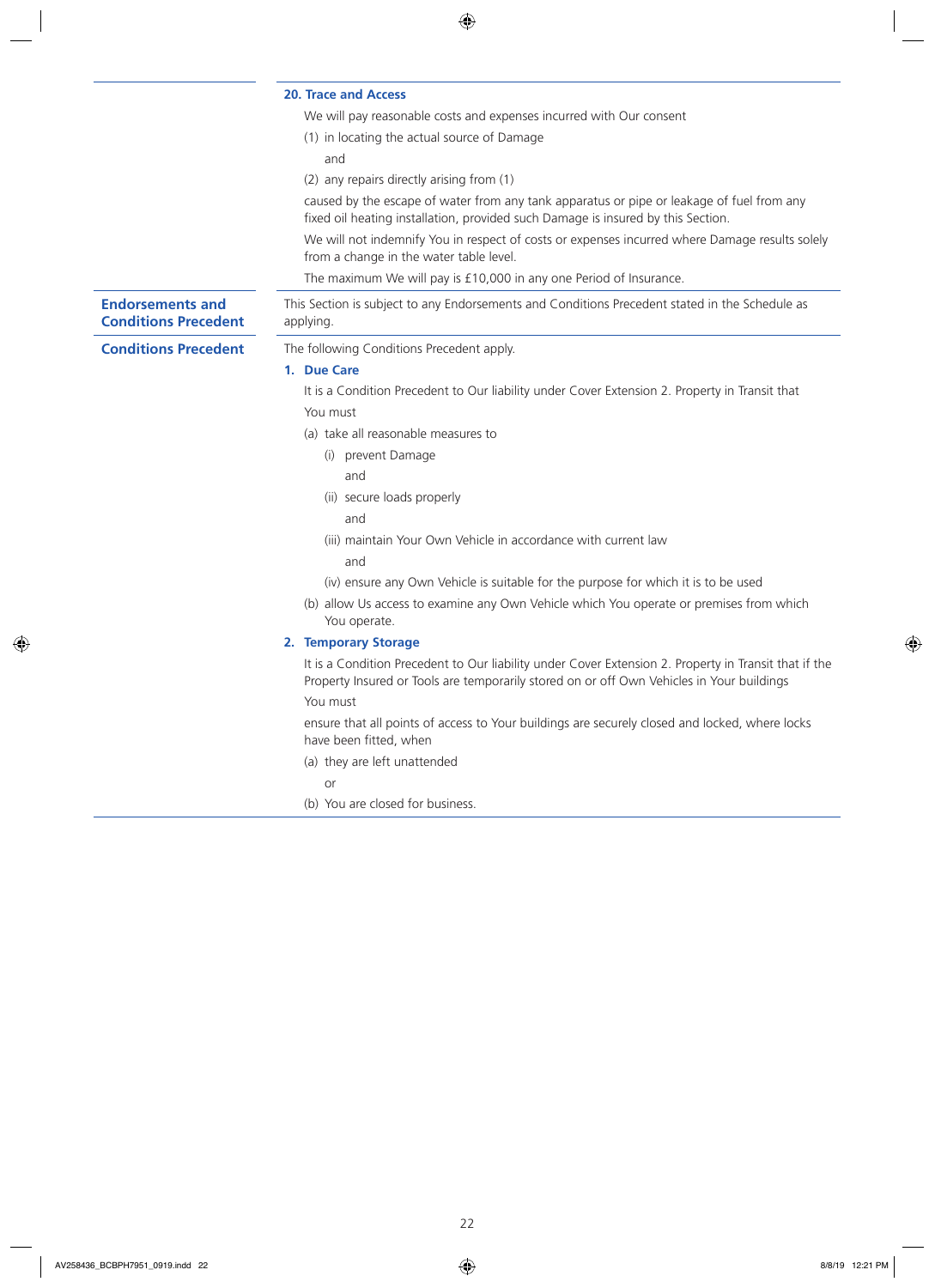### 20. Trace and Access

We will pay reasonable costs and expenses incurred with Our consent

(1) in locating the actual source of Damage

and

(2) any repairs directly arising from (1)

caused by the escape of water from any tank apparatus or pipe or leakage of fuel from any fixed oil heating installation, provided such Damage is insured by this Section.

We will not indemnify You in respect of costs or expenses incurred where Damage results solely from a change in the water table level.

The maximum We will pay is £10,000 in any one Period of Insurance.

## Endorsements and Conditions Precedent

This Section is subject to any Endorsements and Conditions Precedent stated in the Schedule as applying.

## Conditions Precedent

The following Conditions Precedent apply.

### 1. Due Care

It is a Condition Precedent to Our liability under Cover Extension 2. Property in Transit that

You must

(a) take all reasonable measures to

(i) prevent Damage

and

(ii) secure loads properly

and

(iii) maintain Your Own Vehicle in accordance with current law

and

(iv) ensure any Own Vehicle is suitable for the purpose for which it is to be used

(b) allow Us access to examine any Own Vehicle which You operate or premises from which You operate.

### 2. Temporary Storage

It is a Condition Precedent to Our liability under Cover Extension 2. Property in Transit that if the Property Insured or Tools are temporarily stored on or off Own Vehicles in Your buildings

You must

ensure that all points of access to Your buildings are securely closed and locked, where locks have been fitted, when

(a) they are left unattended

or

(b) You are closed for business.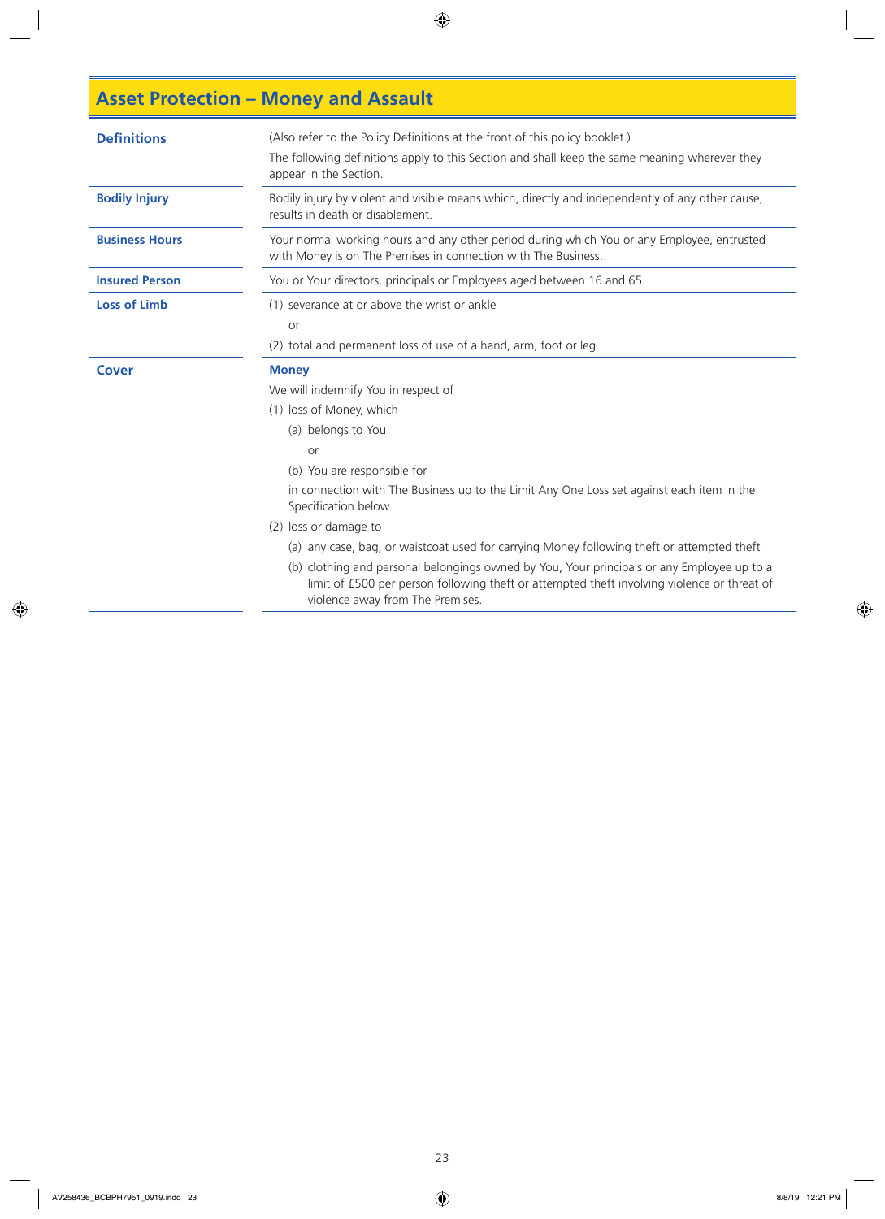# Asset Protection – Money and Assault

## Definitions

(Also refer to the Policy Definitions at the front of this policy booklet.)

The following definitions apply to this Section and shall keep the same meaning wherever they appear in the Section.

**Bodily Injury**

Bodily injury by violent and visible means which, directly and independently of any other cause, results in death or disablement.

**Business Hours**

Your normal working hours and any other period during which You or any Employee, entrusted with Money is on The Premises in connection with The Business.

**Insured Person**

You or Your directors, principals or Employees aged between 16 and 65.

**Loss of Limb**

(1) severance at or above the wrist or ankle

or

(2) total and permanent loss of use of a hand, arm, foot or leg.

## Cover

**Money**

We will indemnify You in respect of

(1) loss of Money, which

(a) belongs to You

or

(b) You are responsible for

in connection with The Business up to the Limit Any One Loss set against each item in the Specification below

(2) loss or damage to

(a) any case, bag, or waistcoat used for carrying Money following theft or attempted theft

(b) clothing and personal belongings owned by You, Your principals or any Employee up to a limit of £500 per person following theft or attempted theft involving violence or threat of violence away from The Premises.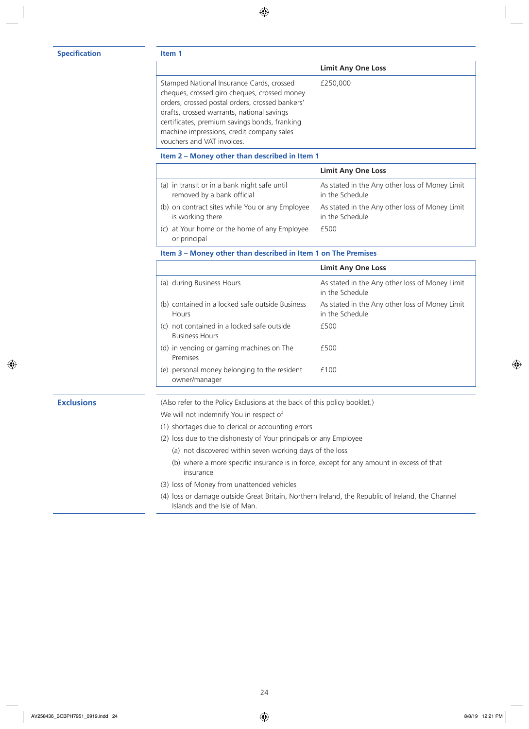## Specification

### Item 1

| | Limit Any One Loss |
|---|---|
| Stamped National Insurance Cards, crossed cheques, crossed giro cheques, crossed money orders, crossed postal orders, crossed bankers' drafts, crossed warrants, national savings certificates, premium savings bonds, franking machine impressions, credit company sales vouchers and VAT invoices. | £250,000 |

### Item 2 – Money other than described in Item 1

| | Limit Any One Loss |
|---|---|
| (a) in transit or in a bank night safe until removed by a bank official | As stated in the Any other loss of Money Limit in the Schedule |
| (b) on contract sites while You or any Employee is working there | As stated in the Any other loss of Money Limit in the Schedule |
| (c) at Your home or the home of any Employee or principal | £500 |

### Item 3 – Money other than described in Item 1 on The Premises

| | Limit Any One Loss |
|---|---|
| (a) during Business Hours | As stated in the Any other loss of Money Limit in the Schedule |
| (b) contained in a locked safe outside Business Hours | As stated in the Any other loss of Money Limit in the Schedule |
| (c) not contained in a locked safe outside Business Hours | £500 |
| (d) in vending or gaming machines on The Premises | £500 |
| (e) personal money belonging to the resident owner/manager | £100 |

## Exclusions

(Also refer to the Policy Exclusions at the back of this policy booklet.)

We will not indemnify You in respect of

(1) shortages due to clerical or accounting errors

(2) loss due to the dishonesty of Your principals or any Employee

   (a) not discovered within seven working days of the loss

   (b) where a more specific insurance is in force, except for any amount in excess of that insurance

(3) loss of Money from unattended vehicles

(4) loss or damage outside Great Britain, Northern Ireland, the Republic of Ireland, the Channel Islands and the Isle of Man.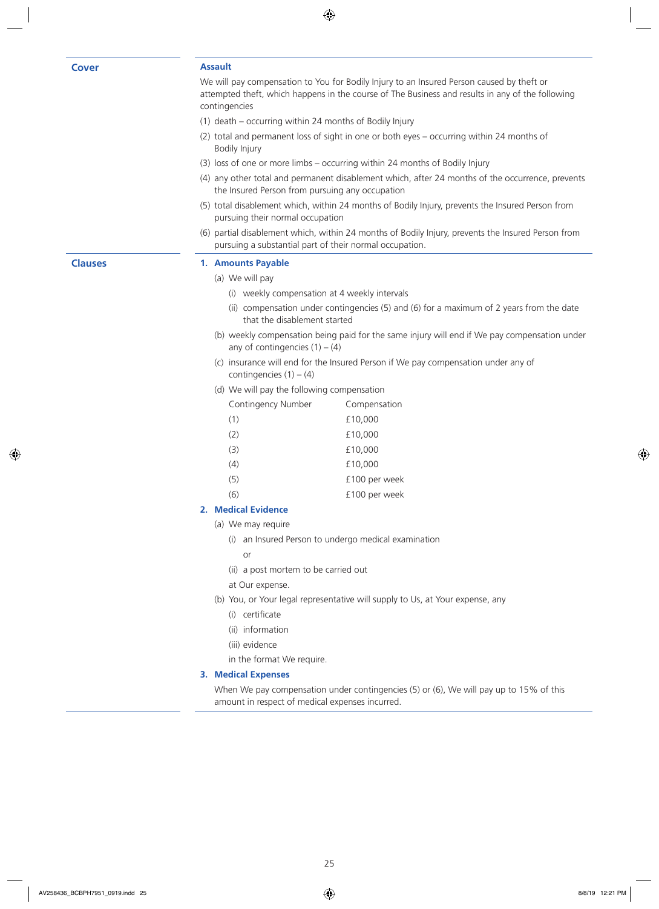## Cover

### Assault

We will pay compensation to You for Bodily Injury to an Insured Person caused by theft or attempted theft, which happens in the course of The Business and results in any of the following contingencies

(1) death – occurring within 24 months of Bodily Injury

(2) total and permanent loss of sight in one or both eyes – occurring within 24 months of Bodily Injury

(3) loss of one or more limbs – occurring within 24 months of Bodily Injury

(4) any other total and permanent disablement which, after 24 months of the occurrence, prevents the Insured Person from pursuing any occupation

(5) total disablement which, within 24 months of Bodily Injury, prevents the Insured Person from pursuing their normal occupation

(6) partial disablement which, within 24 months of Bodily Injury, prevents the Insured Person from pursuing a substantial part of their normal occupation.

## Clauses

### 1. Amounts Payable

(a) We will pay

  (i) weekly compensation at 4 weekly intervals

  (ii) compensation under contingencies (5) and (6) for a maximum of 2 years from the date that the disablement started

(b) weekly compensation being paid for the same injury will end if We pay compensation under any of contingencies (1) – (4)

(c) insurance will end for the Insured Person if We pay compensation under any of contingencies (1) – (4)

(d) We will pay the following compensation

| Contingency Number | Compensation |
|---|---|
| (1) | £10,000 |
| (2) | £10,000 |
| (3) | £10,000 |
| (4) | £10,000 |
| (5) | £100 per week |
| (6) | £100 per week |

### 2. Medical Evidence

(a) We may require

  (i) an Insured Person to undergo medical examination

  or

  (ii) a post mortem to be carried out

  at Our expense.

(b) You, or Your legal representative will supply to Us, at Your expense, any

  (i) certificate

  (ii) information

  (iii) evidence

  in the format We require.

### 3. Medical Expenses

When We pay compensation under contingencies (5) or (6), We will pay up to 15% of this amount in respect of medical expenses incurred.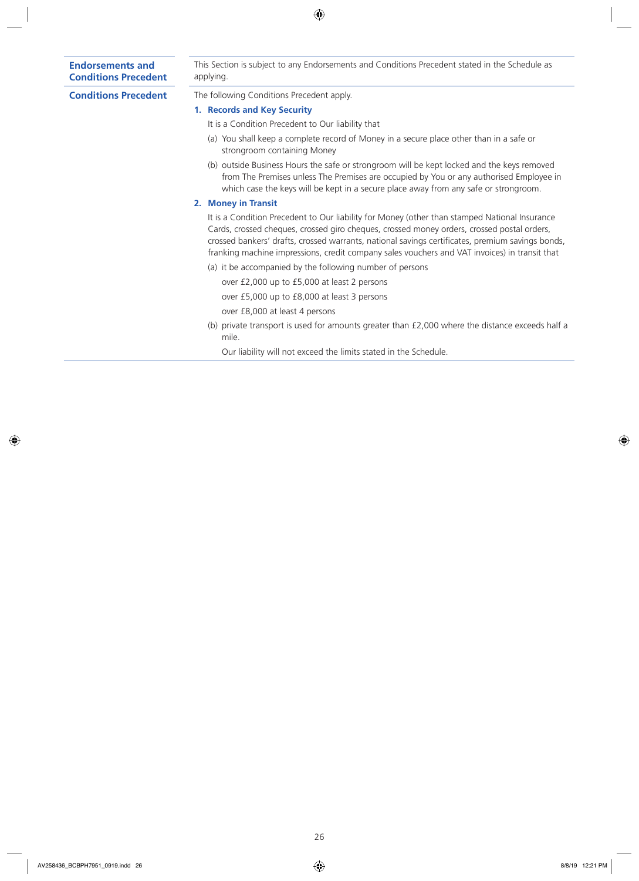## Endorsements and Conditions Precedent

This Section is subject to any Endorsements and Conditions Precedent stated in the Schedule as applying.

## Conditions Precedent

The following Conditions Precedent apply.

### 1. Records and Key Security

It is a Condition Precedent to Our liability that

(a) You shall keep a complete record of Money in a secure place other than in a safe or strongroom containing Money

(b) outside Business Hours the safe or strongroom will be kept locked and the keys removed from The Premises unless The Premises are occupied by You or any authorised Employee in which case the keys will be kept in a secure place away from any safe or strongroom.

### 2. Money in Transit

It is a Condition Precedent to Our liability for Money (other than stamped National Insurance Cards, crossed cheques, crossed giro cheques, crossed money orders, crossed postal orders, crossed bankers' drafts, crossed warrants, national savings certificates, premium savings bonds, franking machine impressions, credit company sales vouchers and VAT invoices) in transit that

(a) it be accompanied by the following number of persons

over £2,000 up to £5,000 at least 2 persons

over £5,000 up to £8,000 at least 3 persons

over £8,000 at least 4 persons

(b) private transport is used for amounts greater than £2,000 where the distance exceeds half a mile.

Our liability will not exceed the limits stated in the Schedule.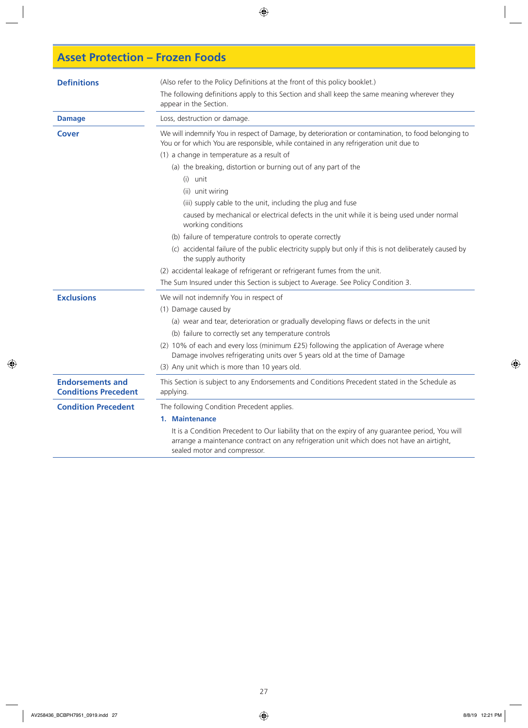# Asset Protection – Frozen Foods

### Definitions

(Also refer to the Policy Definitions at the front of this policy booklet.)

The following definitions apply to this Section and shall keep the same meaning wherever they appear in the Section.

**Damage**

Loss, destruction or damage.

### Cover

We will indemnify You in respect of Damage, by deterioration or contamination, to food belonging to You or for which You are responsible, while contained in any refrigeration unit due to

(1) a change in temperature as a result of

- (a) the breaking, distortion or burning out of any part of the
  - (i) unit
  - (ii) unit wiring
  - (iii) supply cable to the unit, including the plug and fuse

  caused by mechanical or electrical defects in the unit while it is being used under normal working conditions
- (b) failure of temperature controls to operate correctly
- (c) accidental failure of the public electricity supply but only if this is not deliberately caused by the supply authority

(2) accidental leakage of refrigerant or refrigerant fumes from the unit.

The Sum Insured under this Section is subject to Average. See Policy Condition 3.

### Exclusions

We will not indemnify You in respect of

(1) Damage caused by

- (a) wear and tear, deterioration or gradually developing flaws or defects in the unit
- (b) failure to correctly set any temperature controls

(2) 10% of each and every loss (minimum £25) following the application of Average where Damage involves refrigerating units over 5 years old at the time of Damage

(3) Any unit which is more than 10 years old.

### Endorsements and Conditions Precedent

This Section is subject to any Endorsements and Conditions Precedent stated in the Schedule as applying.

### Condition Precedent

The following Condition Precedent applies.

**1. Maintenance**

It is a Condition Precedent to Our liability that on the expiry of any guarantee period, You will arrange a maintenance contract on any refrigeration unit which does not have an airtight, sealed motor and compressor.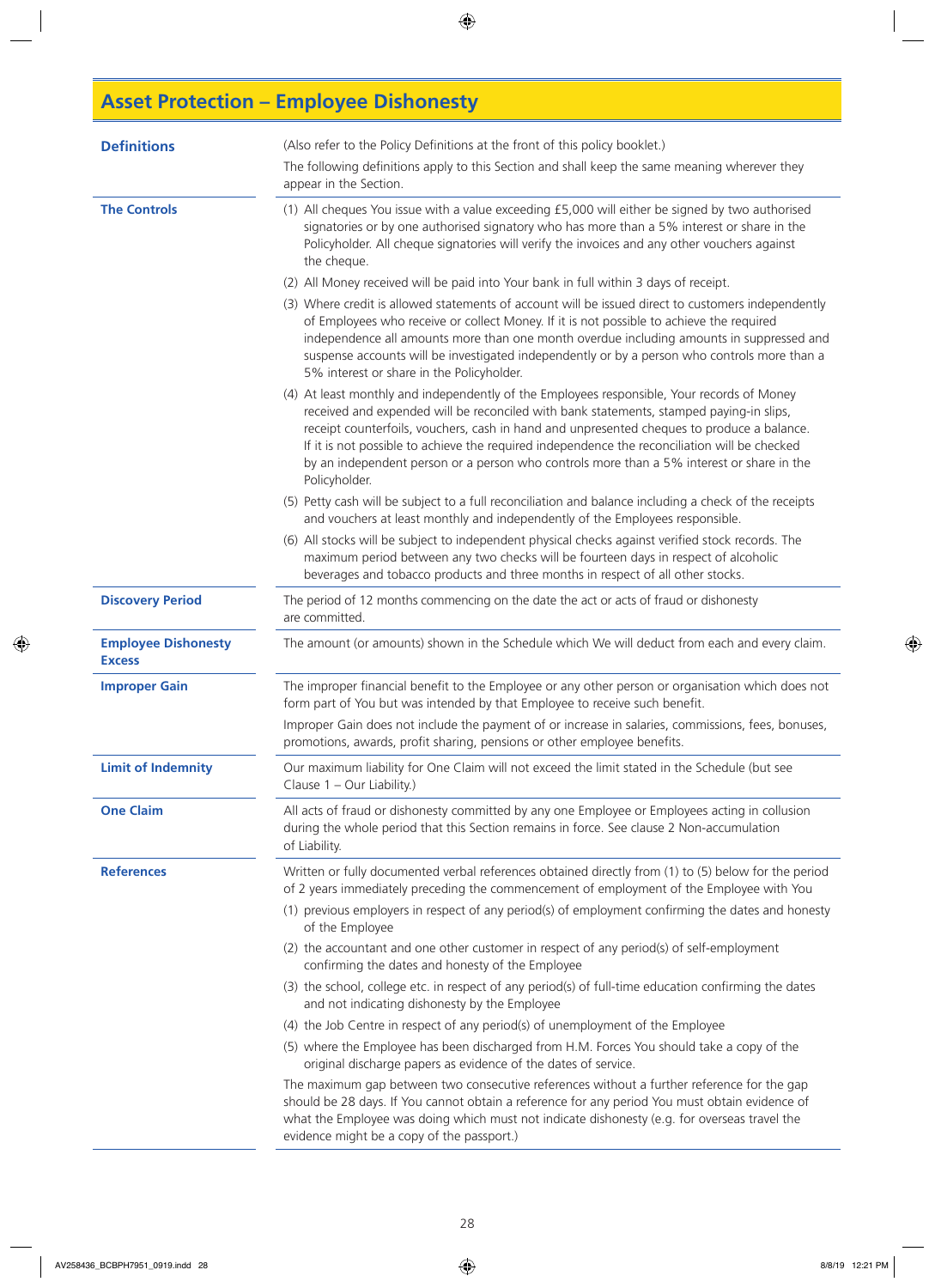# Asset Protection – Employee Dishonesty

## Definitions

(Also refer to the Policy Definitions at the front of this policy booklet.)

The following definitions apply to this Section and shall keep the same meaning wherever they appear in the Section.

**The Controls**

(1) All cheques You issue with a value exceeding £5,000 will either be signed by two authorised signatories or by one authorised signatory who has more than a 5% interest or share in the Policyholder. All cheque signatories will verify the invoices and any other vouchers against the cheque.

(2) All Money received will be paid into Your bank in full within 3 days of receipt.

(3) Where credit is allowed statements of account will be issued direct to customers independently of Employees who receive or collect Money. If it is not possible to achieve the required independence all amounts more than one month overdue including amounts in suppressed and suspense accounts will be investigated independently or by a person who controls more than a 5% interest or share in the Policyholder.

(4) At least monthly and independently of the Employees responsible, Your records of Money received and expended will be reconciled with bank statements, stamped paying-in slips, receipt counterfoils, vouchers, cash in hand and unpresented cheques to produce a balance. If it is not possible to achieve the required independence the reconciliation will be checked by an independent person or a person who controls more than a 5% interest or share in the Policyholder.

(5) Petty cash will be subject to a full reconciliation and balance including a check of the receipts and vouchers at least monthly and independently of the Employees responsible.

(6) All stocks will be subject to independent physical checks against verified stock records. The maximum period between any two checks will be fourteen days in respect of alcoholic beverages and tobacco products and three months in respect of all other stocks.

**Discovery Period**

The period of 12 months commencing on the date the act or acts of fraud or dishonesty are committed.

**Employee Dishonesty Excess**

The amount (or amounts) shown in the Schedule which We will deduct from each and every claim.

**Improper Gain**

The improper financial benefit to the Employee or any other person or organisation which does not form part of You but was intended by that Employee to receive such benefit.

Improper Gain does not include the payment of or increase in salaries, commissions, fees, bonuses, promotions, awards, profit sharing, pensions or other employee benefits.

**Limit of Indemnity**

Our maximum liability for One Claim will not exceed the limit stated in the Schedule (but see Clause 1 – Our Liability.)

**One Claim**

All acts of fraud or dishonesty committed by any one Employee or Employees acting in collusion during the whole period that this Section remains in force. See clause 2 Non-accumulation of Liability.

**References**

Written or fully documented verbal references obtained directly from (1) to (5) below for the period of 2 years immediately preceding the commencement of employment of the Employee with You

(1) previous employers in respect of any period(s) of employment confirming the dates and honesty of the Employee

(2) the accountant and one other customer in respect of any period(s) of self-employment confirming the dates and honesty of the Employee

(3) the school, college etc. in respect of any period(s) of full-time education confirming the dates and not indicating dishonesty by the Employee

(4) the Job Centre in respect of any period(s) of unemployment of the Employee

(5) where the Employee has been discharged from H.M. Forces You should take a copy of the original discharge papers as evidence of the dates of service.

The maximum gap between two consecutive references without a further reference for the gap should be 28 days. If You cannot obtain a reference for any period You must obtain evidence of what the Employee was doing which must not indicate dishonesty (e.g. for overseas travel the evidence might be a copy of the passport.)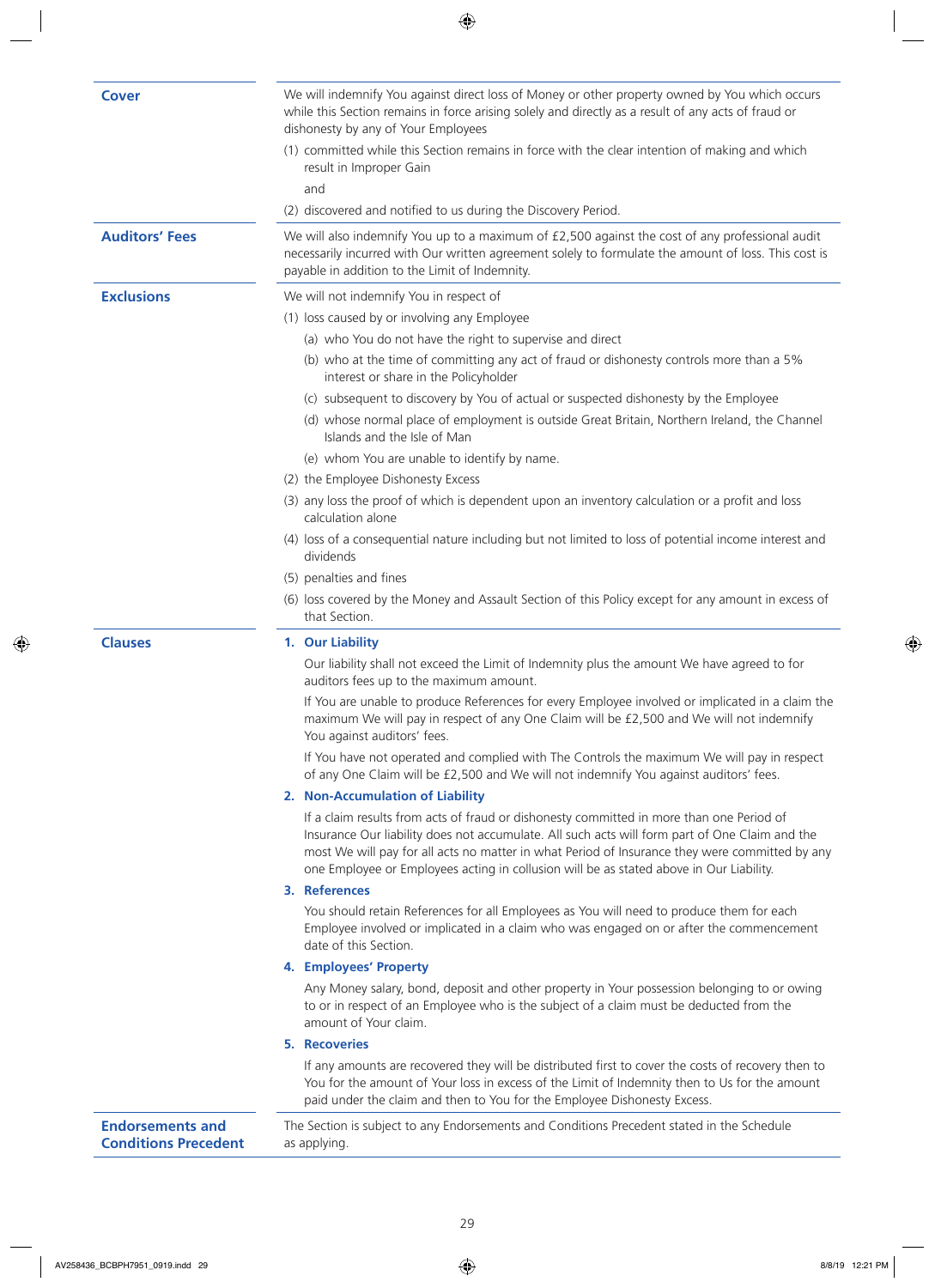## Cover

We will indemnify You against direct loss of Money or other property owned by You which occurs while this Section remains in force arising solely and directly as a result of any acts of fraud or dishonesty by any of Your Employees

(1) committed while this Section remains in force with the clear intention of making and which result in Improper Gain

and

(2) discovered and notified to us during the Discovery Period.

## Auditors' Fees

We will also indemnify You up to a maximum of £2,500 against the cost of any professional audit necessarily incurred with Our written agreement solely to formulate the amount of loss. This cost is payable in addition to the Limit of Indemnity.

## Exclusions

We will not indemnify You in respect of

(1) loss caused by or involving any Employee

(a) who You do not have the right to supervise and direct

(b) who at the time of committing any act of fraud or dishonesty controls more than a 5% interest or share in the Policyholder

(c) subsequent to discovery by You of actual or suspected dishonesty by the Employee

(d) whose normal place of employment is outside Great Britain, Northern Ireland, the Channel Islands and the Isle of Man

(e) whom You are unable to identify by name.

(2) the Employee Dishonesty Excess

(3) any loss the proof of which is dependent upon an inventory calculation or a profit and loss calculation alone

(4) loss of a consequential nature including but not limited to loss of potential income interest and dividends

(5) penalties and fines

(6) loss covered by the Money and Assault Section of this Policy except for any amount in excess of that Section.

## Clauses

### 1. Our Liability

Our liability shall not exceed the Limit of Indemnity plus the amount We have agreed to for auditors fees up to the maximum amount.

If You are unable to produce References for every Employee involved or implicated in a claim the maximum We will pay in respect of any One Claim will be £2,500 and We will not indemnify You against auditors' fees.

If You have not operated and complied with The Controls the maximum We will pay in respect of any One Claim will be £2,500 and We will not indemnify You against auditors' fees.

### 2. Non-Accumulation of Liability

If a claim results from acts of fraud or dishonesty committed in more than one Period of Insurance Our liability does not accumulate. All such acts will form part of One Claim and the most We will pay for all acts no matter in what Period of Insurance they were committed by any one Employee or Employees acting in collusion will be as stated above in Our Liability.

### 3. References

You should retain References for all Employees as You will need to produce them for each Employee involved or implicated in a claim who was engaged on or after the commencement date of this Section.

### 4. Employees' Property

Any Money salary, bond, deposit and other property in Your possession belonging to or owing to or in respect of an Employee who is the subject of a claim must be deducted from the amount of Your claim.

### 5. Recoveries

If any amounts are recovered they will be distributed first to cover the costs of recovery then to You for the amount of Your loss in excess of the Limit of Indemnity then to Us for the amount paid under the claim and then to You for the Employee Dishonesty Excess.

## Endorsements and Conditions Precedent

The Section is subject to any Endorsements and Conditions Precedent stated in the Schedule as applying.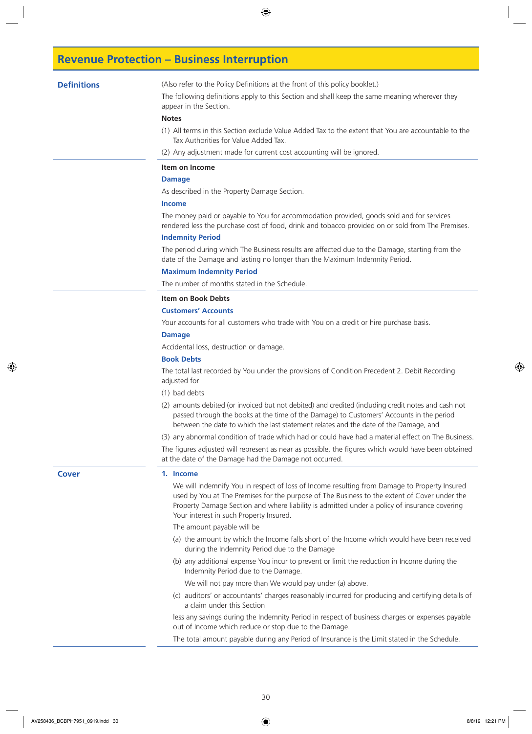# Revenue Protection – Business Interruption

## Definitions

(Also refer to the Policy Definitions at the front of this policy booklet.)

The following definitions apply to this Section and shall keep the same meaning wherever they appear in the Section.

**Notes**

(1) All terms in this Section exclude Value Added Tax to the extent that You are accountable to the Tax Authorities for Value Added Tax.

(2) Any adjustment made for current cost accounting will be ignored.

**Item on Income**

**Damage**

As described in the Property Damage Section.

**Income**

The money paid or payable to You for accommodation provided, goods sold and for services rendered less the purchase cost of food, drink and tobacco provided on or sold from The Premises.

**Indemnity Period**

The period during which The Business results are affected due to the Damage, starting from the date of the Damage and lasting no longer than the Maximum Indemnity Period.

**Maximum Indemnity Period**

The number of months stated in the Schedule.

**Item on Book Debts**

**Customers' Accounts**

Your accounts for all customers who trade with You on a credit or hire purchase basis.

**Damage**

Accidental loss, destruction or damage.

**Book Debts**

The total last recorded by You under the provisions of Condition Precedent 2. Debit Recording adjusted for

(1) bad debts

(2) amounts debited (or invoiced but not debited) and credited (including credit notes and cash not passed through the books at the time of the Damage) to Customers' Accounts in the period between the date to which the last statement relates and the date of the Damage, and

(3) any abnormal condition of trade which had or could have had a material effect on The Business.

The figures adjusted will represent as near as possible, the figures which would have been obtained at the date of the Damage had the Damage not occurred.

## Cover

**1. Income**

We will indemnify You in respect of loss of Income resulting from Damage to Property Insured used by You at The Premises for the purpose of The Business to the extent of Cover under the Property Damage Section and where liability is admitted under a policy of insurance covering Your interest in such Property Insured.

The amount payable will be

(a) the amount by which the Income falls short of the Income which would have been received during the Indemnity Period due to the Damage

(b) any additional expense You incur to prevent or limit the reduction in Income during the Indemnity Period due to the Damage.

We will not pay more than We would pay under (a) above.

(c) auditors' or accountants' charges reasonably incurred for producing and certifying details of a claim under this Section

less any savings during the Indemnity Period in respect of business charges or expenses payable out of Income which reduce or stop due to the Damage.

The total amount payable during any Period of Insurance is the Limit stated in the Schedule.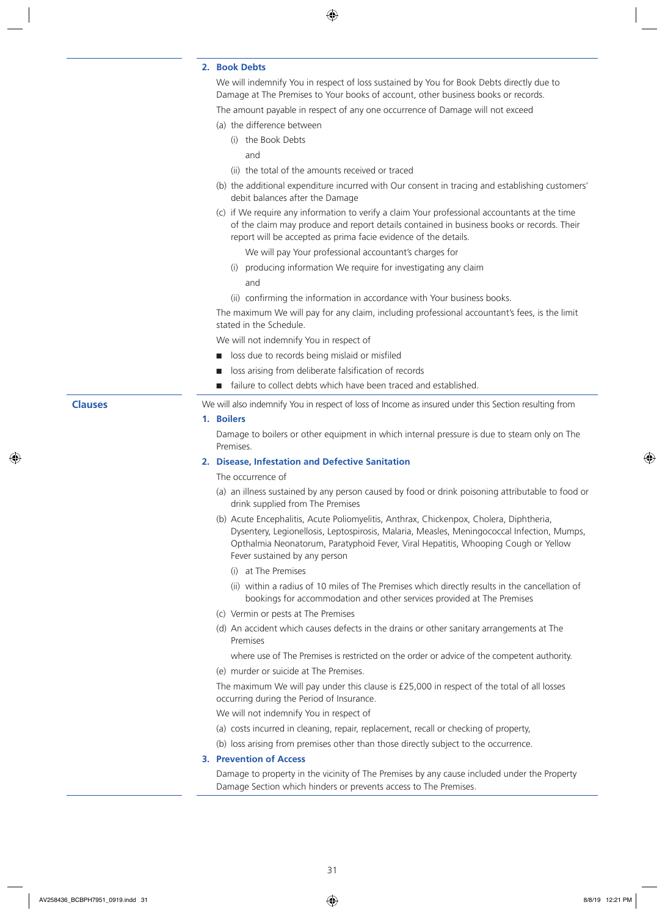### 2. Book Debts

We will indemnify You in respect of loss sustained by You for Book Debts directly due to Damage at The Premises to Your books of account, other business books or records.

The amount payable in respect of any one occurrence of Damage will not exceed

(a) the difference between

  (i) the Book Debts

  and

  (ii) the total of the amounts received or traced

(b) the additional expenditure incurred with Our consent in tracing and establishing customers' debit balances after the Damage

(c) if We require any information to verify a claim Your professional accountants at the time of the claim may produce and report details contained in business books or records. Their report will be accepted as prima facie evidence of the details.

  We will pay Your professional accountant's charges for

  (i) producing information We require for investigating any claim

  and

  (ii) confirming the information in accordance with Your business books.

The maximum We will pay for any claim, including professional accountant's fees, is the limit stated in the Schedule.

We will not indemnify You in respect of

- loss due to records being mislaid or misfiled
- loss arising from deliberate falsification of records
- failure to collect debts which have been traced and established.

## Clauses

We will also indemnify You in respect of loss of Income as insured under this Section resulting from

### 1. Boilers

Damage to boilers or other equipment in which internal pressure is due to steam only on The Premises.

### 2. Disease, Infestation and Defective Sanitation

The occurrence of

(a) an illness sustained by any person caused by food or drink poisoning attributable to food or drink supplied from The Premises

(b) Acute Encephalitis, Acute Poliomyelitis, Anthrax, Chickenpox, Cholera, Diphtheria, Dysentery, Legionellosis, Leptospirosis, Malaria, Measles, Meningococcal Infection, Mumps, Opthalmia Neonatorum, Paratyphoid Fever, Viral Hepatitis, Whooping Cough or Yellow Fever sustained by any person

  (i) at The Premises

  (ii) within a radius of 10 miles of The Premises which directly results in the cancellation of bookings for accommodation and other services provided at The Premises

(c) Vermin or pests at The Premises

(d) An accident which causes defects in the drains or other sanitary arrangements at The Premises

  where use of The Premises is restricted on the order or advice of the competent authority.

(e) murder or suicide at The Premises.

The maximum We will pay under this clause is £25,000 in respect of the total of all losses occurring during the Period of Insurance.

We will not indemnify You in respect of

(a) costs incurred in cleaning, repair, replacement, recall or checking of property,

(b) loss arising from premises other than those directly subject to the occurrence.

### 3. Prevention of Access

Damage to property in the vicinity of The Premises by any cause included under the Property Damage Section which hinders or prevents access to The Premises.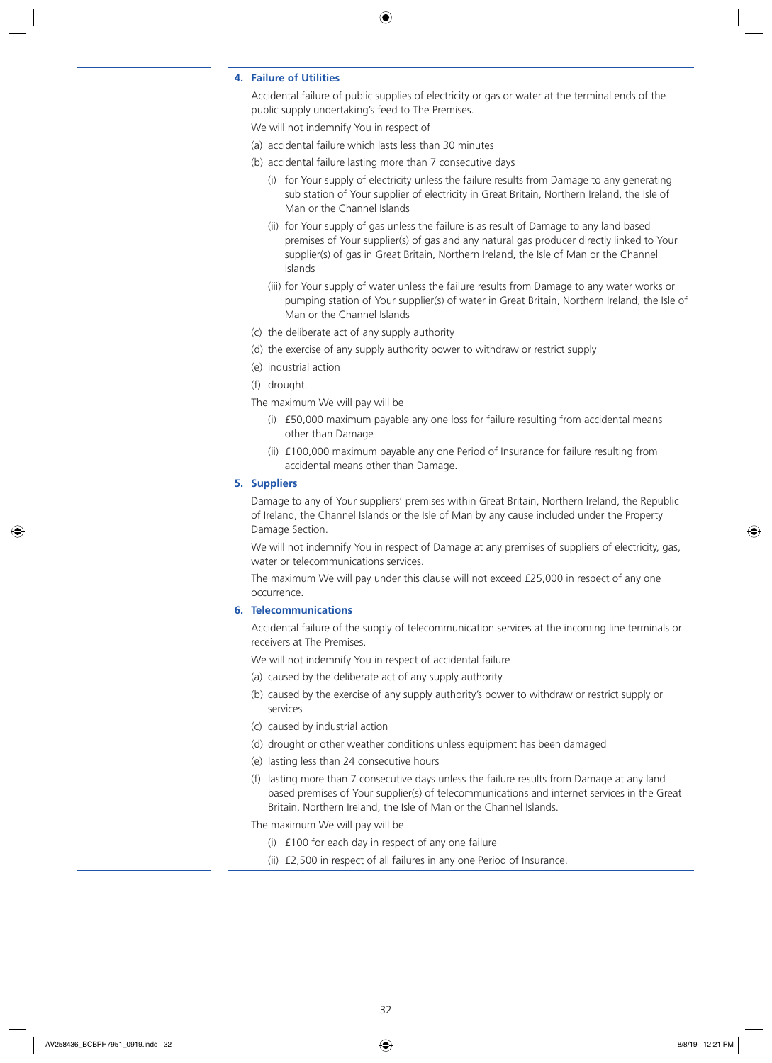### 4. Failure of Utilities

Accidental failure of public supplies of electricity or gas or water at the terminal ends of the public supply undertaking's feed to The Premises.

We will not indemnify You in respect of

(a) accidental failure which lasts less than 30 minutes

(b) accidental failure lasting more than 7 consecutive days

  (i) for Your supply of electricity unless the failure results from Damage to any generating sub station of Your supplier of electricity in Great Britain, Northern Ireland, the Isle of Man or the Channel Islands

  (ii) for Your supply of gas unless the failure is as result of Damage to any land based premises of Your supplier(s) of gas and any natural gas producer directly linked to Your supplier(s) of gas in Great Britain, Northern Ireland, the Isle of Man or the Channel Islands

  (iii) for Your supply of water unless the failure results from Damage to any water works or pumping station of Your supplier(s) of water in Great Britain, Northern Ireland, the Isle of Man or the Channel Islands

(c) the deliberate act of any supply authority

(d) the exercise of any supply authority power to withdraw or restrict supply

(e) industrial action

(f) drought.

The maximum We will pay will be

  (i) £50,000 maximum payable any one loss for failure resulting from accidental means other than Damage

  (ii) £100,000 maximum payable any one Period of Insurance for failure resulting from accidental means other than Damage.

### 5. Suppliers

Damage to any of Your suppliers' premises within Great Britain, Northern Ireland, the Republic of Ireland, the Channel Islands or the Isle of Man by any cause included under the Property Damage Section.

We will not indemnify You in respect of Damage at any premises of suppliers of electricity, gas, water or telecommunications services.

The maximum We will pay under this clause will not exceed £25,000 in respect of any one occurrence.

### 6. Telecommunications

Accidental failure of the supply of telecommunication services at the incoming line terminals or receivers at The Premises.

We will not indemnify You in respect of accidental failure

(a) caused by the deliberate act of any supply authority

(b) caused by the exercise of any supply authority's power to withdraw or restrict supply or services

(c) caused by industrial action

(d) drought or other weather conditions unless equipment has been damaged

(e) lasting less than 24 consecutive hours

(f) lasting more than 7 consecutive days unless the failure results from Damage at any land based premises of Your supplier(s) of telecommunications and internet services in the Great Britain, Northern Ireland, the Isle of Man or the Channel Islands.

The maximum We will pay will be

  (i) £100 for each day in respect of any one failure

  (ii) £2,500 in respect of all failures in any one Period of Insurance.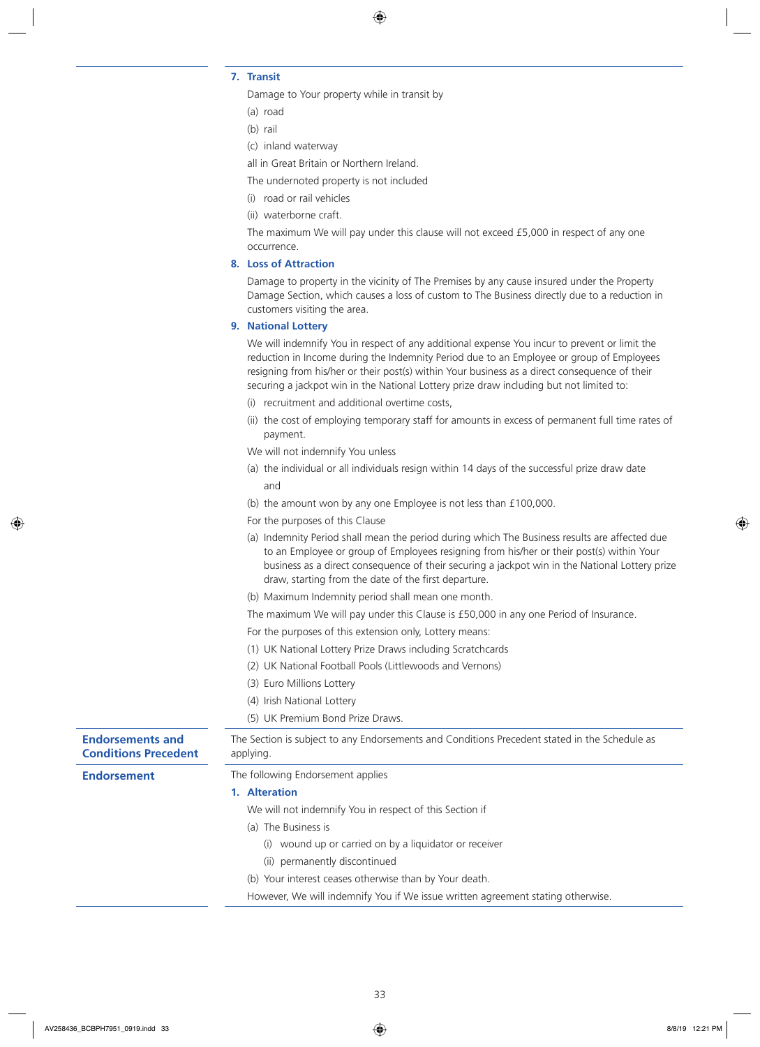### 7. Transit

Damage to Your property while in transit by

(a) road

(b) rail

(c) inland waterway

all in Great Britain or Northern Ireland.

The undernoted property is not included

(i) road or rail vehicles

(ii) waterborne craft.

The maximum We will pay under this clause will not exceed £5,000 in respect of any one occurrence.

### 8. Loss of Attraction

Damage to property in the vicinity of The Premises by any cause insured under the Property Damage Section, which causes a loss of custom to The Business directly due to a reduction in customers visiting the area.

### 9. National Lottery

We will indemnify You in respect of any additional expense You incur to prevent or limit the reduction in Income during the Indemnity Period due to an Employee or group of Employees resigning from his/her or their post(s) within Your business as a direct consequence of their securing a jackpot win in the National Lottery prize draw including but not limited to:

(i) recruitment and additional overtime costs,

(ii) the cost of employing temporary staff for amounts in excess of permanent full time rates of payment.

We will not indemnify You unless

(a) the individual or all individuals resign within 14 days of the successful prize draw date

and

(b) the amount won by any one Employee is not less than £100,000.

For the purposes of this Clause

(a) Indemnity Period shall mean the period during which The Business results are affected due to an Employee or group of Employees resigning from his/her or their post(s) within Your business as a direct consequence of their securing a jackpot win in the National Lottery prize draw, starting from the date of the first departure.

(b) Maximum Indemnity period shall mean one month.

The maximum We will pay under this Clause is £50,000 in any one Period of Insurance.

For the purposes of this extension only, Lottery means:

(1) UK National Lottery Prize Draws including Scratchcards

(2) UK National Football Pools (Littlewoods and Vernons)

(3) Euro Millions Lottery

(4) Irish National Lottery

(5) UK Premium Bond Prize Draws.

## Endorsements and Conditions Precedent

The Section is subject to any Endorsements and Conditions Precedent stated in the Schedule as applying.

## Endorsement

The following Endorsement applies

### 1. Alteration

We will not indemnify You in respect of this Section if

(a) The Business is

(i) wound up or carried on by a liquidator or receiver

(ii) permanently discontinued

(b) Your interest ceases otherwise than by Your death.

However, We will indemnify You if We issue written agreement stating otherwise.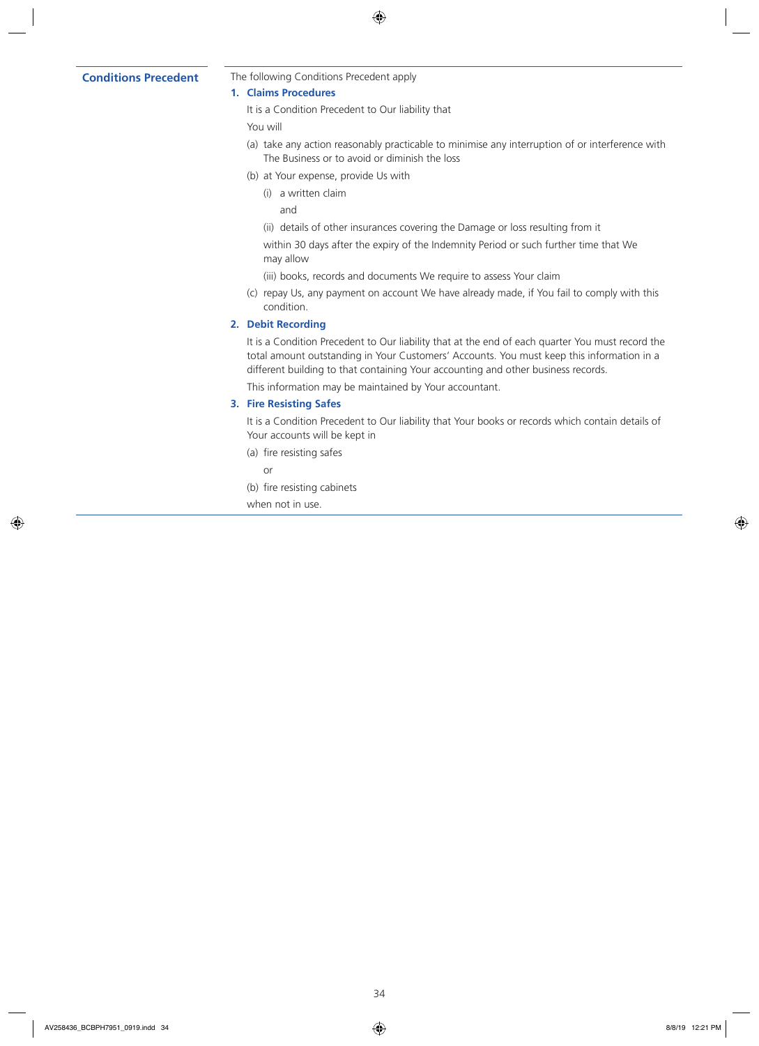## Conditions Precedent

The following Conditions Precedent apply

### 1. Claims Procedures

It is a Condition Precedent to Our liability that

You will

(a) take any action reasonably practicable to minimise any interruption of or interference with The Business or to avoid or diminish the loss

(b) at Your expense, provide Us with

   (i) a written claim

   and

   (ii) details of other insurances covering the Damage or loss resulting from it

   within 30 days after the expiry of the Indemnity Period or such further time that We may allow

   (iii) books, records and documents We require to assess Your claim

(c) repay Us, any payment on account We have already made, if You fail to comply with this condition.

### 2. Debit Recording

It is a Condition Precedent to Our liability that at the end of each quarter You must record the total amount outstanding in Your Customers' Accounts. You must keep this information in a different building to that containing Your accounting and other business records.

This information may be maintained by Your accountant.

### 3. Fire Resisting Safes

It is a Condition Precedent to Our liability that Your books or records which contain details of Your accounts will be kept in

(a) fire resisting safes

   or

(b) fire resisting cabinets

when not in use.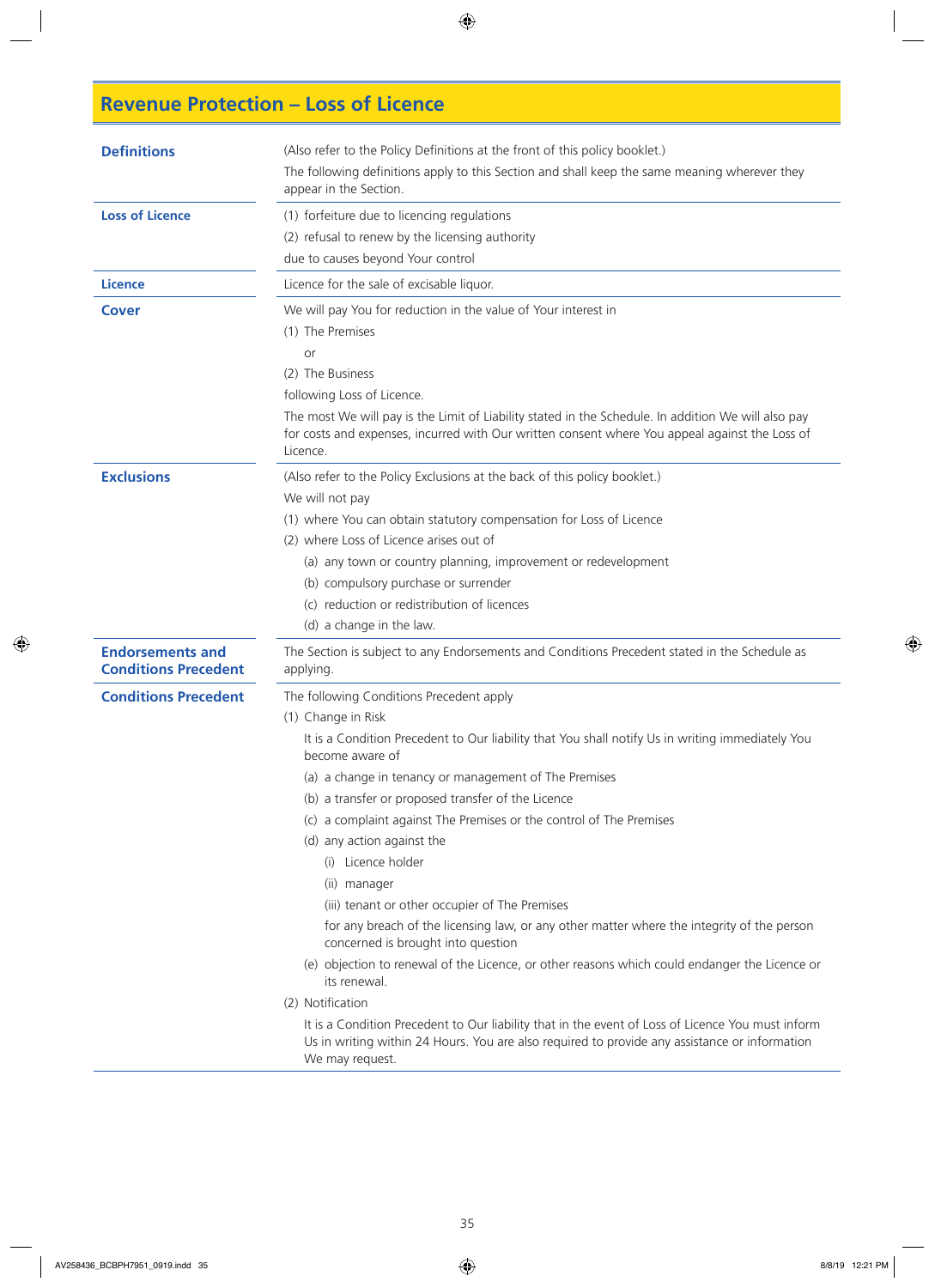# Revenue Protection – Loss of Licence

## Definitions

(Also refer to the Policy Definitions at the front of this policy booklet.)

The following definitions apply to this Section and shall keep the same meaning wherever they appear in the Section.

### Loss of Licence

(1) forfeiture due to licencing regulations

(2) refusal to renew by the licensing authority

due to causes beyond Your control

### Licence

Licence for the sale of excisable liquor.

## Cover

We will pay You for reduction in the value of Your interest in

(1) The Premises

or

(2) The Business

following Loss of Licence.

The most We will pay is the Limit of Liability stated in the Schedule. In addition We will also pay for costs and expenses, incurred with Our written consent where You appeal against the Loss of Licence.

## Exclusions

(Also refer to the Policy Exclusions at the back of this policy booklet.)

We will not pay

(1) where You can obtain statutory compensation for Loss of Licence

(2) where Loss of Licence arises out of

- (a) any town or country planning, improvement or redevelopment
- (b) compulsory purchase or surrender
- (c) reduction or redistribution of licences
- (d) a change in the law.

## Endorsements and Conditions Precedent

The Section is subject to any Endorsements and Conditions Precedent stated in the Schedule as applying.

## Conditions Precedent

The following Conditions Precedent apply

(1) Change in Risk

It is a Condition Precedent to Our liability that You shall notify Us in writing immediately You become aware of

- (a) a change in tenancy or management of The Premises
- (b) a transfer or proposed transfer of the Licence
- (c) a complaint against The Premises or the control of The Premises
- (d) any action against the
  - (i) Licence holder
  - (ii) manager
  - (iii) tenant or other occupier of The Premises

  for any breach of the licensing law, or any other matter where the integrity of the person concerned is brought into question
- (e) objection to renewal of the Licence, or other reasons which could endanger the Licence or its renewal.

(2) Notification

It is a Condition Precedent to Our liability that in the event of Loss of Licence You must inform Us in writing within 24 Hours. You are also required to provide any assistance or information We may request.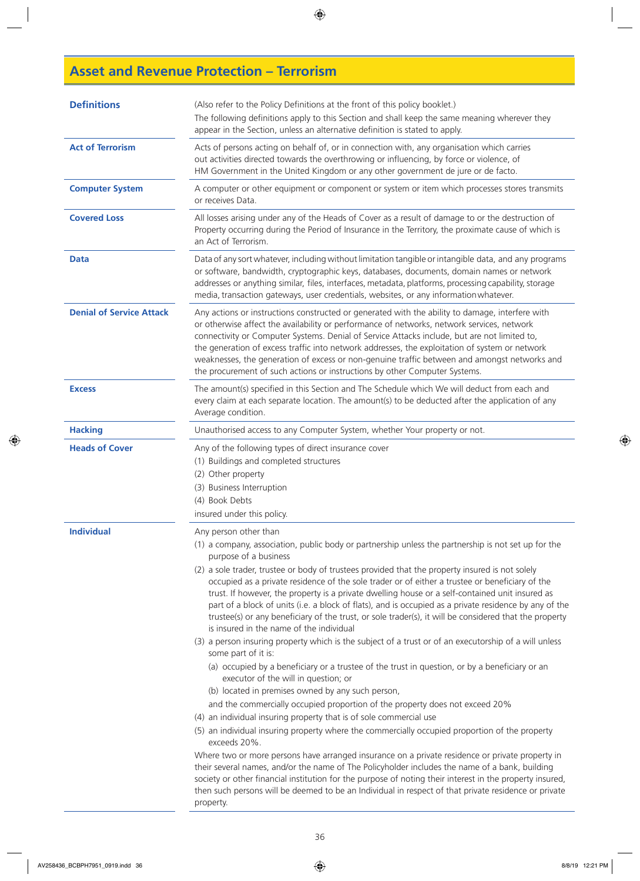# Asset and Revenue Protection – Terrorism

| | |
|---|---|
| **Definitions** | (Also refer to the Policy Definitions at the front of this policy booklet.) The following definitions apply to this Section and shall keep the same meaning wherever they appear in the Section, unless an alternative definition is stated to apply. |
| **Act of Terrorism** | Acts of persons acting on behalf of, or in connection with, any organisation which carries out activities directed towards the overthrowing or influencing, by force or violence, of HM Government in the United Kingdom or any other government de jure or de facto. |
| **Computer System** | A computer or other equipment or component or system or item which processes stores transmits or receives Data. |
| **Covered Loss** | All losses arising under any of the Heads of Cover as a result of damage to or the destruction of Property occurring during the Period of Insurance in the Territory, the proximate cause of which is an Act of Terrorism. |
| **Data** | Data of any sort whatever, including without limitation tangible or intangible data, and any programs or software, bandwidth, cryptographic keys, databases, documents, domain names or network addresses or anything similar, files, interfaces, metadata, platforms, processing capability, storage media, transaction gateways, user credentials, websites, or any information whatever. |
| **Denial of Service Attack** | Any actions or instructions constructed or generated with the ability to damage, interfere with or otherwise affect the availability or performance of networks, network services, network connectivity or Computer Systems. Denial of Service Attacks include, but are not limited to, the generation of excess traffic into network addresses, the exploitation of system or network weaknesses, the generation of excess or non-genuine traffic between and amongst networks and the procurement of such actions or instructions by other Computer Systems. |
| **Excess** | The amount(s) specified in this Section and The Schedule which We will deduct from each and every claim at each separate location. The amount(s) to be deducted after the application of any Average condition. |
| **Hacking** | Unauthorised access to any Computer System, whether Your property or not. |
| **Heads of Cover** | Any of the following types of direct insurance cover<br>(1) Buildings and completed structures<br>(2) Other property<br>(3) Business Interruption<br>(4) Book Debts<br>insured under this policy. |
| **Individual** | Any person other than<br>(1) a company, association, public body or partnership unless the partnership is not set up for the purpose of a business<br>(2) a sole trader, trustee or body of trustees provided that the property insured is not solely occupied as a private residence of the sole trader or of either a trustee or beneficiary of the trust. If however, the property is a private dwelling house or a self-contained unit insured as part of a block of units (i.e. a block of flats), and is occupied as a private residence by any of the trustee(s) or any beneficiary of the trust, or sole trader(s), it will be considered that the property is insured in the name of the individual<br>(3) a person insuring property which is the subject of a trust or of an executorship of a will unless some part of it is:<br>(a) occupied by a beneficiary or a trustee of the trust in question, or by a beneficiary or an executor of the will in question; or<br>(b) located in premises owned by any such person,<br>and the commercially occupied proportion of the property does not exceed 20%<br>(4) an individual insuring property that is of sole commercial use<br>(5) an individual insuring property where the commercially occupied proportion of the property exceeds 20%.<br>Where two or more persons have arranged insurance on a private residence or private property in their several names, and/or the name of The Policyholder includes the name of a bank, building society or other financial institution for the purpose of noting their interest in the property insured, then such persons will be deemed to be an Individual in respect of that private residence or private property. |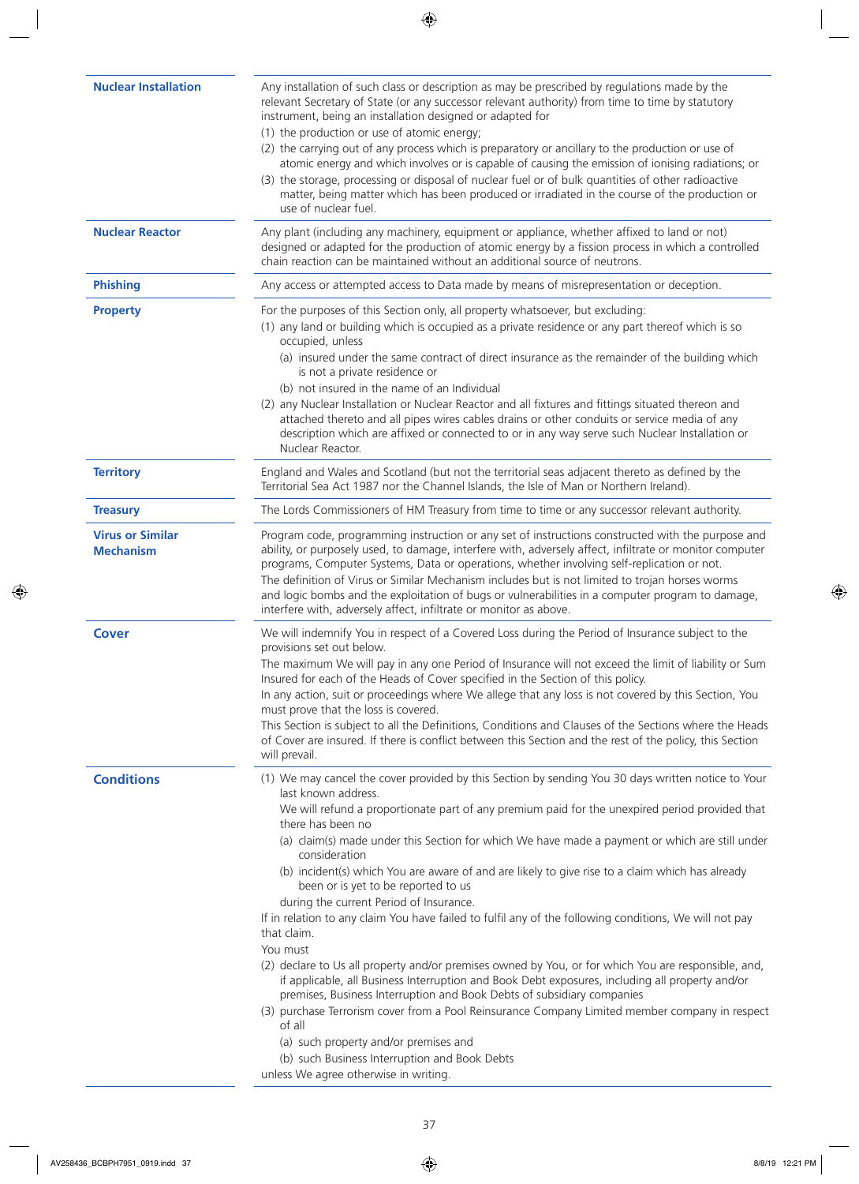**Nuclear Installation**

Any installation of such class or description as may be prescribed by regulations made by the relevant Secretary of State (or any successor relevant authority) from time to time by statutory instrument, being an installation designed or adapted for

(1) the production or use of atomic energy;

(2) the carrying out of any process which is preparatory or ancillary to the production or use of atomic energy and which involves or is capable of causing the emission of ionising radiations; or

(3) the storage, processing or disposal of nuclear fuel or of bulk quantities of other radioactive matter, being matter which has been produced or irradiated in the course of the production or use of nuclear fuel.

**Nuclear Reactor**

Any plant (including any machinery, equipment or appliance, whether affixed to land or not) designed or adapted for the production of atomic energy by a fission process in which a controlled chain reaction can be maintained without an additional source of neutrons.

**Phishing**

Any access or attempted access to Data made by means of misrepresentation or deception.

**Property**

For the purposes of this Section only, all property whatsoever, but excluding:

(1) any land or building which is occupied as a private residence or any part thereof which is so occupied, unless

- (a) insured under the same contract of direct insurance as the remainder of the building which is not a private residence or
- (b) not insured in the name of an Individual

(2) any Nuclear Installation or Nuclear Reactor and all fixtures and fittings situated thereon and attached thereto and all pipes wires cables drains or other conduits or service media of any description which are affixed or connected to or in any way serve such Nuclear Installation or Nuclear Reactor.

**Territory**

England and Wales and Scotland (but not the territorial seas adjacent thereto as defined by the Territorial Sea Act 1987 nor the Channel Islands, the Isle of Man or Northern Ireland).

**Treasury**

The Lords Commissioners of HM Treasury from time to time or any successor relevant authority.

**Virus or Similar Mechanism**

Program code, programming instruction or any set of instructions constructed with the purpose and ability, or purposely used, to damage, interfere with, adversely affect, infiltrate or monitor computer programs, Computer Systems, Data or operations, whether involving self-replication or not.

The definition of Virus or Similar Mechanism includes but is not limited to trojan horses worms and logic bombs and the exploitation of bugs or vulnerabilities in a computer program to damage, interfere with, adversely affect, infiltrate or monitor as above.

## Cover

We will indemnify You in respect of a Covered Loss during the Period of Insurance subject to the provisions set out below.

The maximum We will pay in any one Period of Insurance will not exceed the limit of liability or Sum Insured for each of the Heads of Cover specified in the Section of this policy.

In any action, suit or proceedings where We allege that any loss is not covered by this Section, You must prove that the loss is covered.

This Section is subject to all the Definitions, Conditions and Clauses of the Sections where the Heads of Cover are insured. If there is conflict between this Section and the rest of the policy, this Section will prevail.

## Conditions

(1) We may cancel the cover provided by this Section by sending You 30 days written notice to Your last known address.

We will refund a proportionate part of any premium paid for the unexpired period provided that there has been no

- (a) claim(s) made under this Section for which We have made a payment or which are still under consideration
- (b) incident(s) which You are aware of and are likely to give rise to a claim which has already been or is yet to be reported to us

during the current Period of Insurance.

If in relation to any claim You have failed to fulfil any of the following conditions, We will not pay that claim.

You must

(2) declare to Us all property and/or premises owned by You, or for which You are responsible, and, if applicable, all Business Interruption and Book Debt exposures, including all property and/or premises, Business Interruption and Book Debts of subsidiary companies

(3) purchase Terrorism cover from a Pool Reinsurance Company Limited member company in respect of all

- (a) such property and/or premises and
- (b) such Business Interruption and Book Debts

unless We agree otherwise in writing.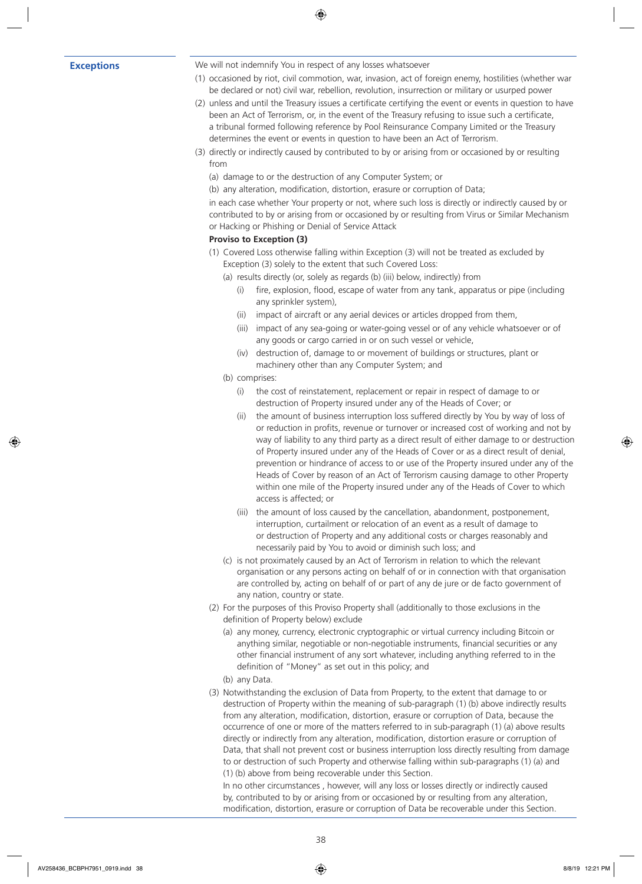## Exceptions

We will not indemnify You in respect of any losses whatsoever

(1) occasioned by riot, civil commotion, war, invasion, act of foreign enemy, hostilities (whether war be declared or not) civil war, rebellion, revolution, insurrection or military or usurped power

(2) unless and until the Treasury issues a certificate certifying the event or events in question to have been an Act of Terrorism, or, in the event of the Treasury refusing to issue such a certificate, a tribunal formed following reference by Pool Reinsurance Company Limited or the Treasury determines the event or events in question to have been an Act of Terrorism.

(3) directly or indirectly caused by contributed to by or arising from or occasioned by or resulting from

  (a) damage to or the destruction of any Computer System; or

  (b) any alteration, modification, distortion, erasure or corruption of Data;

  in each case whether Your property or not, where such loss is directly or indirectly caused by or contributed to by or arising from or occasioned by or resulting from Virus or Similar Mechanism or Hacking or Phishing or Denial of Service Attack

**Proviso to Exception (3)**

(1) Covered Loss otherwise falling within Exception (3) will not be treated as excluded by Exception (3) solely to the extent that such Covered Loss:

  (a) results directly (or, solely as regards (b) (iii) below, indirectly) from

    (i) fire, explosion, flood, escape of water from any tank, apparatus or pipe (including any sprinkler system),

    (ii) impact of aircraft or any aerial devices or articles dropped from them,

    (iii) impact of any sea-going or water-going vessel or of any vehicle whatsoever or of any goods or cargo carried in or on such vessel or vehicle,

    (iv) destruction of, damage to or movement of buildings or structures, plant or machinery other than any Computer System; and

  (b) comprises:

    (i) the cost of reinstatement, replacement or repair in respect of damage to or destruction of Property insured under any of the Heads of Cover; or

    (ii) the amount of business interruption loss suffered directly by You by way of loss of or reduction in profits, revenue or turnover or increased cost of working and not by way of liability to any third party as a direct result of either damage to or destruction of Property insured under any of the Heads of Cover or as a direct result of denial, prevention or hindrance of access to or use of the Property insured under any of the Heads of Cover by reason of an Act of Terrorism causing damage to other Property within one mile of the Property insured under any of the Heads of Cover to which access is affected; or

    (iii) the amount of loss caused by the cancellation, abandonment, postponement, interruption, curtailment or relocation of an event as a result of damage to or destruction of Property and any additional costs or charges reasonably and necessarily paid by You to avoid or diminish such loss; and

  (c) is not proximately caused by an Act of Terrorism in relation to which the relevant organisation or any persons acting on behalf of or in connection with that organisation are controlled by, acting on behalf of or part of any de jure or de facto government of any nation, country or state.

(2) For the purposes of this Proviso Property shall (additionally to those exclusions in the definition of Property below) exclude

  (a) any money, currency, electronic cryptographic or virtual currency including Bitcoin or anything similar, negotiable or non-negotiable instruments, financial securities or any other financial instrument of any sort whatever, including anything referred to in the definition of "Money" as set out in this policy; and

  (b) any Data.

(3) Notwithstanding the exclusion of Data from Property, to the extent that damage to or destruction of Property within the meaning of sub-paragraph (1) (b) above indirectly results from any alteration, modification, distortion, erasure or corruption of Data, because the occurrence of one or more of the matters referred to in sub-paragraph (1) (a) above results directly or indirectly from any alteration, modification, distortion erasure or corruption of Data, that shall not prevent cost or business interruption loss directly resulting from damage to or destruction of such Property and otherwise falling within sub-paragraphs (1) (a) and (1) (b) above from being recoverable under this Section.

In no other circumstances , however, will any loss or losses directly or indirectly caused by, contributed to by or arising from or occasioned by or resulting from any alteration, modification, distortion, erasure or corruption of Data be recoverable under this Section.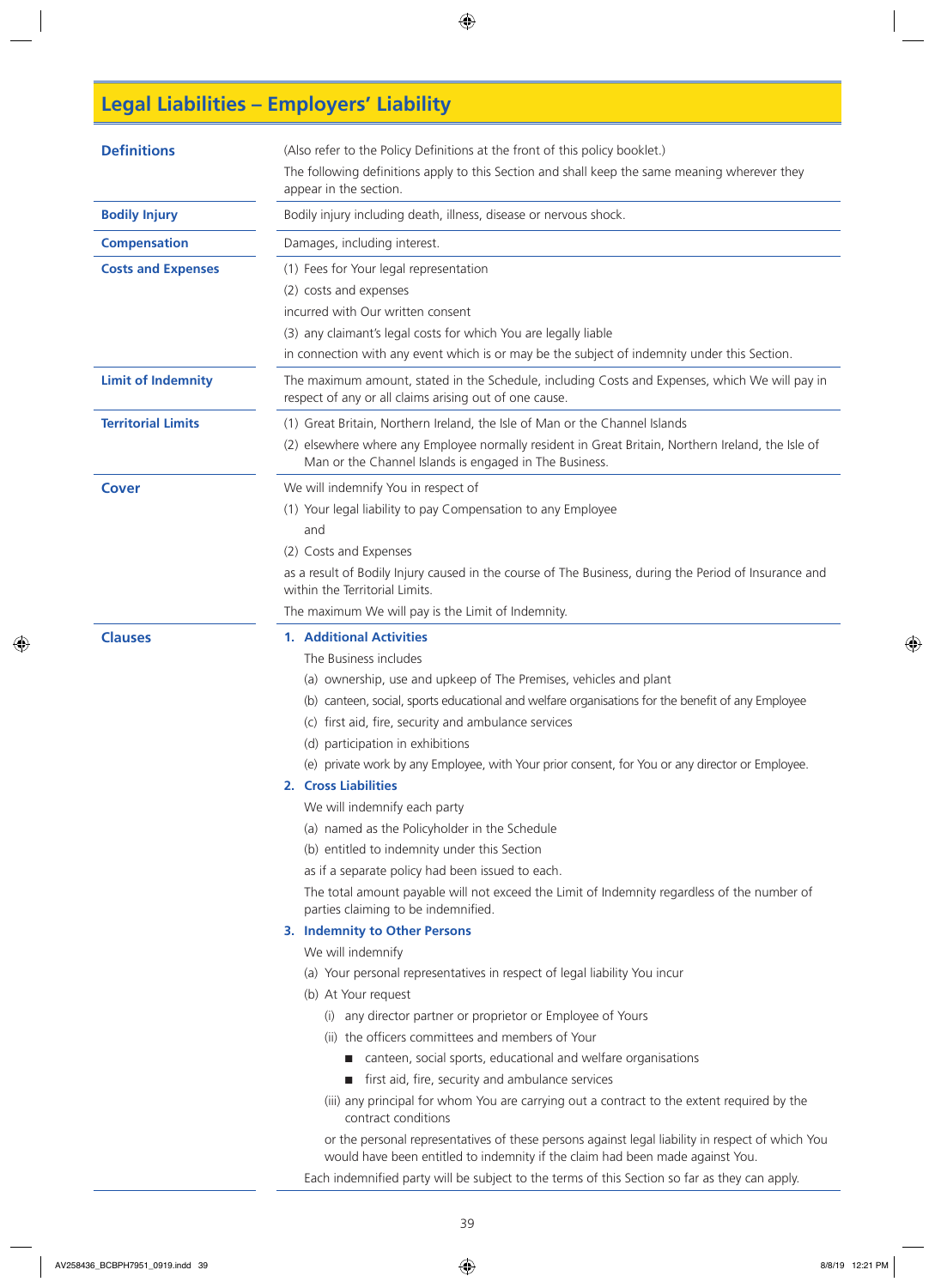# Legal Liabilities – Employers' Liability

## Definitions

(Also refer to the Policy Definitions at the front of this policy booklet.)

The following definitions apply to this Section and shall keep the same meaning wherever they appear in the section.

**Bodily Injury**

Bodily injury including death, illness, disease or nervous shock.

**Compensation**

Damages, including interest.

**Costs and Expenses**

(1) Fees for Your legal representation

(2) costs and expenses

incurred with Our written consent

(3) any claimant's legal costs for which You are legally liable

in connection with any event which is or may be the subject of indemnity under this Section.

**Limit of Indemnity**

The maximum amount, stated in the Schedule, including Costs and Expenses, which We will pay in respect of any or all claims arising out of one cause.

**Territorial Limits**

(1) Great Britain, Northern Ireland, the Isle of Man or the Channel Islands

(2) elsewhere where any Employee normally resident in Great Britain, Northern Ireland, the Isle of Man or the Channel Islands is engaged in The Business.

## Cover

We will indemnify You in respect of

(1) Your legal liability to pay Compensation to any Employee

and

(2) Costs and Expenses

as a result of Bodily Injury caused in the course of The Business, during the Period of Insurance and within the Territorial Limits.

The maximum We will pay is the Limit of Indemnity.

## Clauses

### 1. Additional Activities

The Business includes

(a) ownership, use and upkeep of The Premises, vehicles and plant

(b) canteen, social, sports educational and welfare organisations for the benefit of any Employee

(c) first aid, fire, security and ambulance services

(d) participation in exhibitions

(e) private work by any Employee, with Your prior consent, for You or any director or Employee.

### 2. Cross Liabilities

We will indemnify each party

(a) named as the Policyholder in the Schedule

(b) entitled to indemnity under this Section

as if a separate policy had been issued to each.

The total amount payable will not exceed the Limit of Indemnity regardless of the number of parties claiming to be indemnified.

### 3. Indemnity to Other Persons

We will indemnify

(a) Your personal representatives in respect of legal liability You incur

(b) At Your request

- (i) any director partner or proprietor or Employee of Yours
- (ii) the officers committees and members of Your
  - canteen, social sports, educational and welfare organisations
  - first aid, fire, security and ambulance services
- (iii) any principal for whom You are carrying out a contract to the extent required by the contract conditions

or the personal representatives of these persons against legal liability in respect of which You would have been entitled to indemnity if the claim had been made against You.

Each indemnified party will be subject to the terms of this Section so far as they can apply.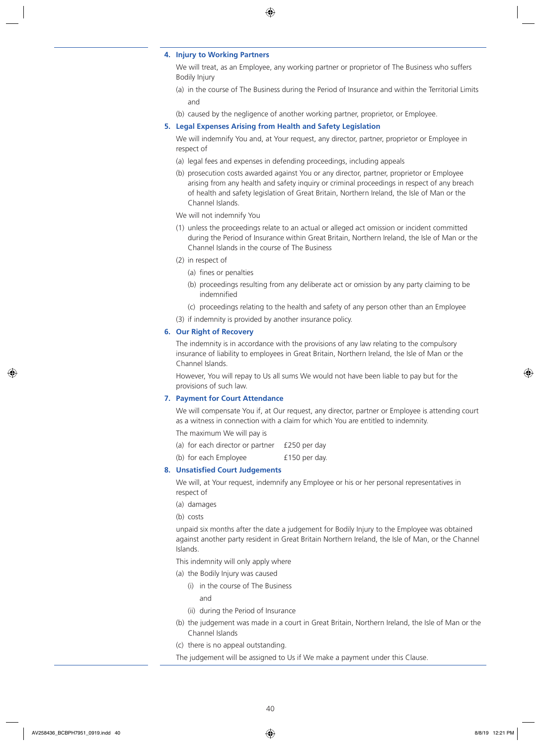### 4. Injury to Working Partners

We will treat, as an Employee, any working partner or proprietor of The Business who suffers Bodily Injury

(a) in the course of The Business during the Period of Insurance and within the Territorial Limits

and

(b) caused by the negligence of another working partner, proprietor, or Employee.

### 5. Legal Expenses Arising from Health and Safety Legislation

We will indemnify You and, at Your request, any director, partner, proprietor or Employee in respect of

(a) legal fees and expenses in defending proceedings, including appeals

(b) prosecution costs awarded against You or any director, partner, proprietor or Employee arising from any health and safety inquiry or criminal proceedings in respect of any breach of health and safety legislation of Great Britain, Northern Ireland, the Isle of Man or the Channel Islands.

We will not indemnify You

(1) unless the proceedings relate to an actual or alleged act omission or incident committed during the Period of Insurance within Great Britain, Northern Ireland, the Isle of Man or the Channel Islands in the course of The Business

(2) in respect of

  (a) fines or penalties

  (b) proceedings resulting from any deliberate act or omission by any party claiming to be indemnified

  (c) proceedings relating to the health and safety of any person other than an Employee

(3) if indemnity is provided by another insurance policy.

### 6. Our Right of Recovery

The indemnity is in accordance with the provisions of any law relating to the compulsory insurance of liability to employees in Great Britain, Northern Ireland, the Isle of Man or the Channel Islands.

However, You will repay to Us all sums We would not have been liable to pay but for the provisions of such law.

### 7. Payment for Court Attendance

We will compensate You if, at Our request, any director, partner or Employee is attending court as a witness in connection with a claim for which You are entitled to indemnity.

The maximum We will pay is

(a) for each director or partner £250 per day

(b) for each Employee £150 per day.

### 8. Unsatisfied Court Judgements

We will, at Your request, indemnify any Employee or his or her personal representatives in respect of

(a) damages

(b) costs

unpaid six months after the date a judgement for Bodily Injury to the Employee was obtained against another party resident in Great Britain Northern Ireland, the Isle of Man, or the Channel Islands.

This indemnity will only apply where

(a) the Bodily Injury was caused

  (i) in the course of The Business

  and

  (ii) during the Period of Insurance

(b) the judgement was made in a court in Great Britain, Northern Ireland, the Isle of Man or the Channel Islands

(c) there is no appeal outstanding.

The judgement will be assigned to Us if We make a payment under this Clause.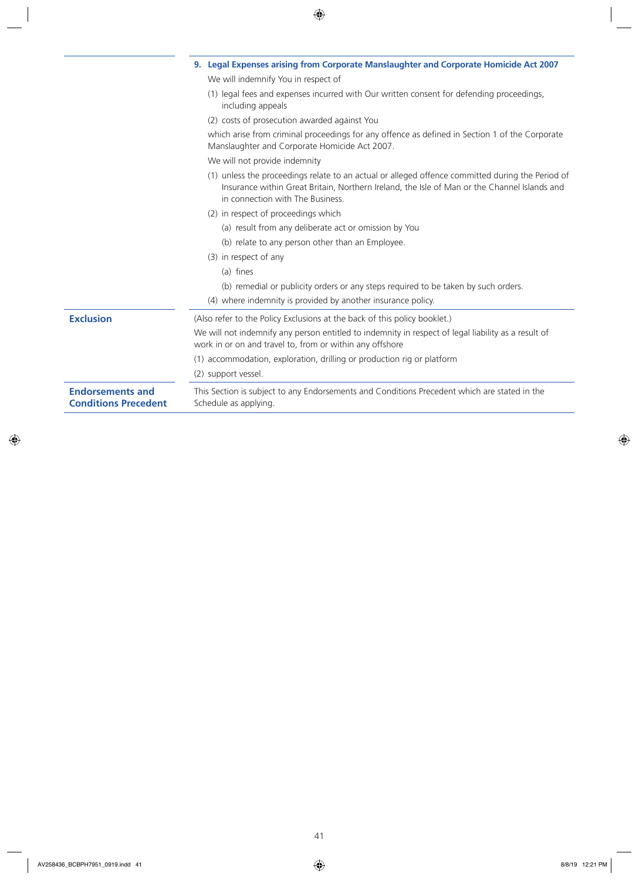### 9. Legal Expenses arising from Corporate Manslaughter and Corporate Homicide Act 2007

We will indemnify You in respect of

(1) legal fees and expenses incurred with Our written consent for defending proceedings, including appeals

(2) costs of prosecution awarded against You

which arise from criminal proceedings for any offence as defined in Section 1 of the Corporate Manslaughter and Corporate Homicide Act 2007.

We will not provide indemnity

(1) unless the proceedings relate to an actual or alleged offence committed during the Period of Insurance within Great Britain, Northern Ireland, the Isle of Man or the Channel Islands and in connection with The Business.

(2) in respect of proceedings which

  (a) result from any deliberate act or omission by You

  (b) relate to any person other than an Employee.

(3) in respect of any

  (a) fines

  (b) remedial or publicity orders or any steps required to be taken by such orders.

(4) where indemnity is provided by another insurance policy.

**Exclusion**

(Also refer to the Policy Exclusions at the back of this policy booklet.)

We will not indemnify any person entitled to indemnity in respect of legal liability as a result of work in or on and travel to, from or within any offshore

(1) accommodation, exploration, drilling or production rig or platform

(2) support vessel.

**Endorsements and Conditions Precedent**

This Section is subject to any Endorsements and Conditions Precedent which are stated in the Schedule as applying.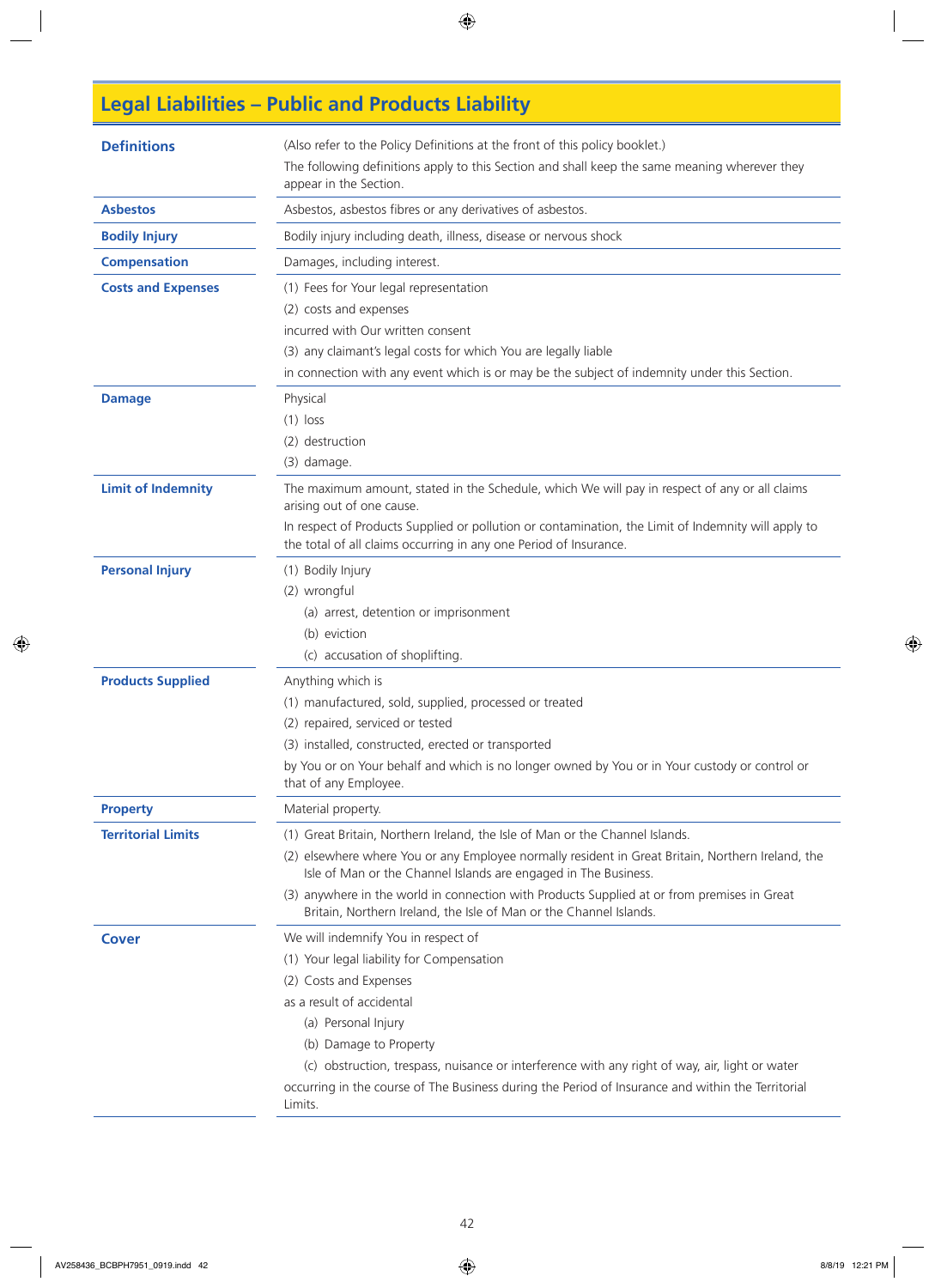# Legal Liabilities – Public and Products Liability

**Definitions**

(Also refer to the Policy Definitions at the front of this policy booklet.)

The following definitions apply to this Section and shall keep the same meaning wherever they appear in the Section.

**Asbestos**

Asbestos, asbestos fibres or any derivatives of asbestos.

**Bodily Injury**

Bodily injury including death, illness, disease or nervous shock

**Compensation**

Damages, including interest.

**Costs and Expenses**

(1) Fees for Your legal representation

(2) costs and expenses

incurred with Our written consent

(3) any claimant's legal costs for which You are legally liable

in connection with any event which is or may be the subject of indemnity under this Section.

**Damage**

Physical

(1) loss

(2) destruction

(3) damage.

**Limit of Indemnity**

The maximum amount, stated in the Schedule, which We will pay in respect of any or all claims arising out of one cause.

In respect of Products Supplied or pollution or contamination, the Limit of Indemnity will apply to the total of all claims occurring in any one Period of Insurance.

**Personal Injury**

(1) Bodily Injury

(2) wrongful

- (a) arrest, detention or imprisonment
- (b) eviction
- (c) accusation of shoplifting.

**Products Supplied**

Anything which is

(1) manufactured, sold, supplied, processed or treated

(2) repaired, serviced or tested

(3) installed, constructed, erected or transported

by You or on Your behalf and which is no longer owned by You or in Your custody or control or that of any Employee.

**Property**

Material property.

**Territorial Limits**

(1) Great Britain, Northern Ireland, the Isle of Man or the Channel Islands.

(2) elsewhere where You or any Employee normally resident in Great Britain, Northern Ireland, the Isle of Man or the Channel Islands are engaged in The Business.

(3) anywhere in the world in connection with Products Supplied at or from premises in Great Britain, Northern Ireland, the Isle of Man and the Channel Islands.

## Cover

We will indemnify You in respect of

(1) Your legal liability for Compensation

(2) Costs and Expenses

as a result of accidental

- (a) Personal Injury
- (b) Damage to Property
- (c) obstruction, trespass, nuisance or interference with any right of way, air, light or water

occurring in the course of The Business during the Period of Insurance and within the Territorial Limits.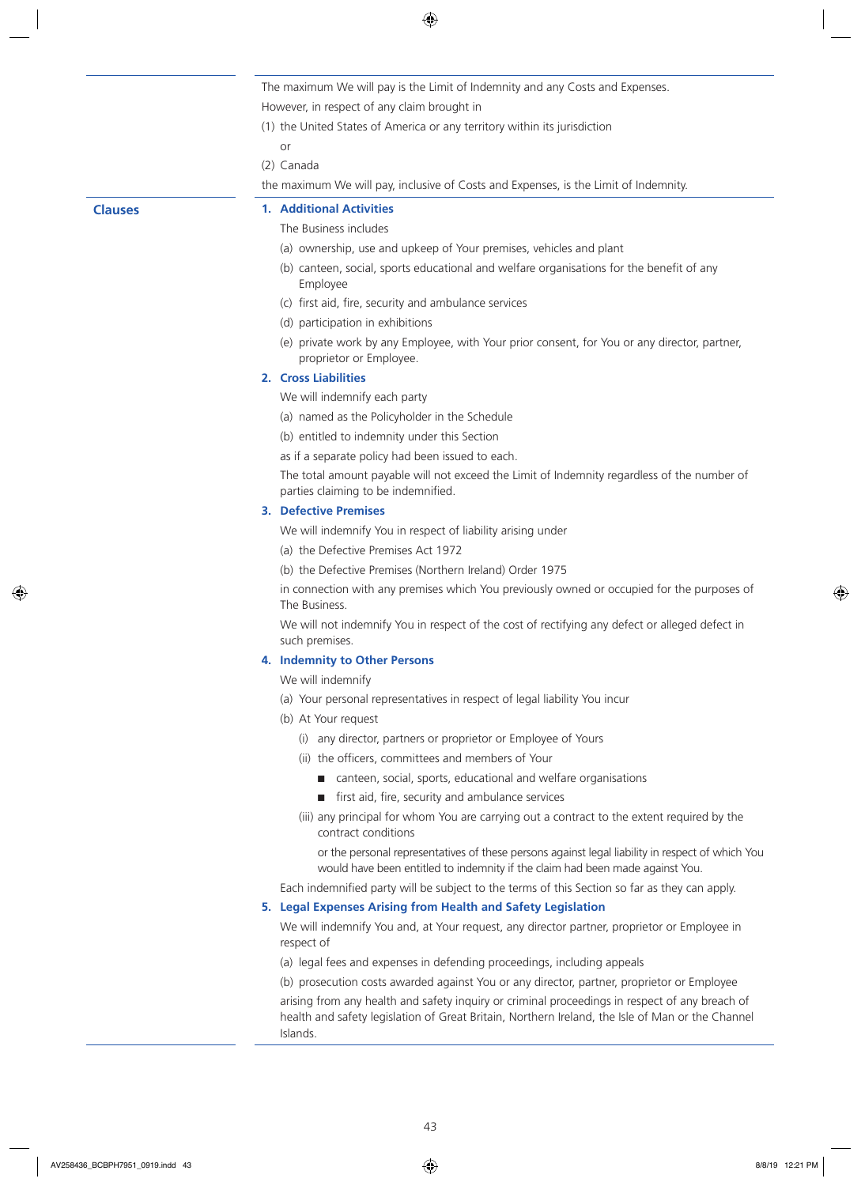The maximum We will pay is the Limit of Indemnity and any Costs and Expenses.

However, in respect of any claim brought in

(1) the United States of America or any territory within its jurisdiction

or

(2) Canada

the maximum We will pay, inclusive of Costs and Expenses, is the Limit of Indemnity.

## Clauses

### 1. Additional Activities

The Business includes

(a) ownership, use and upkeep of Your premises, vehicles and plant

(b) canteen, social, sports educational and welfare organisations for the benefit of any Employee

(c) first aid, fire, security and ambulance services

(d) participation in exhibitions

(e) private work by any Employee, with Your prior consent, for You or any director, partner, proprietor or Employee.

### 2. Cross Liabilities

We will indemnify each party

(a) named as the Policyholder in the Schedule

(b) entitled to indemnity under this Section

as if a separate policy had been issued to each.

The total amount payable will not exceed the Limit of Indemnity regardless of the number of parties claiming to be indemnified.

### 3. Defective Premises

We will indemnify You in respect of liability arising under

(a) the Defective Premises Act 1972

(b) the Defective Premises (Northern Ireland) Order 1975

in connection with any premises which You previously owned or occupied for the purposes of The Business.

We will not indemnify You in respect of the cost of rectifying any defect or alleged defect in such premises.

### 4. Indemnity to Other Persons

We will indemnify

(a) Your personal representatives in respect of legal liability You incur

(b) At Your request

- (i) any director, partners or proprietor or Employee of Yours
- (ii) the officers, committees and members of Your
  - canteen, social, sports, educational and welfare organisations
  - first aid, fire, security and ambulance services
- (iii) any principal for whom You are carrying out a contract to the extent required by the contract conditions

  or the personal representatives of these persons against legal liability in respect of which You would have been entitled to indemnity if the claim had been made against You.

Each indemnified party will be subject to the terms of this Section so far as they can apply.

### 5. Legal Expenses Arising from Health and Safety Legislation

We will indemnify You and, at Your request, any director partner, proprietor or Employee in respect of

(a) legal fees and expenses in defending proceedings, including appeals

(b) prosecution costs awarded against You or any director, partner, proprietor or Employee

arising from any health and safety inquiry or criminal proceedings in respect of any breach of health and safety legislation of Great Britain, Northern Ireland, the Isle of Man or the Channel Islands.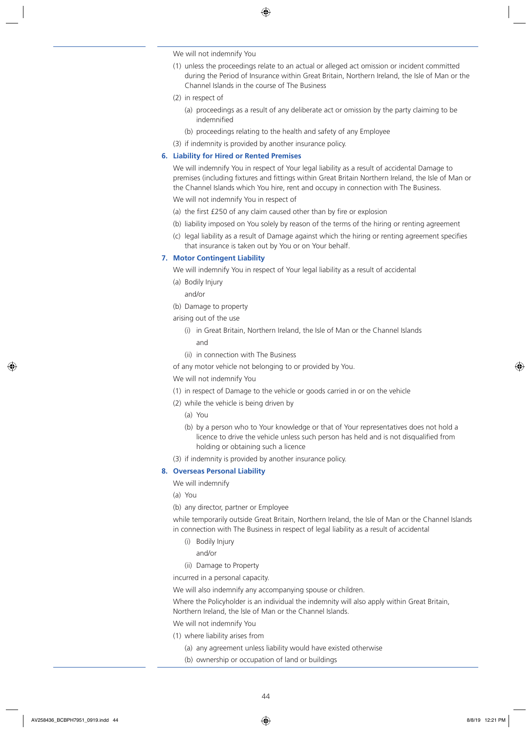We will not indemnify You

(1) unless the proceedings relate to an actual or alleged act omission or incident committed during the Period of Insurance within Great Britain, Northern Ireland, the Isle of Man or the Channel Islands in the course of The Business

(2) in respect of

  (a) proceedings as a result of any deliberate act or omission by the party claiming to be indemnified

  (b) proceedings relating to the health and safety of any Employee

(3) if indemnity is provided by another insurance policy.

### 6. Liability for Hired or Rented Premises

We will indemnify You in respect of Your legal liability as a result of accidental Damage to premises (including fixtures and fittings within Great Britain Northern Ireland, the Isle of Man or the Channel Islands which You hire, rent and occupy in connection with The Business.

We will not indemnify You in respect of

(a) the first £250 of any claim caused other than by fire or explosion

(b) liability imposed on You solely by reason of the terms of the hiring or renting agreement

(c) legal liability as a result of Damage against which the hiring or renting agreement specifies that insurance is taken out by You or on Your behalf.

### 7. Motor Contingent Liability

We will indemnify You in respect of Your legal liability as a result of accidental

(a) Bodily Injury

  and/or

(b) Damage to property

arising out of the use

  (i) in Great Britain, Northern Ireland, the Isle of Man or the Channel Islands

    and

  (ii) in connection with The Business

of any motor vehicle not belonging to or provided by You.

We will not indemnify You

(1) in respect of Damage to the vehicle or goods carried in or on the vehicle

(2) while the vehicle is being driven by

  (a) You

  (b) by a person who to Your knowledge or that of Your representatives does not hold a licence to drive the vehicle unless such person has held and is not disqualified from holding or obtaining such a licence

(3) if indemnity is provided by another insurance policy.

### 8. Overseas Personal Liability

We will indemnify

(a) You

(b) any director, partner or Employee

while temporarily outside Great Britain, Northern Ireland, the Isle of Man or the Channel Islands in connection with The Business in respect of legal liability as a result of accidental

  (i) Bodily Injury

    and/or

  (ii) Damage to Property

incurred in a personal capacity.

We will also indemnify any accompanying spouse or children.

Where the Policyholder is an individual the indemnity will also apply within Great Britain, Northern Ireland, the Isle of Man or the Channel Islands.

We will not indemnify You

(1) where liability arises from

  (a) any agreement unless liability would have existed otherwise

  (b) ownership or occupation of land or buildings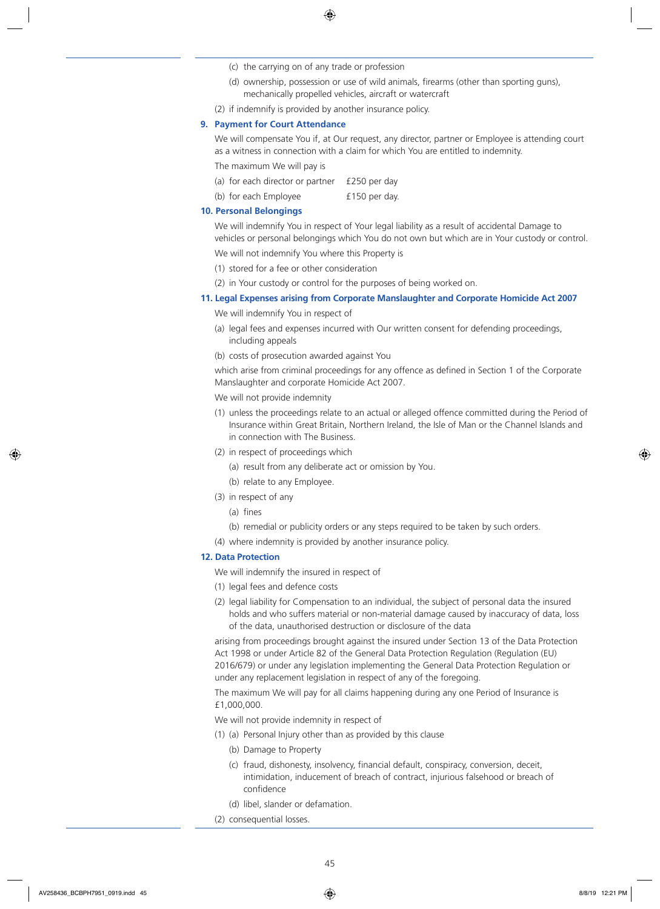(c) the carrying on of any trade or profession

(d) ownership, possession or use of wild animals, firearms (other than sporting guns), mechanically propelled vehicles, aircraft or watercraft

(2) if indemnify is provided by another insurance policy.

### 9. Payment for Court Attendance

We will compensate You if, at Our request, any director, partner or Employee is attending court as a witness in connection with a claim for which You are entitled to indemnity.

The maximum We will pay is

(a) for each director or partner £250 per day

(b) for each Employee £150 per day.

### 10. Personal Belongings

We will indemnify You in respect of Your legal liability as a result of accidental Damage to vehicles or personal belongings which You do not own but which are in Your custody or control.

We will not indemnify You where this Property is

(1) stored for a fee or other consideration

(2) in Your custody or control for the purposes of being worked on.

### 11. Legal Expenses arising from Corporate Manslaughter and Corporate Homicide Act 2007

We will indemnify You in respect of

(a) legal fees and expenses incurred with Our written consent for defending proceedings, including appeals

(b) costs of prosecution awarded against You

which arise from criminal proceedings for any offence as defined in Section 1 of the Corporate Manslaughter and corporate Homicide Act 2007.

We will not provide indemnity

(1) unless the proceedings relate to an actual or alleged offence committed during the Period of Insurance within Great Britain, Northern Ireland, the Isle of Man or the Channel Islands and in connection with The Business.

(2) in respect of proceedings which

(a) result from any deliberate act or omission by You.

(b) relate to any Employee.

(3) in respect of any

(a) fines

(b) remedial or publicity orders or any steps required to be taken by such orders.

(4) where indemnity is provided by another insurance policy.

### 12. Data Protection

We will indemnify the insured in respect of

(1) legal fees and defence costs

(2) legal liability for Compensation to an individual, the subject of personal data the insured holds and who suffers material or non-material damage caused by inaccuracy of data, loss of the data, unauthorised destruction or disclosure of the data

arising from proceedings brought against the insured under Section 13 of the Data Protection Act 1998 or under Article 82 of the General Data Protection Regulation (Regulation (EU) 2016/679) or under any legislation implementing the General Data Protection Regulation or under any replacement legislation in respect of any of the foregoing.

The maximum We will pay for all claims happening during any one Period of Insurance is £1,000,000.

We will not provide indemnity in respect of

(1) (a) Personal Injury other than as provided by this clause

(b) Damage to Property

(c) fraud, dishonesty, insolvency, financial default, conspiracy, conversion, deceit, intimidation, inducement of breach of contract, injurious falsehood or breach of confidence

(d) libel, slander or defamation.

(2) consequential losses.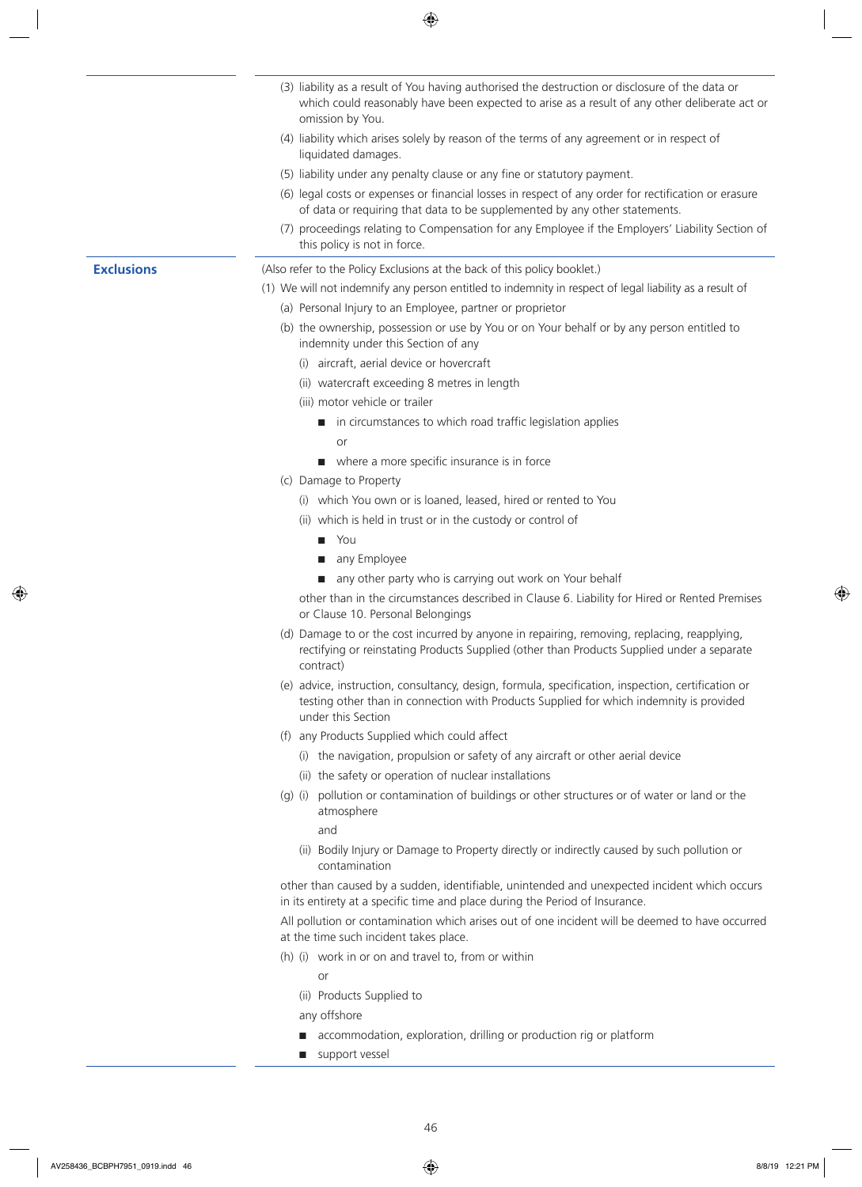(3) liability as a result of You having authorised the destruction or disclosure of the data or which could reasonably have been expected to arise as a result of any other deliberate act or omission by You.

(4) liability which arises solely by reason of the terms of any agreement or in respect of liquidated damages.

(5) liability under any penalty clause or any fine or statutory payment.

(6) legal costs or expenses or financial losses in respect of any order for rectification or erasure of data or requiring that data to be supplemented by any other statements.

(7) proceedings relating to Compensation for any Employee if the Employers' Liability Section of this policy is not in force.

**Exclusions**

(Also refer to the Policy Exclusions at the back of this policy booklet.)

(1) We will not indemnify any person entitled to indemnity in respect of legal liability as a result of

(a) Personal Injury to an Employee, partner or proprietor

(b) the ownership, possession or use by You or on Your behalf or by any person entitled to indemnity under this Section of any

(i) aircraft, aerial device or hovercraft

(ii) watercraft exceeding 8 metres in length

(iii) motor vehicle or trailer

- in circumstances to which road traffic legislation applies

  or

- where a more specific insurance is in force

(c) Damage to Property

(i) which You own or is loaned, leased, hired or rented to You

(ii) which is held in trust or in the custody or control of

- You
- any Employee
- any other party who is carrying out work on Your behalf

other than in the circumstances described in Clause 6. Liability for Hired or Rented Premises or Clause 10. Personal Belongings

(d) Damage to or the cost incurred by anyone in repairing, removing, replacing, reapplying, rectifying or reinstating Products Supplied (other than Products Supplied under a separate contract)

(e) advice, instruction, consultancy, design, formula, specification, inspection, certification or testing other than in connection with Products Supplied for which indemnity is provided under this Section

(f) any Products Supplied which could affect

(i) the navigation, propulsion or safety of any aircraft or other aerial device

(ii) the safety or operation of nuclear installations

(g) (i) pollution or contamination of buildings or other structures or of water or land or the atmosphere

and

(ii) Bodily Injury or Damage to Property directly or indirectly caused by such pollution or contamination

other than caused by a sudden, identifiable, unintended and unexpected incident which occurs in its entirety at a specific time and place during the Period of Insurance.

All pollution or contamination which arises out of one incident will be deemed to have occurred at the time such incident takes place.

(h) (i) work in or on and travel to, from or within

or

(ii) Products Supplied to

any offshore

- accommodation, exploration, drilling or production rig or platform
- support vessel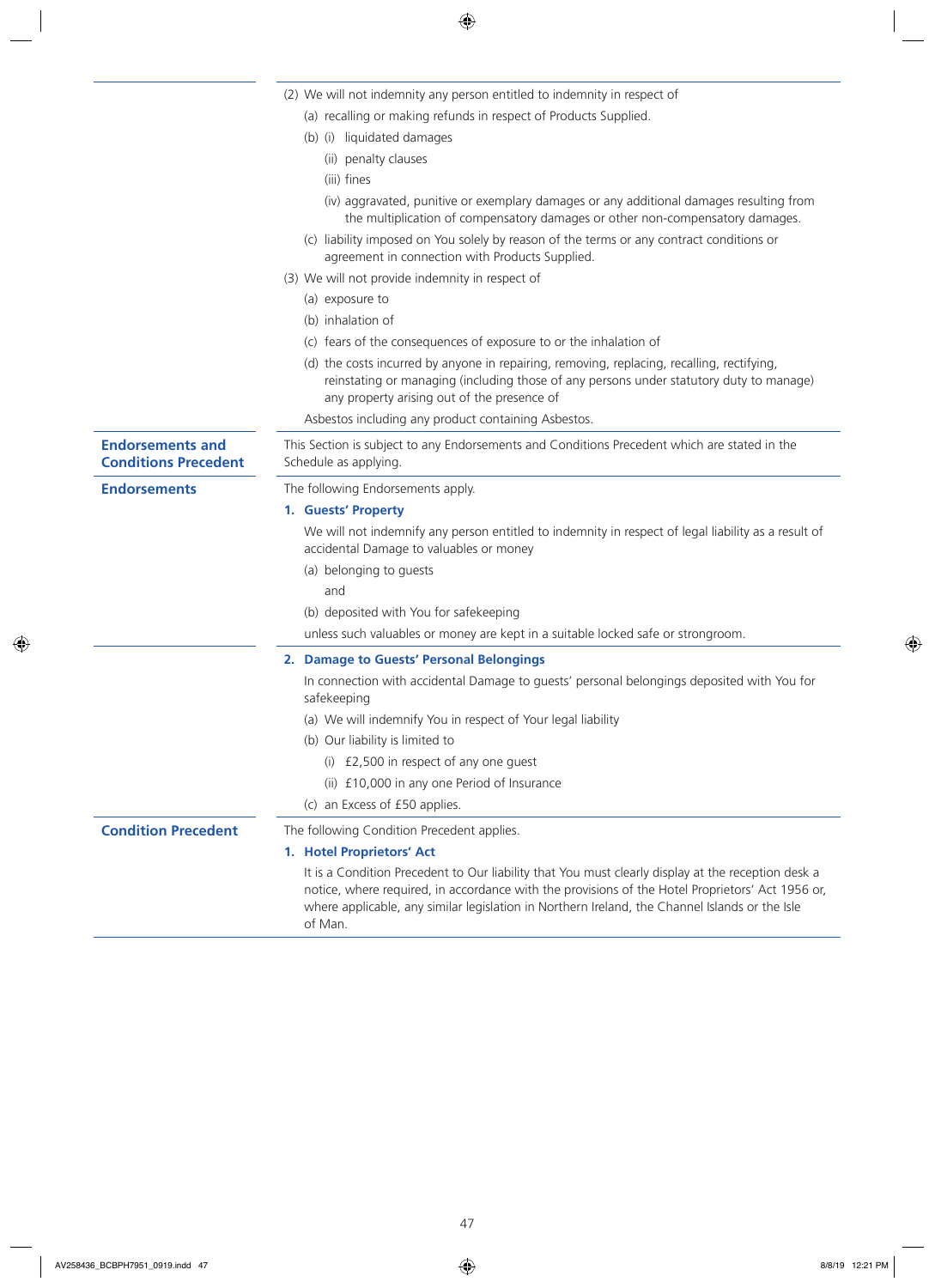(2) We will not indemnity any person entitled to indemnity in respect of

(a) recalling or making refunds in respect of Products Supplied.

(b) (i) liquidated damages

(ii) penalty clauses

(iii) fines

(iv) aggravated, punitive or exemplary damages or any additional damages resulting from the multiplication of compensatory damages or other non-compensatory damages.

(c) liability imposed on You solely by reason of the terms or any contract conditions or agreement in connection with Products Supplied.

(3) We will not provide indemnity in respect of

(a) exposure to

(b) inhalation of

(c) fears of the consequences of exposure to or the inhalation of

(d) the costs incurred by anyone in repairing, removing, replacing, recalling, rectifying, reinstating or managing (including those of any persons under statutory duty to manage) any property arising out of the presence of

Asbestos including any product containing Asbestos.

## Endorsements and Conditions Precedent

This Section is subject to any Endorsements and Conditions Precedent which are stated in the Schedule as applying.

## Endorsements

The following Endorsements apply.

### 1. Guests' Property

We will not indemnify any person entitled to indemnity in respect of legal liability as a result of accidental Damage to valuables or money

(a) belonging to guests

and

(b) deposited with You for safekeeping

unless such valuables or money are kept in a suitable locked safe or strongroom.

### 2. Damage to Guests' Personal Belongings

In connection with accidental Damage to guests' personal belongings deposited with You for safekeeping

(a) We will indemnify You in respect of Your legal liability

(b) Our liability is limited to

(i) £2,500 in respect of any one guest

(ii) £10,000 in any one Period of Insurance

(c) an Excess of £50 applies.

## Condition Precedent

The following Condition Precedent applies.

### 1. Hotel Proprietors' Act

It is a Condition Precedent to Our liability that You must clearly display at the reception desk a notice, where required, in accordance with the provisions of the Hotel Proprietors' Act 1956 or, where applicable, any similar legislation in Northern Ireland, the Channel Islands or the Isle of Man.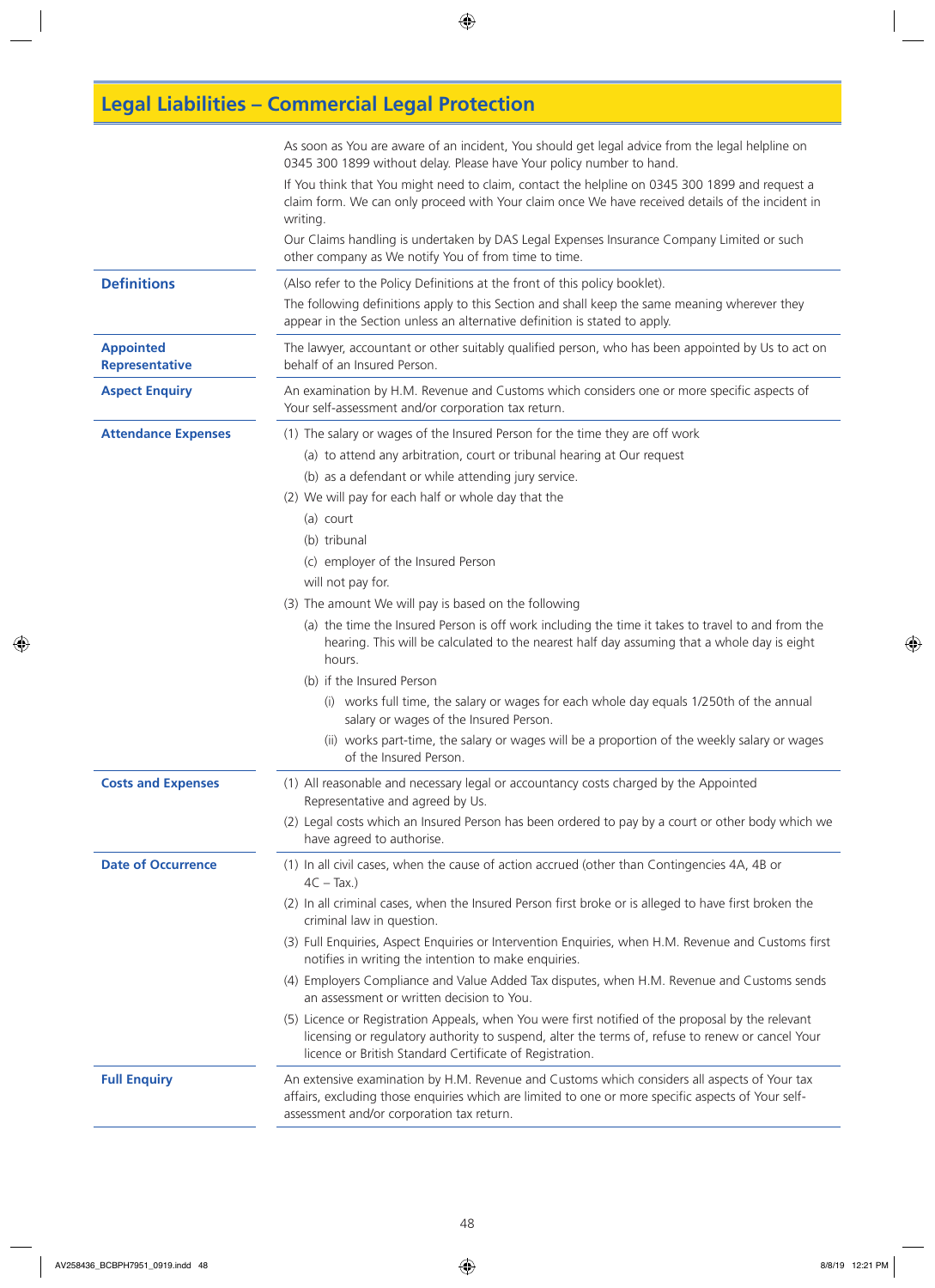## Legal Liabilities – Commercial Legal Protection

As soon as You are aware of an incident, You should get legal advice from the legal helpline on 0345 300 1899 without delay. Please have Your policy number to hand.

If You think that You might need to claim, contact the helpline on 0345 300 1899 and request a claim form. We can only proceed with Your claim once We have received details of the incident in writing.

Our Claims handling is undertaken by DAS Legal Expenses Insurance Company Limited or such other company as We notify You of from time to time.

### Definitions

(Also refer to the Policy Definitions at the front of this policy booklet).

The following definitions apply to this Section and shall keep the same meaning wherever they appear in the Section unless an alternative definition is stated to apply.

**Appointed Representative**

The lawyer, accountant or other suitably qualified person, who has been appointed by Us to act on behalf of an Insured Person.

**Aspect Enquiry**

An examination by H.M. Revenue and Customs which considers one or more specific aspects of Your self-assessment and/or corporation tax return.

**Attendance Expenses**

(1) The salary or wages of the Insured Person for the time they are off work
- (a) to attend any arbitration, court or tribunal hearing at Our request
- (b) as a defendant or while attending jury service.

(2) We will pay for each half or whole day that the
- (a) court
- (b) tribunal
- (c) employer of the Insured Person

will not pay for.

(3) The amount We will pay is based on the following
- (a) the time the Insured Person is off work including the time it takes to travel to and from the hearing. This will be calculated to the nearest half day assuming that a whole day is eight hours.
- (b) if the Insured Person
  - (i) works full time, the salary or wages for each whole day equals 1/250th of the annual salary or wages of the Insured Person.
  - (ii) works part-time, the salary or wages will be a proportion of the weekly salary or wages of the Insured Person.

**Costs and Expenses**

(1) All reasonable and necessary legal or accountancy costs charged by the Appointed Representative and agreed by Us.

(2) Legal costs which an Insured Person has been ordered to pay by a court or other body which we have agreed to authorise.

**Date of Occurrence**

(1) In all civil cases, when the cause of action accrued (other than Contingencies 4A, 4B or 4C – Tax.)

(2) In all criminal cases, when the Insured Person first broke or is alleged to have first broken the criminal law in question.

(3) Full Enquiries, Aspect Enquiries or Intervention Enquiries, when H.M. Revenue and Customs first notifies in writing the intention to make enquiries.

(4) Employers Compliance and Value Added Tax disputes, when H.M. Revenue and Customs sends an assessment or written decision to You.

(5) Licence or Registration Appeals, when You were first notified of the proposal by the relevant licensing or regulatory authority to suspend, alter the terms of, refuse to renew or cancel Your licence or British Standard Certificate of Registration.

**Full Enquiry**

An extensive examination by H.M. Revenue and Customs which considers all aspects of Your tax affairs, excluding those enquiries which are limited to one or more specific aspects of Your self-assessment and/or corporation tax return.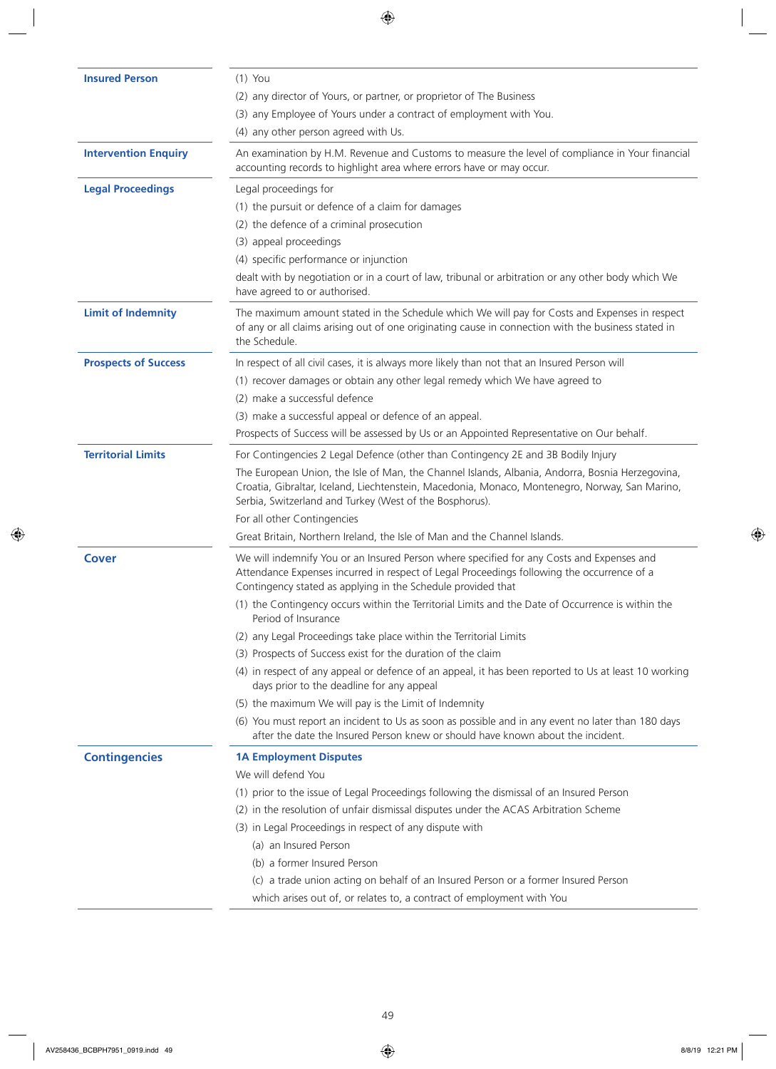**Insured Person**

(1) You
(2) any director of Yours, or partner, or proprietor of The Business
(3) any Employee of Yours under a contract of employment with You.
(4) any other person agreed with Us.

**Intervention Enquiry**

An examination by H.M. Revenue and Customs to measure the level of compliance in Your financial accounting records to highlight area where errors have or may occur.

**Legal Proceedings**

Legal proceedings for

(1) the pursuit or defence of a claim for damages
(2) the defence of a criminal prosecution
(3) appeal proceedings
(4) specific performance or injunction

dealt with by negotiation or in a court of law, tribunal or arbitration or any other body which We have agreed to or authorised.

**Limit of Indemnity**

The maximum amount stated in the Schedule which We will pay for Costs and Expenses in respect of any or all claims arising out of one originating cause in connection with the business stated in the Schedule.

**Prospects of Success**

In respect of all civil cases, it is always more likely than not that an Insured Person will

(1) recover damages or obtain any other legal remedy which We have agreed to
(2) make a successful defence
(3) make a successful appeal or defence of an appeal.

Prospects of Success will be assessed by Us or an Appointed Representative on Our behalf.

**Territorial Limits**

For Contingencies 2 Legal Defence (other than Contingency 2E and 3B Bodily Injury

The European Union, the Isle of Man, the Channel Islands, Albania, Andorra, Bosnia Herzegovina, Croatia, Gibraltar, Iceland, Liechtenstein, Macedonia, Monaco, Montenegro, Norway, San Marino, Serbia, Switzerland and Turkey (West of the Bosphorus).

For all other Contingencies

Great Britain, Northern Ireland, the Isle of Man and the Channel Islands.

## Cover

We will indemnify You or an Insured Person where specified for any Costs and Expenses and Attendance Expenses incurred in respect of Legal Proceedings following the occurrence of a Contingency stated as applying in the Schedule provided that

(1) the Contingency occurs within the Territorial Limits and the Date of Occurrence is within the Period of Insurance
(2) any Legal Proceedings take place within the Territorial Limits
(3) Prospects of Success exist for the duration of the claim
(4) in respect of any appeal or defence of an appeal, it has been reported to Us at least 10 working days prior to the deadline for any appeal
(5) the maximum We will pay is the Limit of Indemnity
(6) You must report an incident to Us as soon as possible and in any event no later than 180 days after the date the Insured Person knew or should have known about the incident.

## Contingencies

**1A Employment Disputes**

We will defend You

(1) prior to the issue of Legal Proceedings following the dismissal of an Insured Person
(2) in the resolution of unfair dismissal disputes under the ACAS Arbitration Scheme
(3) in Legal Proceedings in respect of any dispute with
    (a) an Insured Person
    (b) a former Insured Person
    (c) a trade union acting on behalf of an Insured Person or a former Insured Person

    which arises out of, or relates to, a contract of employment with You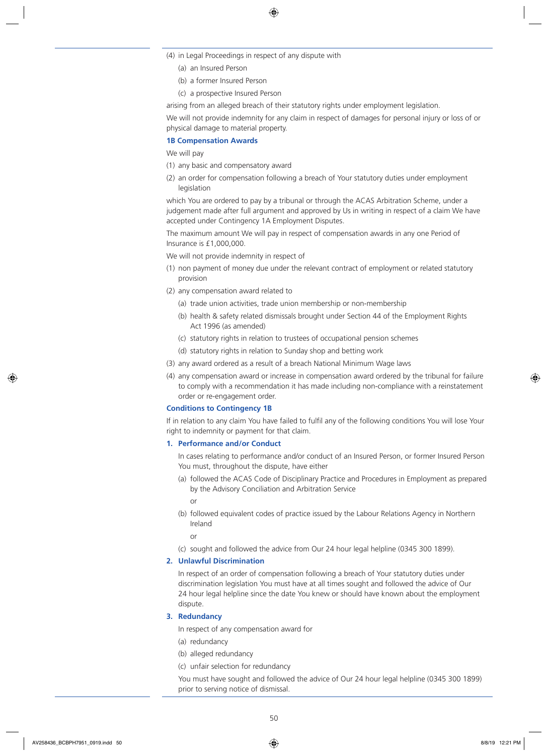(4) in Legal Proceedings in respect of any dispute with
   (a) an Insured Person
   (b) a former Insured Person
   (c) a prospective Insured Person

arising from an alleged breach of their statutory rights under employment legislation.

We will not provide indemnity for any claim in respect of damages for personal injury or loss of or physical damage to material property.

### 1B Compensation Awards

We will pay

(1) any basic and compensatory award
(2) an order for compensation following a breach of Your statutory duties under employment legislation

which You are ordered to pay by a tribunal or through the ACAS Arbitration Scheme, under a judgement made after full argument and approved by Us in writing in respect of a claim We have accepted under Contingency 1A Employment Disputes.

The maximum amount We will pay in respect of compensation awards in any one Period of Insurance is £1,000,000.

We will not provide indemnity in respect of

(1) non payment of money due under the relevant contract of employment or related statutory provision
(2) any compensation award related to
   (a) trade union activities, trade union membership or non-membership
   (b) health & safety related dismissals brought under Section 44 of the Employment Rights Act 1996 (as amended)
   (c) statutory rights in relation to trustees of occupational pension schemes
   (d) statutory rights in relation to Sunday shop and betting work
(3) any award ordered as a result of a breach National Minimum Wage laws
(4) any compensation award or increase in compensation award ordered by the tribunal for failure to comply with a recommendation it has made including non-compliance with a reinstatement order or re-engagement order.

### Conditions to Contingency 1B

If in relation to any claim You have failed to fulfil any of the following conditions You will lose Your right to indemnity or payment for that claim.

**1. Performance and/or Conduct**

In cases relating to performance and/or conduct of an Insured Person, or former Insured Person You must, throughout the dispute, have either

(a) followed the ACAS Code of Disciplinary Practice and Procedures in Employment as prepared by the Advisory Conciliation and Arbitration Service

or

(b) followed equivalent codes of practice issued by the Labour Relations Agency in Northern Ireland

or

(c) sought and followed the advice from Our 24 hour legal helpline (0345 300 1899).

**2. Unlawful Discrimination**

In respect of an order of compensation following a breach of Your statutory duties under discrimination legislation You must have at all times sought and followed the advice of Our 24 hour legal helpline since the date You knew or should have known about the employment dispute.

**3. Redundancy**

In respect of any compensation award for

(a) redundancy
(b) alleged redundancy
(c) unfair selection for redundancy

You must have sought and followed the advice of Our 24 hour legal helpline (0345 300 1899) prior to serving notice of dismissal.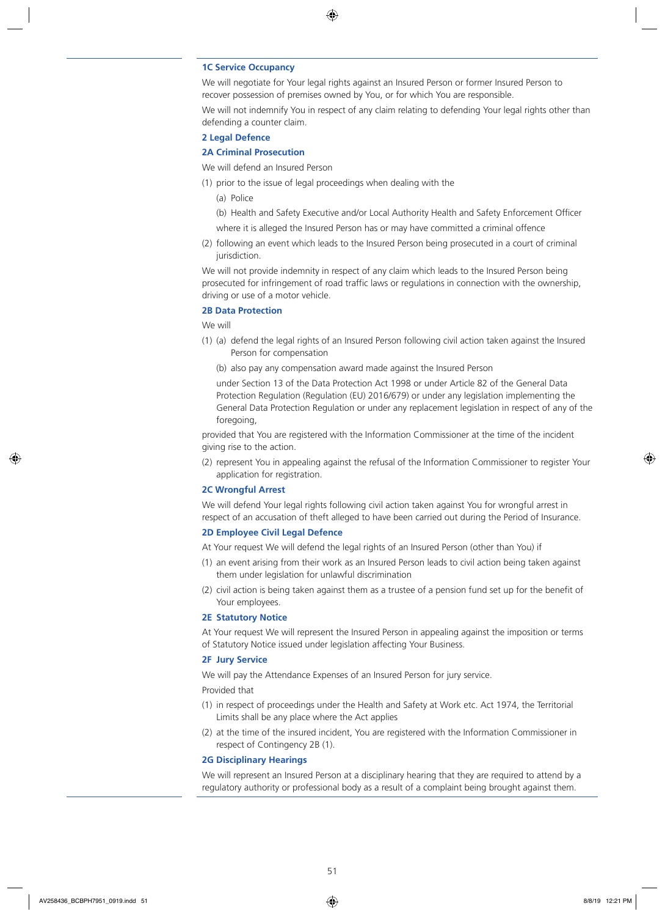### 1C Service Occupancy

We will negotiate for Your legal rights against an Insured Person or former Insured Person to recover possession of premises owned by You, or for which You are responsible.

We will not indemnify You in respect of any claim relating to defending Your legal rights other than defending a counter claim.

### 2 Legal Defence

### 2A Criminal Prosecution

We will defend an Insured Person

(1) prior to the issue of legal proceedings when dealing with the

   (a) Police

   (b) Health and Safety Executive and/or Local Authority Health and Safety Enforcement Officer

   where it is alleged the Insured Person has or may have committed a criminal offence

(2) following an event which leads to the Insured Person being prosecuted in a court of criminal jurisdiction.

We will not provide indemnity in respect of any claim which leads to the Insured Person being prosecuted for infringement of road traffic laws or regulations in connection with the ownership, driving or use of a motor vehicle.

### 2B Data Protection

We will

(1) (a) defend the legal rights of an Insured Person following civil action taken against the Insured Person for compensation

   (b) also pay any compensation award made against the Insured Person

   under Section 13 of the Data Protection Act 1998 or under Article 82 of the General Data Protection Regulation (Regulation (EU) 2016/679) or under any legislation implementing the General Data Protection Regulation or under any replacement legislation in respect of any of the foregoing,

provided that You are registered with the Information Commissioner at the time of the incident giving rise to the action.

(2) represent You in appealing against the refusal of the Information Commissioner to register Your application for registration.

### 2C Wrongful Arrest

We will defend Your legal rights following civil action taken against You for wrongful arrest in respect of an accusation of theft alleged to have been carried out during the Period of Insurance.

### 2D Employee Civil Legal Defence

At Your request We will defend the legal rights of an Insured Person (other than You) if

(1) an event arising from their work as an Insured Person leads to civil action being taken against them under legislation for unlawful discrimination

(2) civil action is being taken against them as a trustee of a pension fund set up for the benefit of Your employees.

### 2E Statutory Notice

At Your request We will represent the Insured Person in appealing against the imposition or terms of Statutory Notice issued under legislation affecting Your Business.

### 2F Jury Service

We will pay the Attendance Expenses of an Insured Person for jury service.

Provided that

(1) in respect of proceedings under the Health and Safety at Work etc. Act 1974, the Territorial Limits shall be any place where the Act applies

(2) at the time of the insured incident, You are registered with the Information Commissioner in respect of Contingency 2B (1).

### 2G Disciplinary Hearings

We will represent an Insured Person at a disciplinary hearing that they are required to attend by a regulatory authority or professional body as a result of a complaint being brought against them.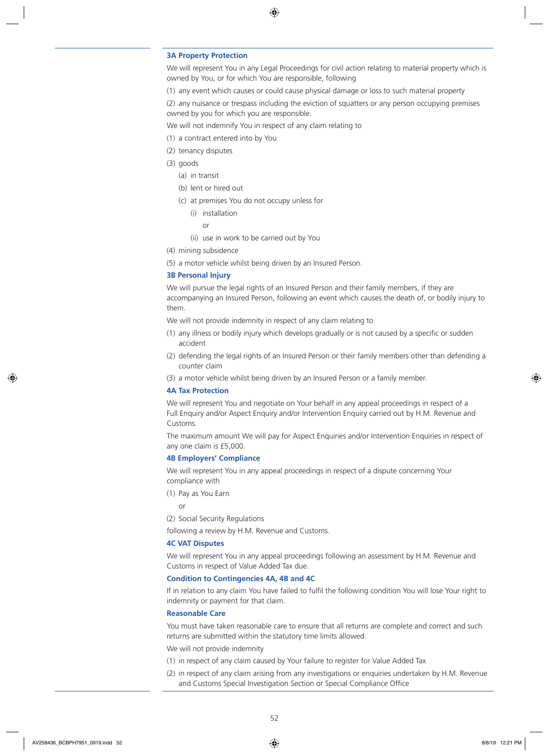### 3A Property Protection

We will represent You in any Legal Proceedings for civil action relating to material property which is owned by You, or for which You are responsible, following

(1) any event which causes or could cause physical damage or loss to such material property

(2) any nuisance or trespass including the eviction of squatters or any person occupying premises owned by you for which you are responsible.

We will not indemnify You in respect of any claim relating to

(1) a contract entered into by You

(2) tenancy disputes

(3) goods

  (a) in transit

  (b) lent or hired out

  (c) at premises You do not occupy unless for

    (i) installation

    or

    (ii) use in work to be carried out by You

(4) mining subsidence

(5) a motor vehicle whilst being driven by an Insured Person.

### 3B Personal Injury

We will pursue the legal rights of an Insured Person and their family members, if they are accompanying an Insured Person, following an event which causes the death of, or bodily injury to them.

We will not provide indemnity in respect of any claim relating to

(1) any illness or bodily injury which develops gradually or is not caused by a specific or sudden accident

(2) defending the legal rights of an Insured Person or their family members other than defending a counter claim

(3) a motor vehicle whilst being driven by an Insured Person or a family member.

### 4A Tax Protection

We will represent You and negotiate on Your behalf in any appeal proceedings in respect of a Full Enquiry and/or Aspect Enquiry and/or Intervention Enquiry carried out by H.M. Revenue and Customs.

The maximum amount We will pay for Aspect Enquiries and/or Intervention Enquiries in respect of any one claim is £5,000.

### 4B Employers' Compliance

We will represent You in any appeal proceedings in respect of a dispute concerning Your compliance with

(1) Pay as You Earn

or

(2) Social Security Regulations

following a review by H.M. Revenue and Customs.

### 4C VAT Disputes

We will represent You in any appeal proceedings following an assessment by H.M. Revenue and Customs in respect of Value Added Tax due.

### Condition to Contingencies 4A, 4B and 4C

If in relation to any claim You have failed to fulfil the following condition You will lose Your right to indemnity or payment for that claim.

### Reasonable Care

You must have taken reasonable care to ensure that all returns are complete and correct and such returns are submitted within the statutory time limits allowed.

We will not provide indemnity

(1) in respect of any claim caused by Your failure to register for Value Added Tax

(2) in respect of any claim arising from any investigations or enquiries undertaken by H.M. Revenue and Customs Special Investigation Section or Special Compliance Office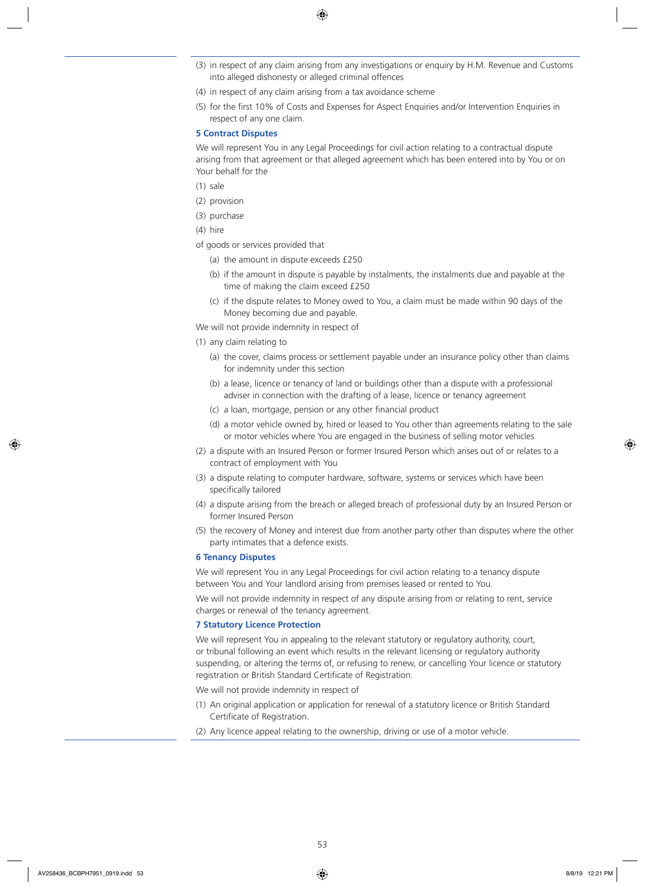(3) in respect of any claim arising from any investigations or enquiry by H.M. Revenue and Customs into alleged dishonesty or alleged criminal offences

(4) in respect of any claim arising from a tax avoidance scheme

(5) for the first 10% of Costs and Expenses for Aspect Enquiries and/or Intervention Enquiries in respect of any one claim.

### 5 Contract Disputes

We will represent You in any Legal Proceedings for civil action relating to a contractual dispute arising from that agreement or that alleged agreement which has been entered into by You or on Your behalf for the

(1) sale

(2) provision

(3) purchase

(4) hire

of goods or services provided that

- (a) the amount in dispute exceeds £250
- (b) if the amount in dispute is payable by instalments, the instalments due and payable at the time of making the claim exceed £250
- (c) if the dispute relates to Money owed to You, a claim must be made within 90 days of the Money becoming due and payable.

We will not provide indemnity in respect of

(1) any claim relating to

- (a) the cover, claims process or settlement payable under an insurance policy other than claims for indemnity under this section
- (b) a lease, licence or tenancy of land or buildings other than a dispute with a professional adviser in connection with the drafting of a lease, licence or tenancy agreement
- (c) a loan, mortgage, pension or any other financial product
- (d) a motor vehicle owned by, hired or leased to You other than agreements relating to the sale or motor vehicles where You are engaged in the business of selling motor vehicles

(2) a dispute with an Insured Person or former Insured Person which arises out of or relates to a contract of employment with You

(3) a dispute relating to computer hardware, software, systems or services which have been specifically tailored

(4) a dispute arising from the breach or alleged breach of professional duty by an Insured Person or former Insured Person

(5) the recovery of Money and interest due from another party other than disputes where the other party intimates that a defence exists.

### 6 Tenancy Disputes

We will represent You in any Legal Proceedings for civil action relating to a tenancy dispute between You and Your landlord arising from premises leased or rented to You.

We will not provide indemnity in respect of any dispute arising from or relating to rent, service charges or renewal of the tenancy agreement.

### 7 Statutory Licence Protection

We will represent You in appealing to the relevant statutory or regulatory authority, court, or tribunal following an event which results in the relevant licensing or regulatory authority suspending, or altering the terms of, or refusing to renew, or cancelling Your licence or statutory registration or British Standard Certificate of Registration.

We will not provide indemnity in respect of

(1) An original application or application for renewal of a statutory licence or British Standard Certificate of Registration.

(2) Any licence appeal relating to the ownership, driving or use of a motor vehicle.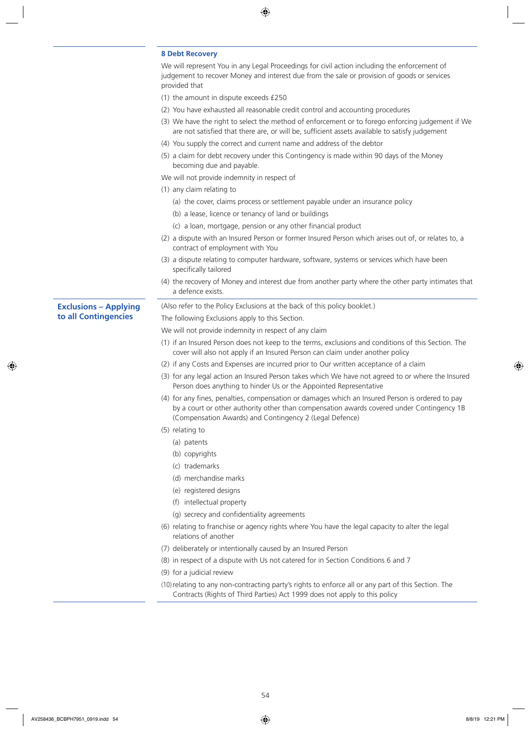### 8 Debt Recovery

We will represent You in any Legal Proceedings for civil action including the enforcement of judgement to recover Money and interest due from the sale or provision of goods or services provided that

(1) the amount in dispute exceeds £250

(2) You have exhausted all reasonable credit control and accounting procedures

(3) We have the right to select the method of enforcement or to forego enforcing judgement if We are not satisfied that there are, or will be, sufficient assets available to satisfy judgement

(4) You supply the correct and current name and address of the debtor

(5) a claim for debt recovery under this Contingency is made within 90 days of the Money becoming due and payable.

We will not provide indemnity in respect of

(1) any claim relating to

  (a) the cover, claims process or settlement payable under an insurance policy

  (b) a lease, licence or tenancy of land or buildings

  (c) a loan, mortgage, pension or any other financial product

(2) a dispute with an Insured Person or former Insured Person which arises out of, or relates to, a contract of employment with You

(3) a dispute relating to computer hardware, software, systems or services which have been specifically tailored

(4) the recovery of Money and interest due from another party where the other party intimates that a defence exists.

## Exclusions – Applying to all Contingencies

(Also refer to the Policy Exclusions at the back of this policy booklet.)

The following Exclusions apply to this Section.

We will not provide indemnity in respect of any claim

(1) if an Insured Person does not keep to the terms, exclusions and conditions of this Section. The cover will also not apply if an Insured Person can claim under another policy

(2) if any Costs and Expenses are incurred prior to Our written acceptance of a claim

(3) for any legal action an Insured Person takes which We have not agreed to or where the Insured Person does anything to hinder Us or the Appointed Representative

(4) for any fines, penalties, compensation or damages which an Insured Person is ordered to pay by a court or other authority other than compensation awards covered under Contingency 1B (Compensation Awards) and Contingency 2 (Legal Defence)

(5) relating to

  (a) patents

  (b) copyrights

  (c) trademarks

  (d) merchandise marks

  (e) registered designs

  (f) intellectual property

  (g) secrecy and confidentiality agreements

(6) relating to franchise or agency rights where You have the legal capacity to alter the legal relations of another

(7) deliberately or intentionally caused by an Insured Person

(8) in respect of a dispute with Us not catered for in Section Conditions 6 and 7

(9) for a judicial review

(10) relating to any non-contracting party's rights to enforce all or any part of this Section. The Contracts (Rights of Third Parties) Act 1999 does not apply to this policy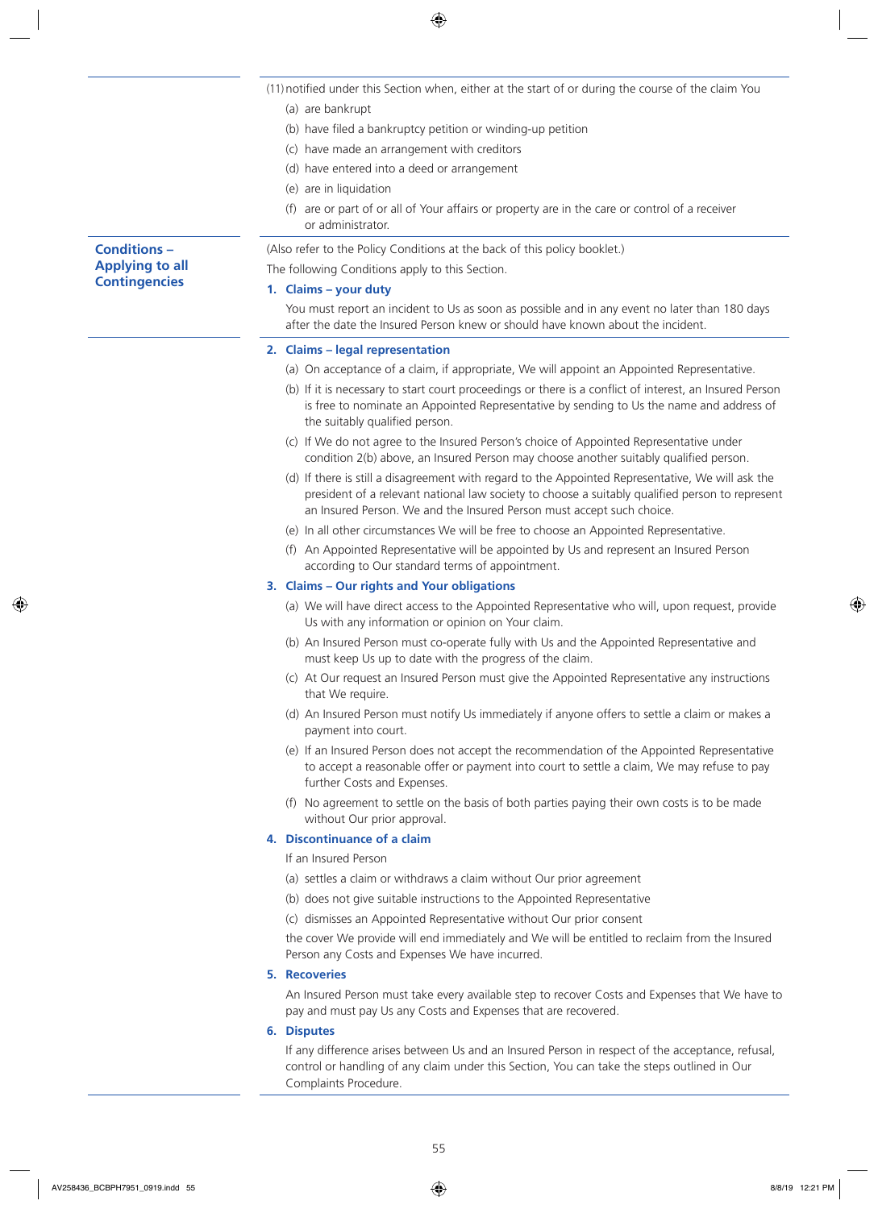(11) notified under this Section when, either at the start of or during the course of the claim You

- (a) are bankrupt
- (b) have filed a bankruptcy petition or winding-up petition
- (c) have made an arrangement with creditors
- (d) have entered into a deed or arrangement
- (e) are in liquidation
- (f) are or part of or all of Your affairs or property are in the care or control of a receiver or administrator.

## Conditions – Applying to all Contingencies

(Also refer to the Policy Conditions at the back of this policy booklet.)

The following Conditions apply to this Section.

### 1. Claims – your duty

You must report an incident to Us as soon as possible and in any event no later than 180 days after the date the Insured Person knew or should have known about the incident.

### 2. Claims – legal representation

- (a) On acceptance of a claim, if appropriate, We will appoint an Appointed Representative.
- (b) If it is necessary to start court proceedings or there is a conflict of interest, an Insured Person is free to nominate an Appointed Representative by sending to Us the name and address of the suitably qualified person.
- (c) If We do not agree to the Insured Person's choice of Appointed Representative under condition 2(b) above, an Insured Person may choose another suitably qualified person.
- (d) If there is still a disagreement with regard to the Appointed Representative, We will ask the president of a relevant national law society to choose a suitably qualified person to represent an Insured Person. We and the Insured Person must accept such choice.
- (e) In all other circumstances We will be free to choose an Appointed Representative.
- (f) An Appointed Representative will be appointed by Us and represent an Insured Person according to Our standard terms of appointment.

### 3. Claims – Our rights and Your obligations

- (a) We will have direct access to the Appointed Representative who will, upon request, provide Us with any information or opinion on Your claim.
- (b) An Insured Person must co-operate fully with Us and the Appointed Representative and must keep Us up to date with the progress of the claim.
- (c) At Our request an Insured Person must give the Appointed Representative any instructions that We require.
- (d) An Insured Person must notify Us immediately if anyone offers to settle a claim or makes a payment into court.
- (e) If an Insured Person does not accept the recommendation of the Appointed Representative to accept a reasonable offer or payment into court to settle a claim, We may refuse to pay further Costs and Expenses.
- (f) No agreement to settle on the basis of both parties paying their own costs is to be made without Our prior approval.

### 4. Discontinuance of a claim

If an Insured Person

- (a) settles a claim or withdraws a claim without Our prior agreement
- (b) does not give suitable instructions to the Appointed Representative
- (c) dismisses an Appointed Representative without Our prior consent

the cover We provide will end immediately and We will be entitled to reclaim from the Insured Person any Costs and Expenses We have incurred.

### 5. Recoveries

An Insured Person must take every available step to recover Costs and Expenses that We have to pay and must pay Us any Costs and Expenses that are recovered.

### 6. Disputes

If any difference arises between Us and an Insured Person in respect of the acceptance, refusal, control or handling of any claim under this Section, You can take the steps outlined in Our Complaints Procedure.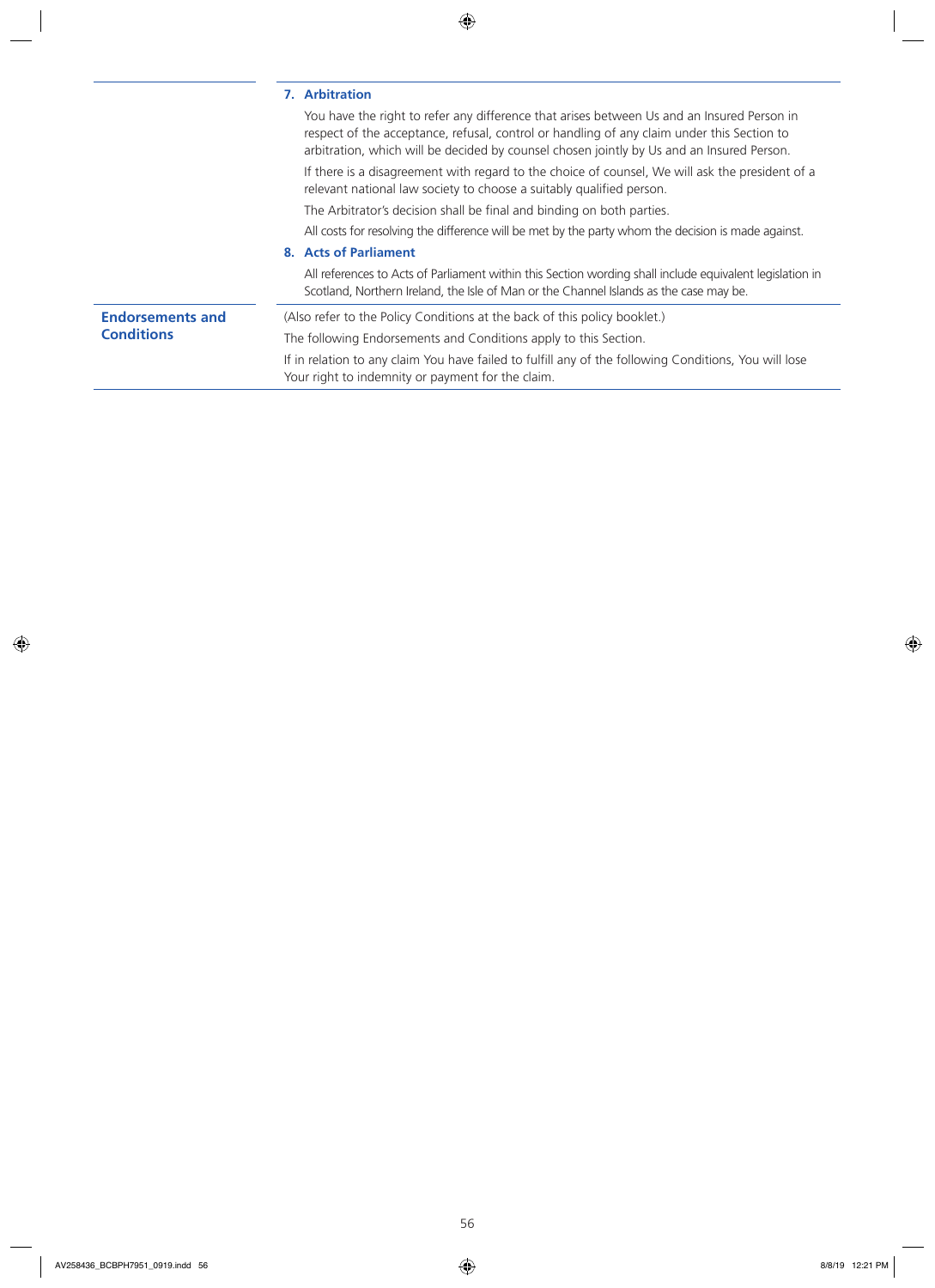### 7. Arbitration

You have the right to refer any difference that arises between Us and an Insured Person in respect of the acceptance, refusal, control or handling of any claim under this Section to arbitration, which will be decided by counsel chosen jointly by Us and an Insured Person.

If there is a disagreement with regard to the choice of counsel, We will ask the president of a relevant national law society to choose a suitably qualified person.

The Arbitrator's decision shall be final and binding on both parties.

All costs for resolving the difference will be met by the party whom the decision is made against.

### 8. Acts of Parliament

All references to Acts of Parliament within this Section wording shall include equivalent legislation in Scotland, Northern Ireland, the Isle of Man or the Channel Islands as the case may be.

## Endorsements and Conditions

(Also refer to the Policy Conditions at the back of this policy booklet.)

The following Endorsements and Conditions apply to this Section.

If in relation to any claim You have failed to fulfill any of the following Conditions, You will lose Your right to indemnity or payment for the claim.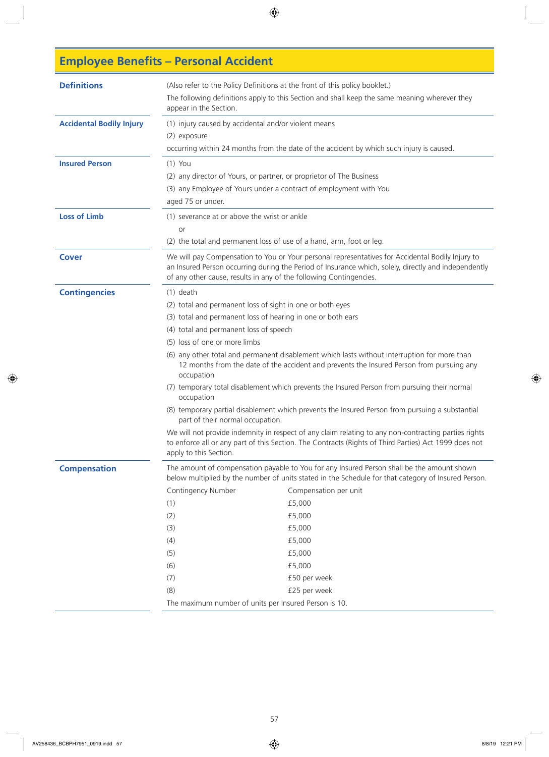# Employee Benefits – Personal Accident

## Definitions

(Also refer to the Policy Definitions at the front of this policy booklet.)

The following definitions apply to this Section and shall keep the same meaning wherever they appear in the Section.

**Accidental Bodily Injury**

(1) injury caused by accidental and/or violent means

(2) exposure

occurring within 24 months from the date of the accident by which such injury is caused.

**Insured Person**

(1) You

(2) any director of Yours, or partner, or proprietor of The Business

(3) any Employee of Yours under a contract of employment with You

aged 75 or under.

**Loss of Limb**

(1) severance at or above the wrist or ankle

or

(2) the total and permanent loss of use of a hand, arm, foot or leg.

## Cover

We will pay Compensation to You or Your personal representatives for Accidental Bodily Injury to an Insured Person occurring during the Period of Insurance which, solely, directly and independently of any other cause, results in any of the following Contingencies.

## Contingencies

(1) death

(2) total and permanent loss of sight in one or both eyes

(3) total and permanent loss of hearing in one or both ears

(4) total and permanent loss of speech

(5) loss of one or more limbs

(6) any other total and permanent disablement which lasts without interruption for more than 12 months from the date of the accident and prevents the Insured Person from pursuing any occupation

(7) temporary total disablement which prevents the Insured Person from pursuing their normal occupation

(8) temporary partial disablement which prevents the Insured Person from pursuing a substantial part of their normal occupation.

We will not provide indemnity in respect of any claim relating to any non-contracting parties rights to enforce all or any part of this Section. The Contracts (Rights of Third Parties) Act 1999 does not apply to this Section.

## Compensation

The amount of compensation payable to You for any Insured Person shall be the amount shown below multiplied by the number of units stated in the Schedule for that category of Insured Person.

| Contingency Number | Compensation per unit |
|---|---|
| (1) | £5,000 |
| (2) | £5,000 |
| (3) | £5,000 |
| (4) | £5,000 |
| (5) | £5,000 |
| (6) | £5,000 |
| (7) | £50 per week |
| (8) | £25 per week |

The maximum number of units per Insured Person is 10.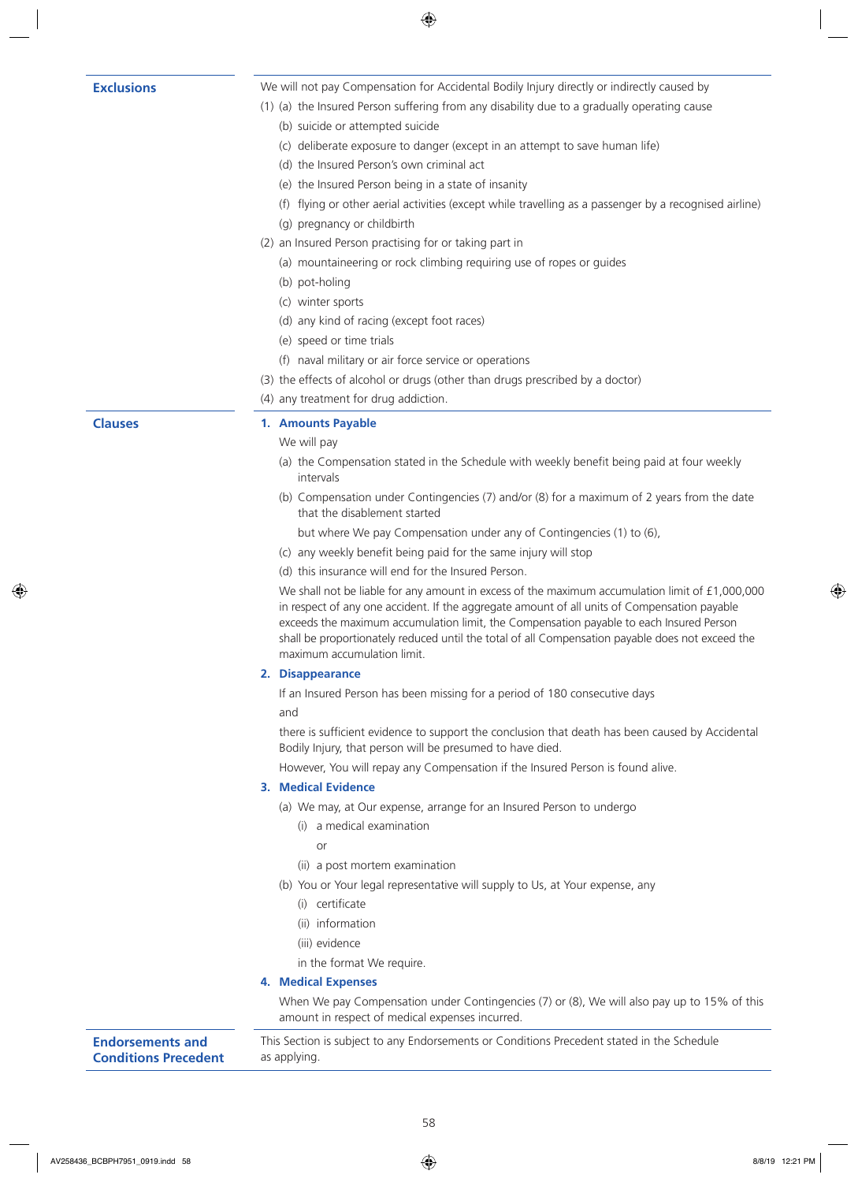## Exclusions

We will not pay Compensation for Accidental Bodily Injury directly or indirectly caused by

(1) (a) the Insured Person suffering from any disability due to a gradually operating cause

(b) suicide or attempted suicide

(c) deliberate exposure to danger (except in an attempt to save human life)

(d) the Insured Person's own criminal act

(e) the Insured Person being in a state of insanity

(f) flying or other aerial activities (except while travelling as a passenger by a recognised airline)

(g) pregnancy or childbirth

(2) an Insured Person practising for or taking part in

(a) mountaineering or rock climbing requiring use of ropes or guides

(b) pot-holing

(c) winter sports

(d) any kind of racing (except foot races)

(e) speed or time trials

(f) naval military or air force service or operations

(3) the effects of alcohol or drugs (other than drugs prescribed by a doctor)

(4) any treatment for drug addiction.

## Clauses

### 1. Amounts Payable

We will pay

(a) the Compensation stated in the Schedule with weekly benefit being paid at four weekly intervals

(b) Compensation under Contingencies (7) and/or (8) for a maximum of 2 years from the date that the disablement started

but where We pay Compensation under any of Contingencies (1) to (6),

(c) any weekly benefit being paid for the same injury will stop

(d) this insurance will end for the Insured Person.

We shall not be liable for any amount in excess of the maximum accumulation limit of £1,000,000 in respect of any one accident. If the aggregate amount of all units of Compensation payable exceeds the maximum accumulation limit, the Compensation payable to each Insured Person shall be proportionately reduced until the total of all Compensation payable does not exceed the maximum accumulation limit.

### 2. Disappearance

If an Insured Person has been missing for a period of 180 consecutive days

and

there is sufficient evidence to support the conclusion that death has been caused by Accidental Bodily Injury, that person will be presumed to have died.

However, You will repay any Compensation if the Insured Person is found alive.

### 3. Medical Evidence

(a) We may, at Our expense, arrange for an Insured Person to undergo

(i) a medical examination

or

(ii) a post mortem examination

(b) You or Your legal representative will supply to Us, at Your expense, any

(i) certificate

(ii) information

(iii) evidence

in the format We require.

### 4. Medical Expenses

When We pay Compensation under Contingencies (7) or (8), We will also pay up to 15% of this amount in respect of medical expenses incurred.

## Endorsements and Conditions Precedent

This Section is subject to any Endorsements or Conditions Precedent stated in the Schedule as applying.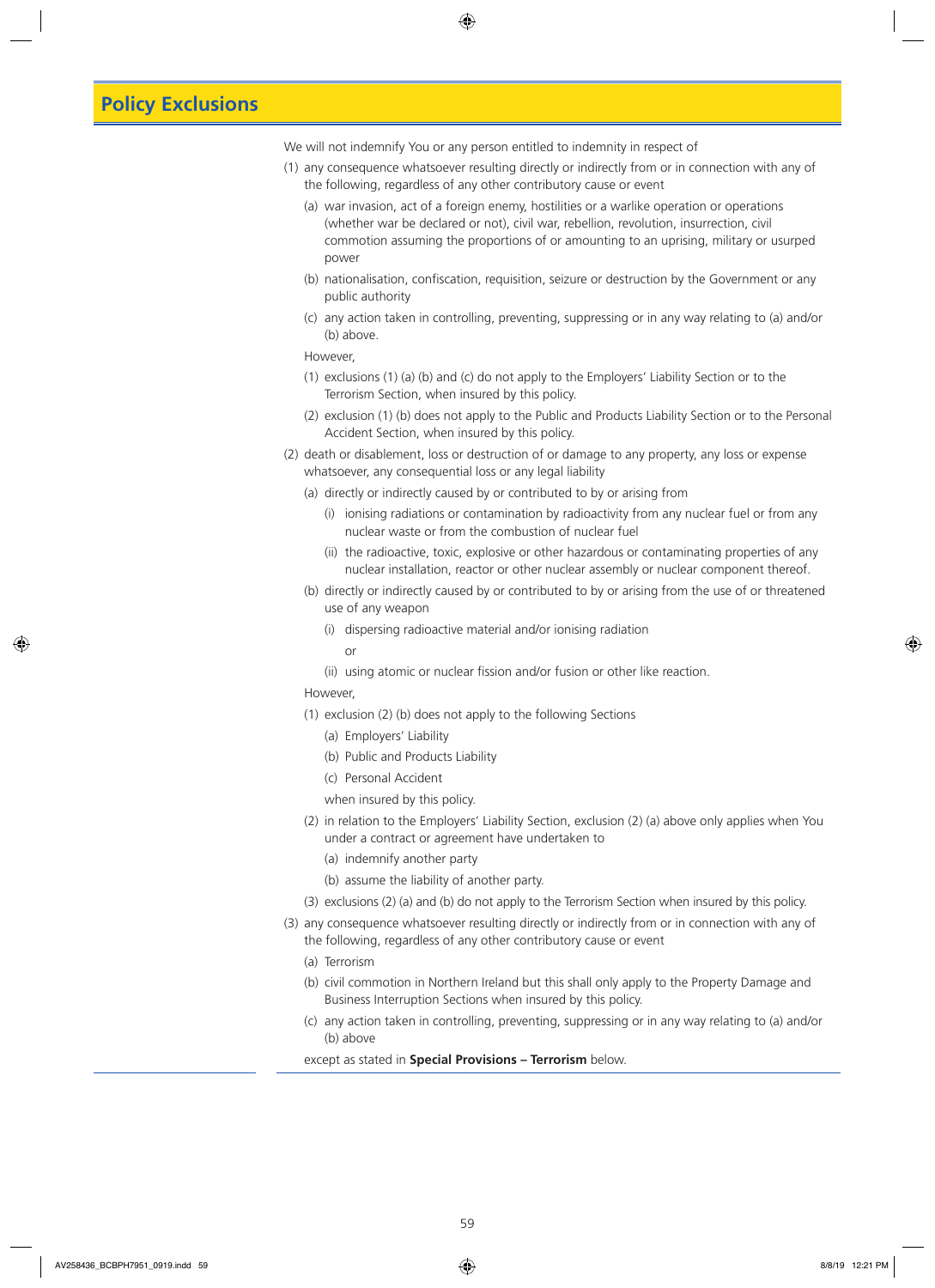# Policy Exclusions

We will not indemnify You or any person entitled to indemnity in respect of

(1) any consequence whatsoever resulting directly or indirectly from or in connection with any of the following, regardless of any other contributory cause or event

  (a) war invasion, act of a foreign enemy, hostilities or a warlike operation or operations (whether war be declared or not), civil war, rebellion, revolution, insurrection, civil commotion assuming the proportions of or amounting to an uprising, military or usurped power

  (b) nationalisation, confiscation, requisition, seizure or destruction by the Government or any public authority

  (c) any action taken in controlling, preventing, suppressing or in any way relating to (a) and/or (b) above.

  However,

  (1) exclusions (1) (a) (b) and (c) do not apply to the Employers' Liability Section or to the Terrorism Section, when insured by this policy.

  (2) exclusion (1) (b) does not apply to the Public and Products Liability Section or to the Personal Accident Section, when insured by this policy.

(2) death or disablement, loss or destruction of or damage to any property, any loss or expense whatsoever, any consequential loss or any legal liability

  (a) directly or indirectly caused by or contributed to by or arising from

    (i) ionising radiations or contamination by radioactivity from any nuclear fuel or from any nuclear waste or from the combustion of nuclear fuel

    (ii) the radioactive, toxic, explosive or other hazardous or contaminating properties of any nuclear installation, reactor or other nuclear assembly or nuclear component thereof.

  (b) directly or indirectly caused by or contributed to by or arising from the use of or threatened use of any weapon

    (i) dispersing radioactive material and/or ionising radiation

    or

    (ii) using atomic or nuclear fission and/or fusion or other like reaction.

  However,

  (1) exclusion (2) (b) does not apply to the following Sections

    (a) Employers' Liability

    (b) Public and Products Liability

    (c) Personal Accident

    when insured by this policy.

  (2) in relation to the Employers' Liability Section, exclusion (2) (a) above only applies when You under a contract or agreement have undertaken to

    (a) indemnify another party

    (b) assume the liability of another party.

  (3) exclusions (2) (a) and (b) do not apply to the Terrorism Section when insured by this policy.

(3) any consequence whatsoever resulting directly or indirectly from or in connection with any of the following, regardless of any other contributory cause or event

  (a) Terrorism

  (b) civil commotion in Northern Ireland but this shall only apply to the Property Damage and Business Interruption Sections when insured by this policy.

  (c) any action taken in controlling, preventing, suppressing or in any way relating to (a) and/or (b) above

  except as stated in **Special Provisions – Terrorism** below.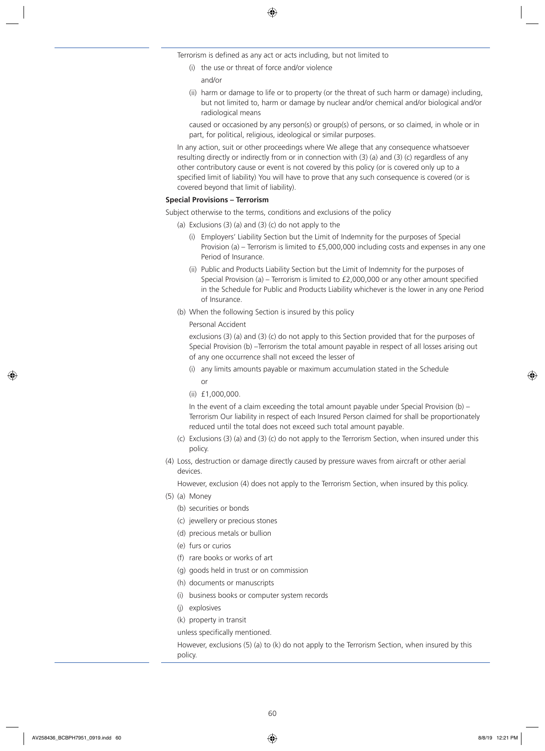Terrorism is defined as any act or acts including, but not limited to

(i) the use or threat of force and/or violence

and/or

(ii) harm or damage to life or to property (or the threat of such harm or damage) including, but not limited to, harm or damage by nuclear and/or chemical and/or biological and/or radiological means

caused or occasioned by any person(s) or group(s) of persons, or so claimed, in whole or in part, for political, religious, ideological or similar purposes.

In any action, suit or other proceedings where We allege that any consequence whatsoever resulting directly or indirectly from or in connection with (3) (a) and (3) (c) regardless of any other contributory cause or event is not covered by this policy (or is covered only up to a specified limit of liability) You will have to prove that any such consequence is covered (or is covered beyond that limit of liability).

**Special Provisions – Terrorism**

Subject otherwise to the terms, conditions and exclusions of the policy

(a) Exclusions (3) (a) and (3) (c) do not apply to the

(i) Employers' Liability Section but the Limit of Indemnity for the purposes of Special Provision (a) – Terrorism is limited to £5,000,000 including costs and expenses in any one Period of Insurance.

(ii) Public and Products Liability Section but the Limit of Indemnity for the purposes of Special Provision (a) – Terrorism is limited to £2,000,000 or any other amount specified in the Schedule for Public and Products Liability whichever is the lower in any one Period of Insurance.

(b) When the following Section is insured by this policy

Personal Accident

exclusions (3) (a) and (3) (c) do not apply to this Section provided that for the purposes of Special Provision (b) –Terrorism the total amount payable in respect of all losses arising out of any one occurrence shall not exceed the lesser of

(i) any limits amounts payable or maximum accumulation stated in the Schedule

or

(ii) £1,000,000.

In the event of a claim exceeding the total amount payable under Special Provision (b) – Terrorism Our liability in respect of each Insured Person claimed for shall be proportionately reduced until the total does not exceed such total amount payable.

(c) Exclusions (3) (a) and (3) (c) do not apply to the Terrorism Section, when insured under this policy.

(4) Loss, destruction or damage directly caused by pressure waves from aircraft or other aerial devices.

However, exclusion (4) does not apply to the Terrorism Section, when insured by this policy.

(5) (a) Money

(b) securities or bonds

(c) jewellery or precious stones

(d) precious metals or bullion

(e) furs or curios

(f) rare books or works of art

(g) goods held in trust or on commission

(h) documents or manuscripts

(i) business books or computer system records

(j) explosives

(k) property in transit

unless specifically mentioned.

However, exclusions (5) (a) to (k) do not apply to the Terrorism Section, when insured by this policy.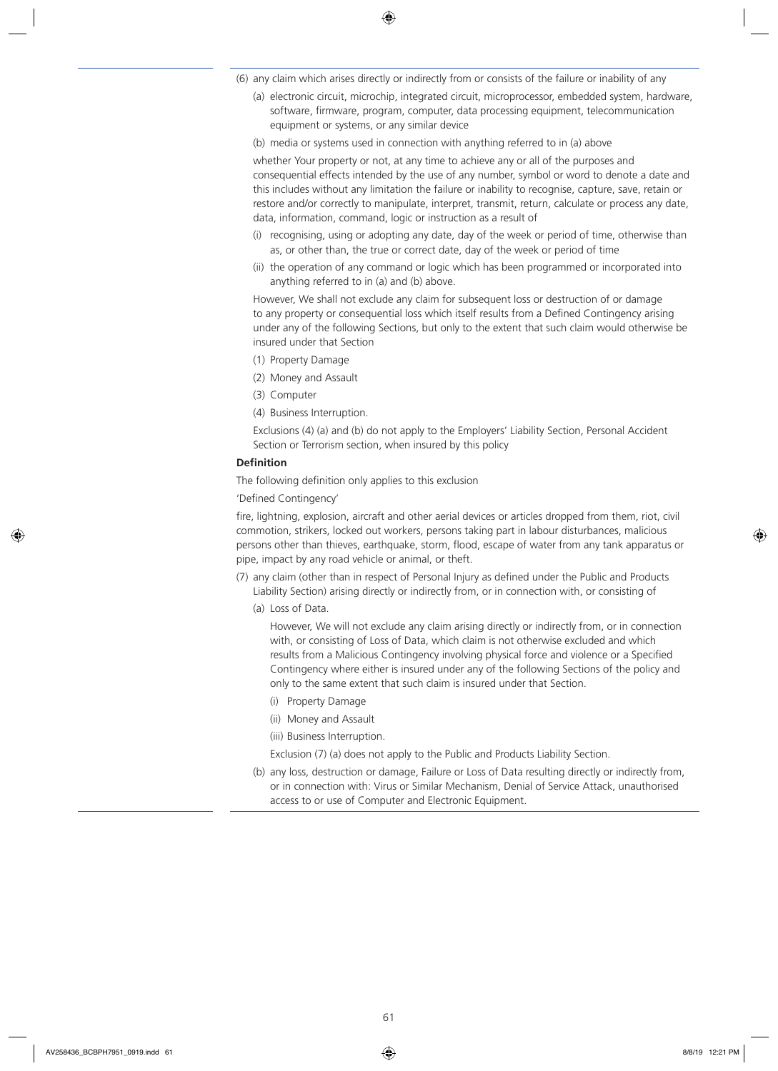(6) any claim which arises directly or indirectly from or consists of the failure or inability of any

(a) electronic circuit, microchip, integrated circuit, microprocessor, embedded system, hardware, software, firmware, program, computer, data processing equipment, telecommunication equipment or systems, or any similar device

(b) media or systems used in connection with anything referred to in (a) above

whether Your property or not, at any time to achieve any or all of the purposes and consequential effects intended by the use of any number, symbol or word to denote a date and this includes without any limitation the failure or inability to recognise, capture, save, retain or restore and/or correctly to manipulate, interpret, transmit, return, calculate or process any date, data, information, command, logic or instruction as a result of

(i) recognising, using or adopting any date, day of the week or period of time, otherwise than as, or other than, the true or correct date, day of the week or period of time

(ii) the operation of any command or logic which has been programmed or incorporated into anything referred to in (a) and (b) above.

However, We shall not exclude any claim for subsequent loss or destruction of or damage to any property or consequential loss which itself results from a Defined Contingency arising under any of the following Sections, but only to the extent that such claim would otherwise be insured under that Section

(1) Property Damage

(2) Money and Assault

(3) Computer

(4) Business Interruption.

Exclusions (4) (a) and (b) do not apply to the Employers' Liability Section, Personal Accident Section or Terrorism section, when insured by this policy

**Definition**

The following definition only applies to this exclusion

'Defined Contingency'

fire, lightning, explosion, aircraft and other aerial devices or articles dropped from them, riot, civil commotion, strikers, locked out workers, persons taking part in labour disturbances, malicious persons other than thieves, earthquake, storm, flood, escape of water from any tank apparatus or pipe, impact by any road vehicle or animal, or theft.

(7) any claim (other than in respect of Personal Injury as defined under the Public and Products Liability Section) arising directly or indirectly from, or in connection with, or consisting of

(a) Loss of Data.

However, We will not exclude any claim arising directly or indirectly from, or in connection with, or consisting of Loss of Data, which claim is not otherwise excluded and which results from a Malicious Contingency involving physical force and violence or a Specified Contingency where either is insured under any of the following Sections of the policy and only to the same extent that such claim is insured under that Section.

(i) Property Damage

(ii) Money and Assault

(iii) Business Interruption.

Exclusion (7) (a) does not apply to the Public and Products Liability Section.

(b) any loss, destruction or damage, Failure or Loss of Data resulting directly or indirectly from, or in connection with: Virus or Similar Mechanism, Denial of Service Attack, unauthorised access to or use of Computer and Electronic Equipment.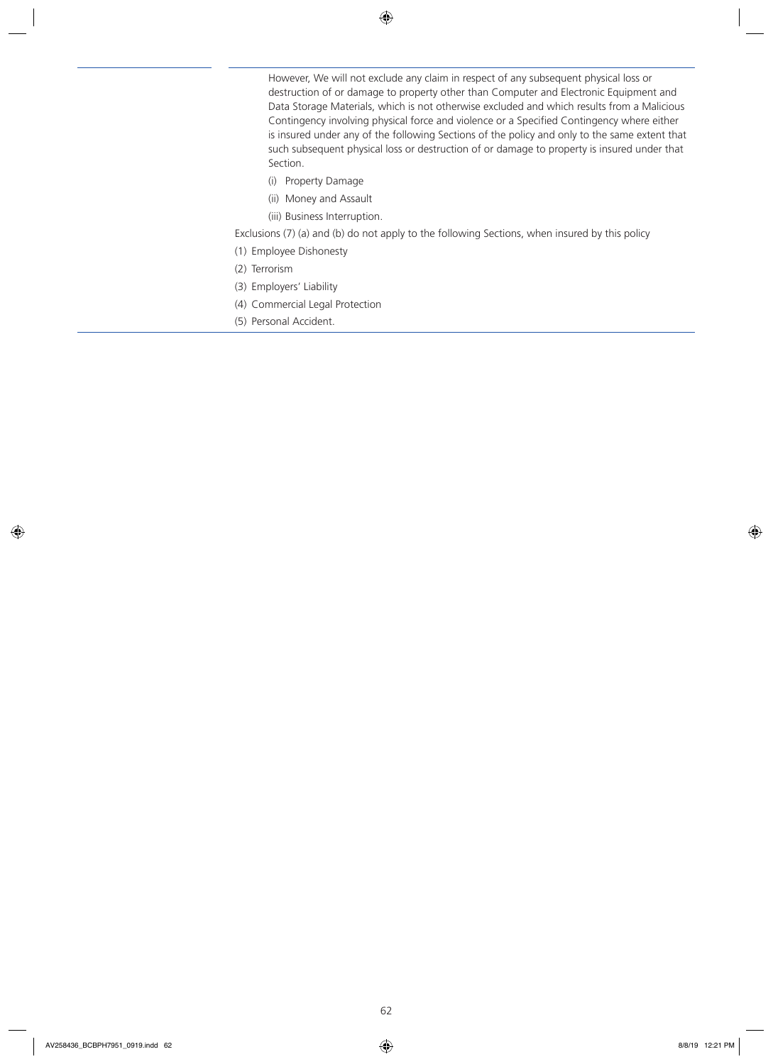However, We will not exclude any claim in respect of any subsequent physical loss or destruction of or damage to property other than Computer and Electronic Equipment and Data Storage Materials, which is not otherwise excluded and which results from a Malicious Contingency involving physical force and violence or a Specified Contingency where either is insured under any of the following Sections of the policy and only to the same extent that such subsequent physical loss or destruction of or damage to property is insured under that Section.

(i) Property Damage

(ii) Money and Assault

(iii) Business Interruption.

Exclusions (7) (a) and (b) do not apply to the following Sections, when insured by this policy

(1) Employee Dishonesty

(2) Terrorism

(3) Employers' Liability

(4) Commercial Legal Protection

(5) Personal Accident.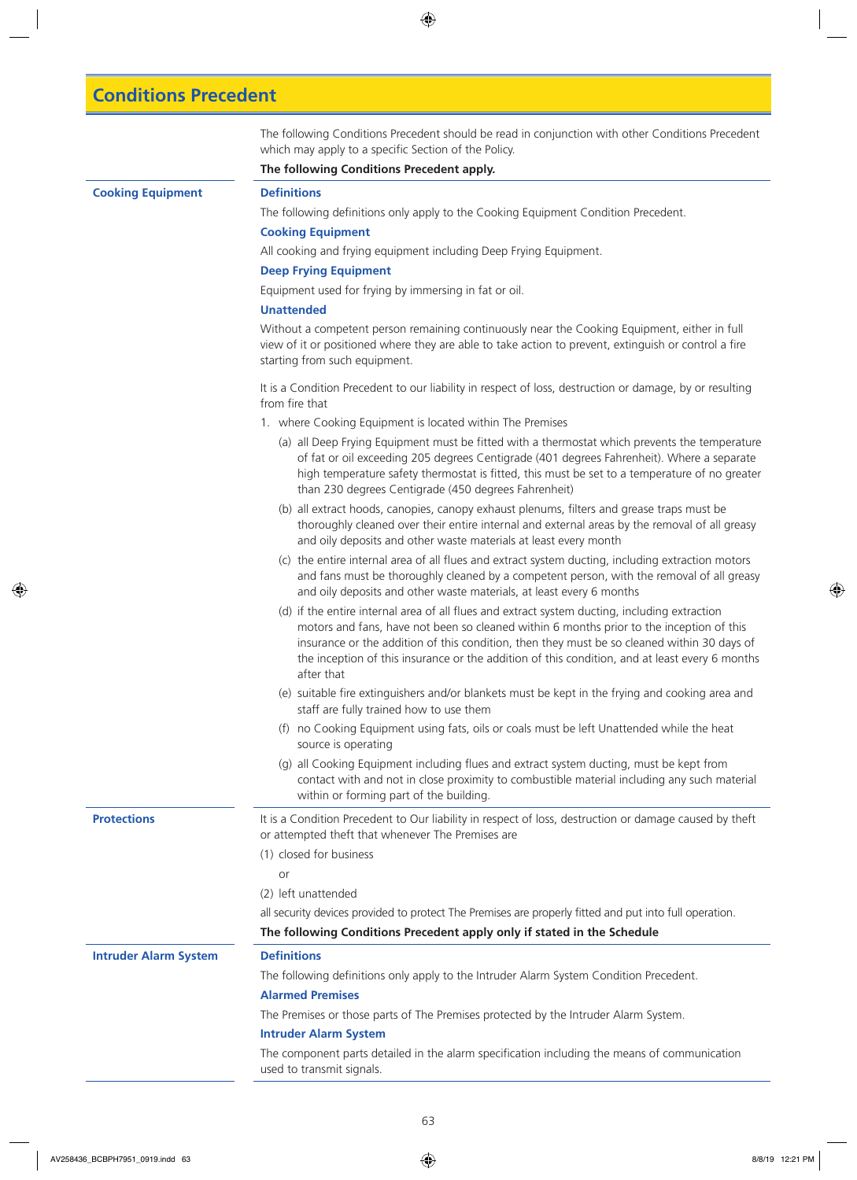# Conditions Precedent

The following Conditions Precedent should be read in conjunction with other Conditions Precedent which may apply to a specific Section of the Policy.

**The following Conditions Precedent apply.**

## Cooking Equipment

### Definitions

The following definitions only apply to the Cooking Equipment Condition Precedent.

**Cooking Equipment**

All cooking and frying equipment including Deep Frying Equipment.

**Deep Frying Equipment**

Equipment used for frying by immersing in fat or oil.

**Unattended**

Without a competent person remaining continuously near the Cooking Equipment, either in full view of it or positioned where they are able to take action to prevent, extinguish or control a fire starting from such equipment.

It is a Condition Precedent to our liability in respect of loss, destruction or damage, by or resulting from fire that

1. where Cooking Equipment is located within The Premises
   - (a) all Deep Frying Equipment must be fitted with a thermostat which prevents the temperature of fat or oil exceeding 205 degrees Centigrade (401 degrees Fahrenheit). Where a separate high temperature safety thermostat is fitted, this must be set to a temperature of no greater than 230 degrees Centigrade (450 degrees Fahrenheit)
   - (b) all extract hoods, canopies, canopy exhaust plenums, filters and grease traps must be thoroughly cleaned over their entire internal and external areas by the removal of all greasy and oily deposits and other waste materials at least every month
   - (c) the entire internal area of all flues and extract system ducting, including extraction motors and fans must be thoroughly cleaned by a competent person, with the removal of all greasy and oily deposits and other waste materials, at least every 6 months
   - (d) if the entire internal area of all flues and extract system ducting, including extraction motors and fans, have not been so cleaned within 6 months prior to the inception of this insurance or the addition of this condition, then they must be so cleaned within 30 days of the inception of this insurance or the addition of this condition, and at least every 6 months after that
   - (e) suitable fire extinguishers and/or blankets must be kept in the frying and cooking area and staff are fully trained how to use them
   - (f) no Cooking Equipment using fats, oils or coals must be left Unattended while the heat source is operating
   - (g) all Cooking Equipment including flues and extract system ducting, must be kept from contact with and not in close proximity to combustible material including any such material within or forming part of the building.

## Protections

It is a Condition Precedent to Our liability in respect of loss, destruction or damage caused by theft or attempted theft that whenever The Premises are

(1) closed for business

or

(2) left unattended

all security devices provided to protect The Premises are properly fitted and put into full operation.

**The following Conditions Precedent apply only if stated in the Schedule**

## Intruder Alarm System

### Definitions

The following definitions only apply to the Intruder Alarm System Condition Precedent.

**Alarmed Premises**

The Premises or those parts of The Premises protected by the Intruder Alarm System.

**Intruder Alarm System**

The component parts detailed in the alarm specification including the means of communication used to transmit signals.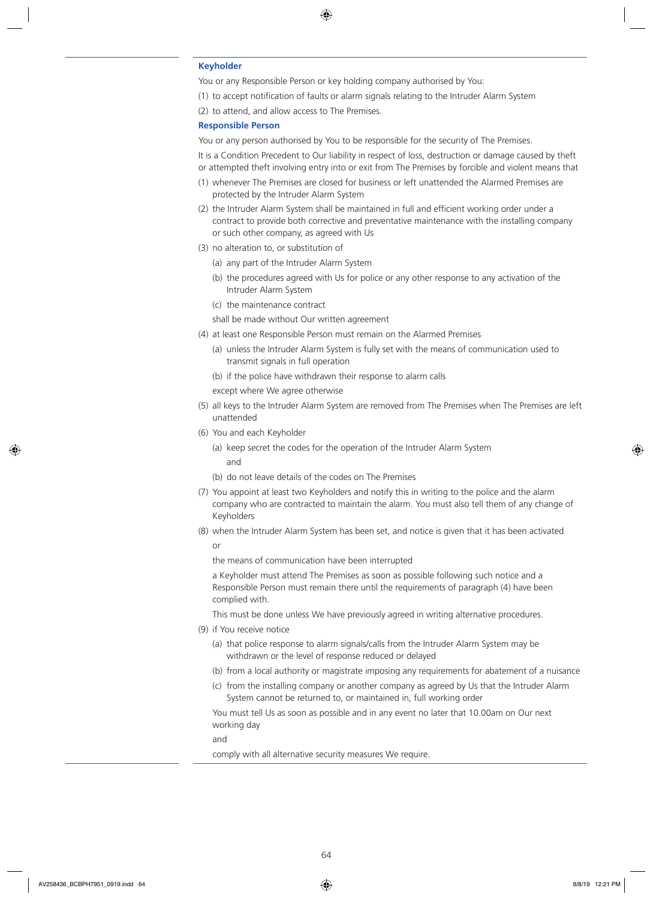### Keyholder

You or any Responsible Person or key holding company authorised by You:

(1) to accept notification of faults or alarm signals relating to the Intruder Alarm System

(2) to attend, and allow access to The Premises.

### Responsible Person

You or any person authorised by You to be responsible for the security of The Premises.

It is a Condition Precedent to Our liability in respect of loss, destruction or damage caused by theft or attempted theft involving entry into or exit from The Premises by forcible and violent means that

(1) whenever The Premises are closed for business or left unattended the Alarmed Premises are protected by the Intruder Alarm System

(2) the Intruder Alarm System shall be maintained in full and efficient working order under a contract to provide both corrective and preventative maintenance with the installing company or such other company, as agreed with Us

(3) no alteration to, or substitution of

   (a) any part of the Intruder Alarm System

   (b) the procedures agreed with Us for police or any other response to any activation of the Intruder Alarm System

   (c) the maintenance contract

   shall be made without Our written agreement

(4) at least one Responsible Person must remain on the Alarmed Premises

   (a) unless the Intruder Alarm System is fully set with the means of communication used to transmit signals in full operation

   (b) if the police have withdrawn their response to alarm calls

   except where We agree otherwise

(5) all keys to the Intruder Alarm System are removed from The Premises when The Premises are left unattended

(6) You and each Keyholder

   (a) keep secret the codes for the operation of the Intruder Alarm System

   and

   (b) do not leave details of the codes on The Premises

(7) You appoint at least two Keyholders and notify this in writing to the police and the alarm company who are contracted to maintain the alarm. You must also tell them of any change of Keyholders

(8) when the Intruder Alarm System has been set, and notice is given that it has been activated

   or

   the means of communication have been interrupted

   a Keyholder must attend The Premises as soon as possible following such notice and a Responsible Person must remain there until the requirements of paragraph (4) have been complied with.

   This must be done unless We have previously agreed in writing alternative procedures.

(9) if You receive notice

   (a) that police response to alarm signals/calls from the Intruder Alarm System may be withdrawn or the level of response reduced or delayed

   (b) from a local authority or magistrate imposing any requirements for abatement of a nuisance

   (c) from the installing company or another company as agreed by Us that the Intruder Alarm System cannot be returned to, or maintained in, full working order

   You must tell Us as soon as possible and in any event no later that 10.00am on Our next working day

   and

   comply with all alternative security measures We require.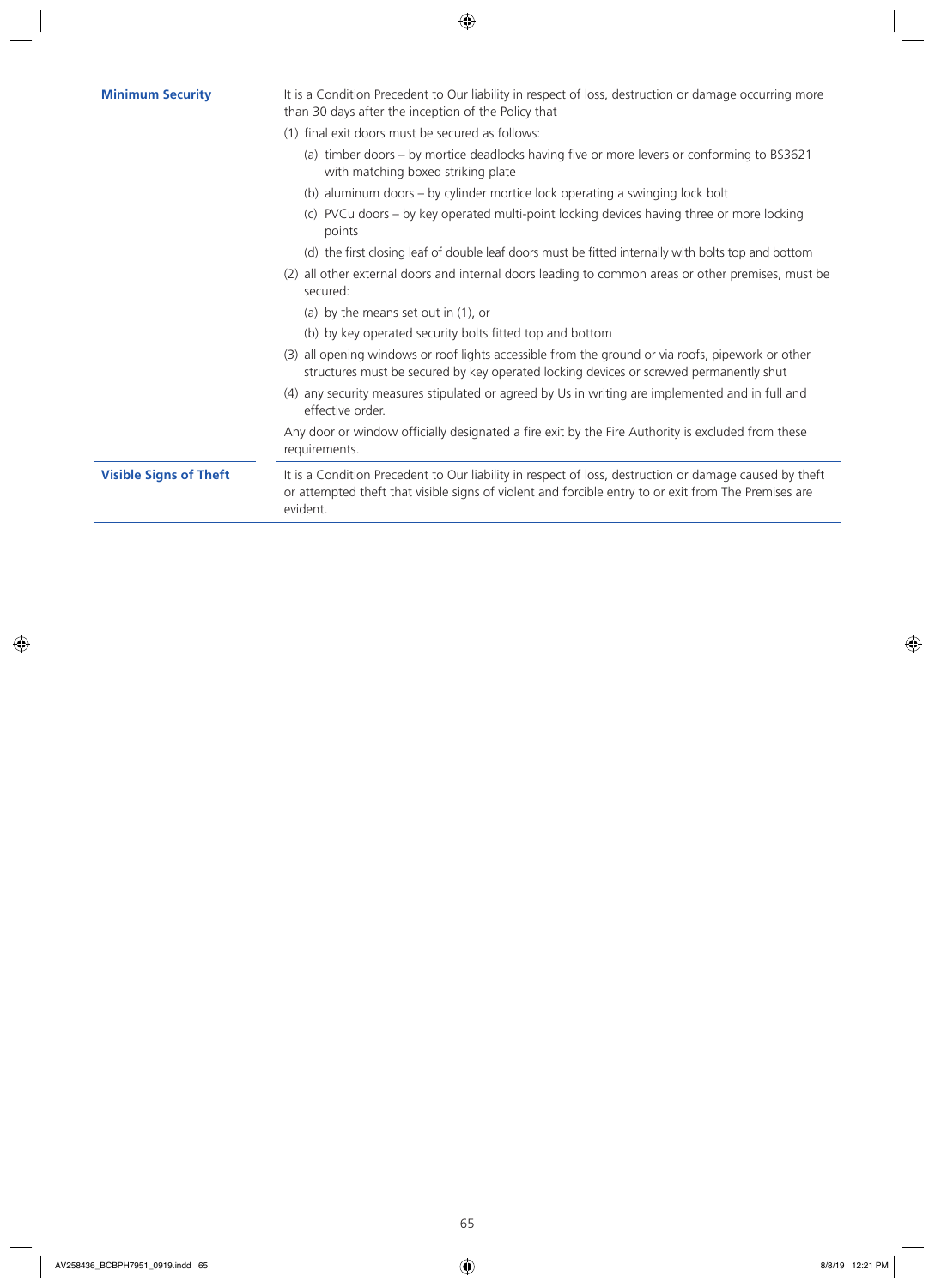**Minimum Security**

It is a Condition Precedent to Our liability in respect of loss, destruction or damage occurring more than 30 days after the inception of the Policy that

(1) final exit doors must be secured as follows:

   (a) timber doors – by mortice deadlocks having five or more levers or conforming to BS3621 with matching boxed striking plate

   (b) aluminum doors – by cylinder mortice lock operating a swinging lock bolt

   (c) PVCu doors – by key operated multi-point locking devices having three or more locking points

   (d) the first closing leaf of double leaf doors must be fitted internally with bolts top and bottom

(2) all other external doors and internal doors leading to common areas or other premises, must be secured:

   (a) by the means set out in (1), or

   (b) by key operated security bolts fitted top and bottom

(3) all opening windows or roof lights accessible from the ground or via roofs, pipework or other structures must be secured by key operated locking devices or screwed permanently shut

(4) any security measures stipulated or agreed by Us in writing are implemented and in full and effective order.

Any door or window officially designated a fire exit by the Fire Authority is excluded from these requirements.

**Visible Signs of Theft**

It is a Condition Precedent to Our liability in respect of loss, destruction or damage caused by theft or attempted theft that visible signs of violent and forcible entry to or exit from The Premises are evident.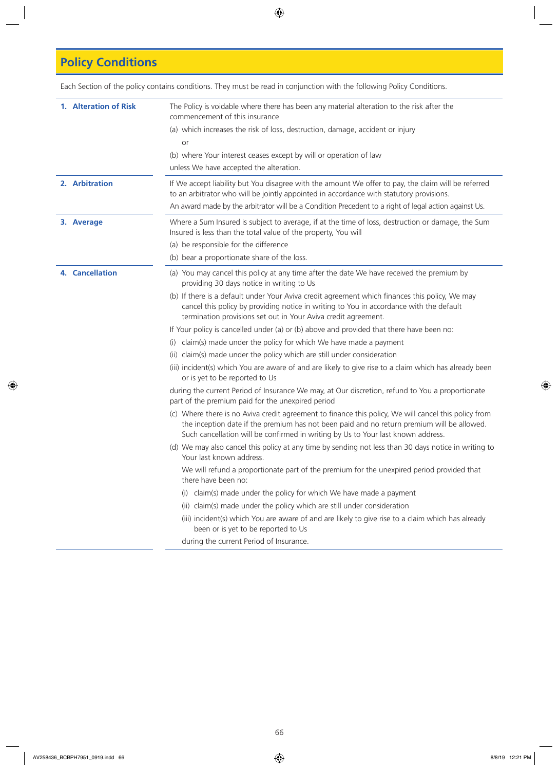# Policy Conditions

Each Section of the policy contains conditions. They must be read in conjunction with the following Policy Conditions.

### 1. Alteration of Risk

The Policy is voidable where there has been any material alteration to the risk after the commencement of this insurance

(a) which increases the risk of loss, destruction, damage, accident or injury

or

(b) where Your interest ceases except by will or operation of law

unless We have accepted the alteration.

### 2. Arbitration

If We accept liability but You disagree with the amount We offer to pay, the claim will be referred to an arbitrator who will be jointly appointed in accordance with statutory provisions.

An award made by the arbitrator will be a Condition Precedent to a right of legal action against Us.

### 3. Average

Where a Sum Insured is subject to average, if at the time of loss, destruction or damage, the Sum Insured is less than the total value of the property, You will

(a) be responsible for the difference

(b) bear a proportionate share of the loss.

### 4. Cancellation

(a) You may cancel this policy at any time after the date We have received the premium by providing 30 days notice in writing to Us

(b) If there is a default under Your Aviva credit agreement which finances this policy, We may cancel this policy by providing notice in writing to You in accordance with the default termination provisions set out in Your Aviva credit agreement.

If Your policy is cancelled under (a) or (b) above and provided that there have been no:

(i) claim(s) made under the policy for which We have made a payment

(ii) claim(s) made under the policy which are still under consideration

(iii) incident(s) which You are aware of and are likely to give rise to a claim which has already been or is yet to be reported to Us

during the current Period of Insurance We may, at Our discretion, refund to You a proportionate part of the premium paid for the unexpired period

(c) Where there is no Aviva credit agreement to finance this policy, We will cancel this policy from the inception date if the premium has not been paid and no return premium will be allowed. Such cancellation will be confirmed in writing by Us to Your last known address.

(d) We may also cancel this policy at any time by sending not less than 30 days notice in writing to Your last known address.

We will refund a proportionate part of the premium for the unexpired period provided that there have been no:

(i) claim(s) made under the policy for which We have made a payment

(ii) claim(s) made under the policy which are still under consideration

(iii) incident(s) which You are aware of and are likely to give rise to a claim which has already been or is yet to be reported to Us

during the current Period of Insurance.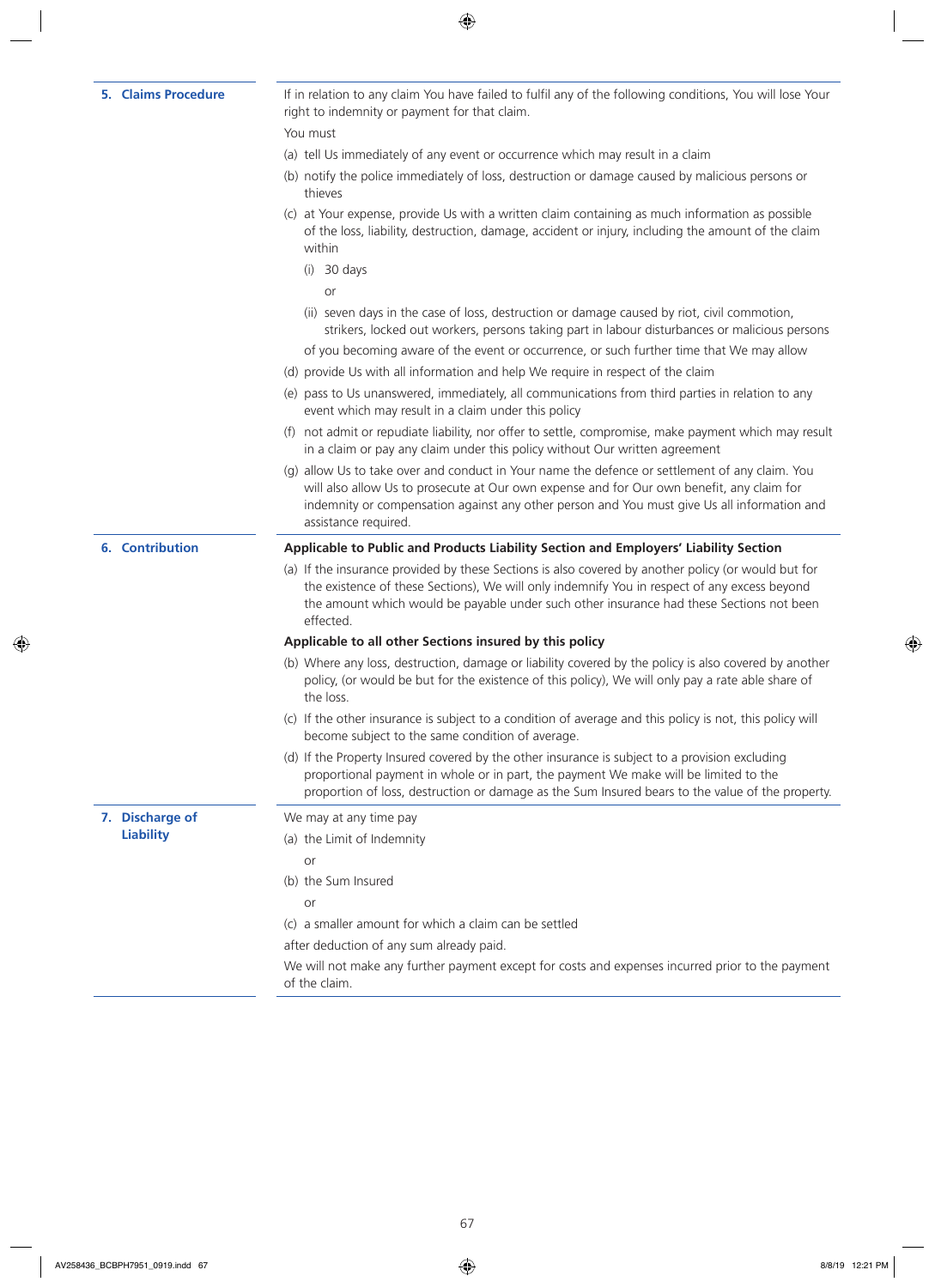## 5. Claims Procedure

If in relation to any claim You have failed to fulfil any of the following conditions, You will lose Your right to indemnity or payment for that claim.

You must

(a) tell Us immediately of any event or occurrence which may result in a claim

(b) notify the police immediately of loss, destruction or damage caused by malicious persons or thieves

(c) at Your expense, provide Us with a written claim containing as much information as possible of the loss, liability, destruction, damage, accident or injury, including the amount of the claim within

  (i) 30 days

  or

  (ii) seven days in the case of loss, destruction or damage caused by riot, civil commotion, strikers, locked out workers, persons taking part in labour disturbances or malicious persons

  of you becoming aware of the event or occurrence, or such further time that We may allow

(d) provide Us with all information and help We require in respect of the claim

(e) pass to Us unanswered, immediately, all communications from third parties in relation to any event which may result in a claim under this policy

(f) not admit or repudiate liability, nor offer to settle, compromise, make payment which may result in a claim or pay any claim under this policy without Our written agreement

(g) allow Us to take over and conduct in Your name the defence or settlement of any claim. You will also allow Us to prosecute at Our own expense and for Our own benefit, any claim for indemnity or compensation against any other person and You must give Us all information and assistance required.

## 6. Contribution

**Applicable to Public and Products Liability Section and Employers' Liability Section**

(a) If the insurance provided by these Sections is also covered by another policy (or would but for the existence of these Sections), We will only indemnify You in respect of any excess beyond the amount which would be payable under such other insurance had these Sections not been effected.

**Applicable to all other Sections insured by this policy**

(b) Where any loss, destruction, damage or liability covered by the policy is also covered by another policy, (or would be but for the existence of this policy), We will only pay a rate able share of the loss.

(c) If the other insurance is subject to a condition of average and this policy is not, this policy will become subject to the same condition of average.

(d) If the Property Insured covered by the other insurance is subject to a provision excluding proportional payment in whole or in part, the payment We make will be limited to the proportion of loss, destruction or damage as the Sum Insured bears to the value of the property.

## 7. Discharge of Liability

We may at any time pay

(a) the Limit of Indemnity

  or

(b) the Sum Insured

  or

(c) a smaller amount for which a claim can be settled

after deduction of any sum already paid.

We will not make any further payment except for costs and expenses incurred prior to the payment of the claim.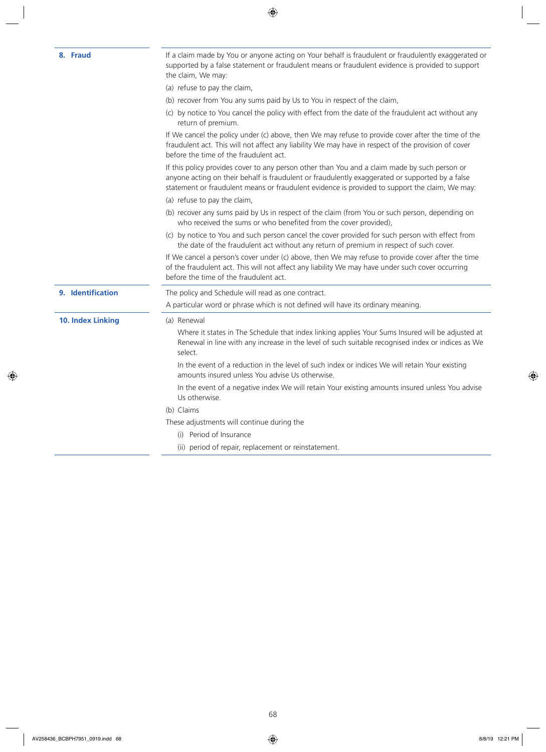### 8. Fraud

If a claim made by You or anyone acting on Your behalf is fraudulent or fraudulently exaggerated or supported by a false statement or fraudulent means or fraudulent evidence is provided to support the claim, We may:

(a) refuse to pay the claim,

(b) recover from You any sums paid by Us to You in respect of the claim,

(c) by notice to You cancel the policy with effect from the date of the fraudulent act without any return of premium.

If We cancel the policy under (c) above, then We may refuse to provide cover after the time of the fraudulent act. This will not affect any liability We may have in respect of the provision of cover before the time of the fraudulent act.

If this policy provides cover to any person other than You and a claim made by such person or anyone acting on their behalf is fraudulent or fraudulently exaggerated or supported by a false statement or fraudulent means or fraudulent evidence is provided to support the claim, We may:

(a) refuse to pay the claim,

(b) recover any sums paid by Us in respect of the claim (from You or such person, depending on who received the sums or who benefited from the cover provided),

(c) by notice to You and such person cancel the cover provided for such person with effect from the date of the fraudulent act without any return of premium in respect of such cover.

If We cancel a person's cover under (c) above, then We may refuse to provide cover after the time of the fraudulent act. This will not affect any liability We may have under such cover occurring before the time of the fraudulent act.

### 9. Identification

The policy and Schedule will read as one contract.

A particular word or phrase which is not defined will have its ordinary meaning.

### 10. Index Linking

(a) Renewal

Where it states in The Schedule that index linking applies Your Sums Insured will be adjusted at Renewal in line with any increase in the level of such suitable recognised index or indices as We select.

In the event of a reduction in the level of such index or indices We will retain Your existing amounts insured unless You advise Us otherwise.

In the event of a negative index We will retain Your existing amounts insured unless You advise Us otherwise.

(b) Claims

These adjustments will continue during the

(i) Period of Insurance

(ii) period of repair, replacement or reinstatement.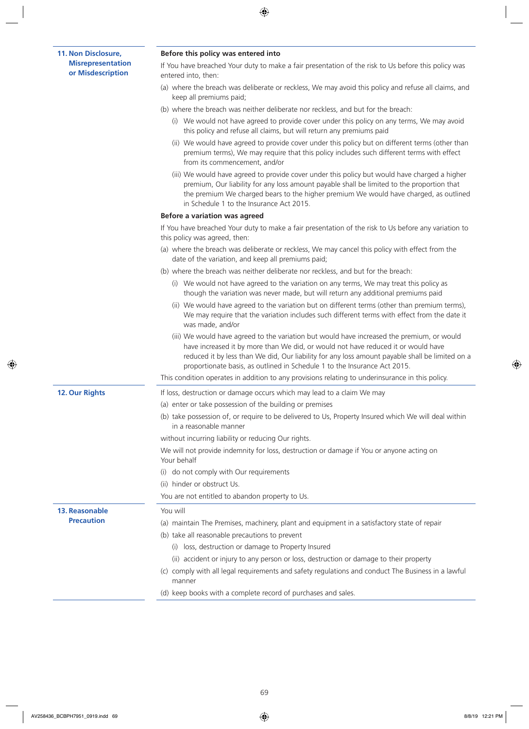## 11. Non Disclosure, Misrepresentation or Misdescription

**Before this policy was entered into**

If You have breached Your duty to make a fair presentation of the risk to Us before this policy was entered into, then:

(a) where the breach was deliberate or reckless, We may avoid this policy and refuse all claims, and keep all premiums paid;

(b) where the breach was neither deliberate nor reckless, and but for the breach:

   (i) We would not have agreed to provide cover under this policy on any terms, We may avoid this policy and refuse all claims, but will return any premiums paid

   (ii) We would have agreed to provide cover under this policy but on different terms (other than premium terms), We may require that this policy includes such different terms with effect from its commencement, and/or

   (iii) We would have agreed to provide cover under this policy but would have charged a higher premium, Our liability for any loss amount payable shall be limited to the proportion that the premium We charged bears to the higher premium We would have charged, as outlined in Schedule 1 to the Insurance Act 2015.

**Before a variation was agreed**

If You have breached Your duty to make a fair presentation of the risk to Us before any variation to this policy was agreed, then:

(a) where the breach was deliberate or reckless, We may cancel this policy with effect from the date of the variation, and keep all premiums paid;

(b) where the breach was neither deliberate nor reckless, and but for the breach:

   (i) We would not have agreed to the variation on any terms, We may treat this policy as though the variation was never made, but will return any additional premiums paid

   (ii) We would have agreed to the variation but on different terms (other than premium terms), We may require that the variation includes such different terms with effect from the date it was made, and/or

   (iii) We would have agreed to the variation but would have increased the premium, or would have increased it by more than We did, or would not have reduced it or would have reduced it by less than We did, Our liability for any loss amount payable shall be limited on a proportionate basis, as outlined in Schedule 1 to the Insurance Act 2015.

This condition operates in addition to any provisions relating to underinsurance in this policy.

## 12. Our Rights

If loss, destruction or damage occurs which may lead to a claim We may

(a) enter or take possession of the building or premises

(b) take possession of, or require to be delivered to Us, Property Insured which We will deal within in a reasonable manner

without incurring liability or reducing Our rights.

We will not provide indemnity for loss, destruction or damage if You or anyone acting on Your behalf

(i) do not comply with Our requirements

(ii) hinder or obstruct Us.

You are not entitled to abandon property to Us.

## 13. Reasonable Precaution

You will

(a) maintain The Premises, machinery, plant and equipment in a satisfactory state of repair

(b) take all reasonable precautions to prevent

   (i) loss, destruction or damage to Property Insured

   (ii) accident or injury to any person or loss, destruction or damage to their property

(c) comply with all legal requirements and safety regulations and conduct The Business in a lawful manner

(d) keep books with a complete record of purchases and sales.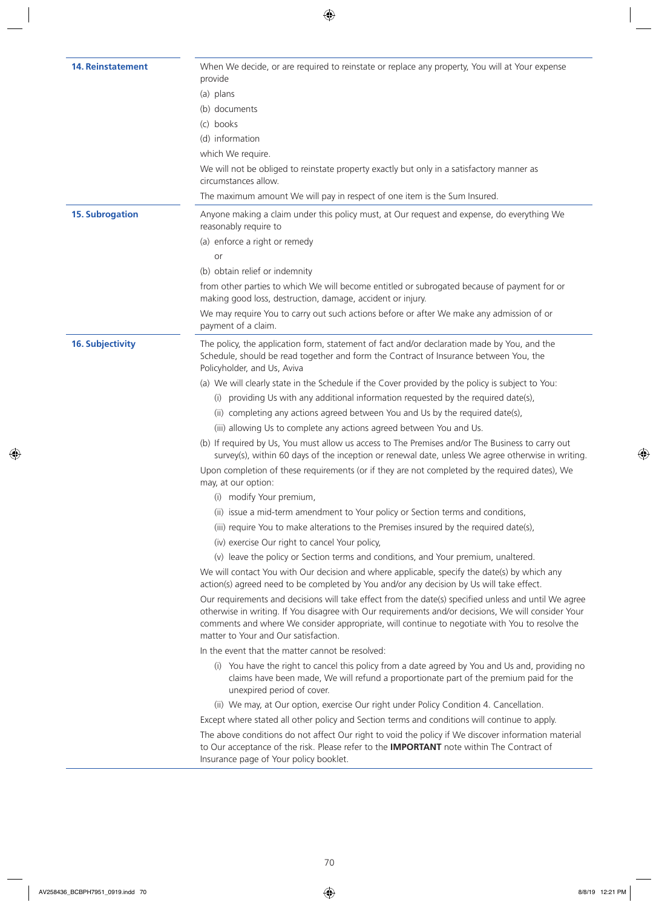### 14. Reinstatement

When We decide, or are required to reinstate or replace any property, You will at Your expense provide

(a) plans

(b) documents

(c) books

(d) information

which We require.

We will not be obliged to reinstate property exactly but only in a satisfactory manner as circumstances allow.

The maximum amount We will pay in respect of one item is the Sum Insured.

### 15. Subrogation

Anyone making a claim under this policy must, at Our request and expense, do everything We reasonably require to

(a) enforce a right or remedy

or

(b) obtain relief or indemnity

from other parties to which We will become entitled or subrogated because of payment for or making good loss, destruction, damage, accident or injury.

We may require You to carry out such actions before or after We make any admission of or payment of a claim.

### 16. Subjectivity

The policy, the application form, statement of fact and/or declaration made by You, and the Schedule, should be read together and form the Contract of Insurance between You, the Policyholder, and Us, Aviva

(a) We will clearly state in the Schedule if the Cover provided by the policy is subject to You:

  (i) providing Us with any additional information requested by the required date(s),

  (ii) completing any actions agreed between You and Us by the required date(s),

  (iii) allowing Us to complete any actions agreed between You and Us.

(b) If required by Us, You must allow us access to The Premises and/or The Business to carry out survey(s), within 60 days of the inception or renewal date, unless We agree otherwise in writing.

Upon completion of these requirements (or if they are not completed by the required dates), We may, at our option:

  (i) modify Your premium,

  (ii) issue a mid-term amendment to Your policy or Section terms and conditions,

  (iii) require You to make alterations to the Premises insured by the required date(s),

  (iv) exercise Our right to cancel Your policy,

  (v) leave the policy or Section terms and conditions, and Your premium, unaltered.

We will contact You with Our decision and where applicable, specify the date(s) by which any action(s) agreed need to be completed by You and/or any decision by Us will take effect.

Our requirements and decisions will take effect from the date(s) specified unless and until We agree otherwise in writing. If You disagree with Our requirements and/or decisions, We will consider Your comments and where We consider appropriate, will continue to negotiate with You to resolve the matter to Your and Our satisfaction.

In the event that the matter cannot be resolved:

  (i) You have the right to cancel this policy from a date agreed by You and Us and, providing no claims have been made, We will refund a proportionate part of the premium paid for the unexpired period of cover.

  (ii) We may, at Our option, exercise Our right under Policy Condition 4. Cancellation.

Except where stated all other policy and Section terms and conditions will continue to apply.

The above conditions do not affect Our right to void the policy if We discover information material to Our acceptance of the risk. Please refer to the **IMPORTANT** note within The Contract of Insurance page of Your policy booklet.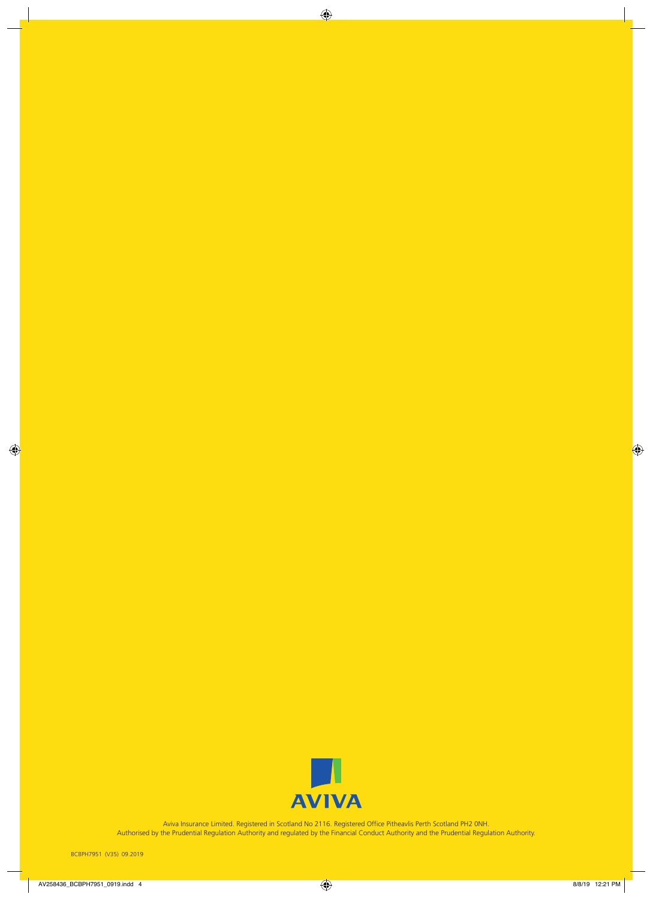AVIVA

Aviva Insurance Limited. Registered in Scotland No 2116. Registered Office Pitheavlis Perth Scotland PH2 0NH.
Authorised by the Prudential Regulation Authority and regulated by the Financial Conduct Authority and the Prudential Regulation Authority.

BCBPH7951 (V35) 09.2019